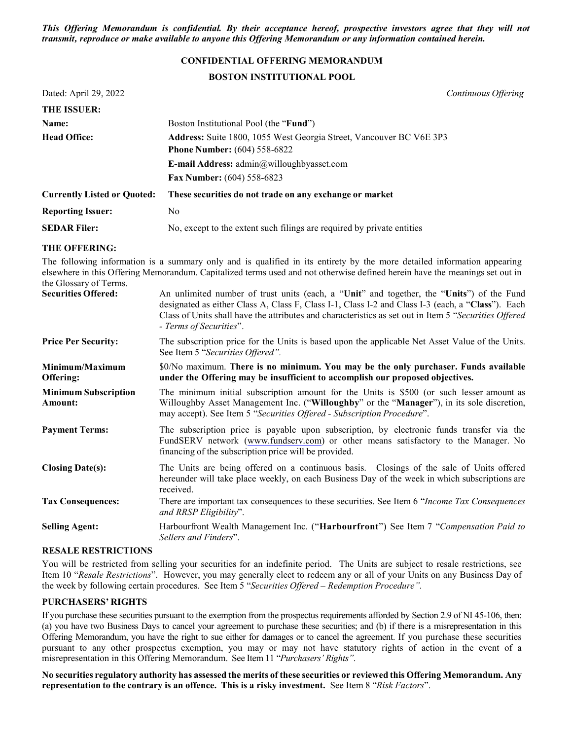***This Offering Memorandum is confidential. By their acceptance hereof, prospective investors agree that they will not transmit, reproduce or make available to anyone this Offering Memorandum or any information contained herein.***

**CONFIDENTIAL OFFERING MEMORANDUM**

**BOSTON INSTITUTIONAL POOL**

Dated: April 29, 2022 *Continuous Offering*

**THE ISSUER:**

| | |
|---|---|
| **Name:** | Boston Institutional Pool (the "**Fund**") |
| **Head Office:** | **Address:** Suite 1800, 1055 West Georgia Street, Vancouver BC V6E 3P3<br>**Phone Number:** (604) 558-6822<br>**E-mail Address:** admin@willoughbyasset.com<br>**Fax Number:** (604) 558-6823 |
| **Currently Listed or Quoted:** | **These securities do not trade on any exchange or market** |
| **Reporting Issuer:** | No |
| **SEDAR Filer:** | No, except to the extent such filings are required by private entities |

**THE OFFERING:**

The following information is a summary only and is qualified in its entirety by the more detailed information appearing elsewhere in this Offering Memorandum. Capitalized terms used and not otherwise defined herein have the meanings set out in the Glossary of Terms.

| | |
|---|---|
| **Securities Offered:** | An unlimited number of trust units (each, a "**Unit**" and together, the "**Units**") of the Fund designated as either Class A, Class F, Class I-1, Class I-2 and Class I-3 (each, a "**Class**"). Each Class of Units shall have the attributes and characteristics as set out in Item 5 "*Securities Offered - Terms of Securities*". |
| **Price Per Security:** | The subscription price for the Units is based upon the applicable Net Asset Value of the Units. See Item 5 "*Securities Offered".* |
| **Minimum/Maximum Offering:** | $0/No maximum. **There is no minimum. You may be the only purchaser. Funds available under the Offering may be insufficient to accomplish our proposed objectives.** |
| **Minimum Subscription Amount:** | The minimum initial subscription amount for the Units is $500 (or such lesser amount as Willoughby Asset Management Inc. ("**Willoughby**" or the "**Manager**"), in its sole discretion, may accept). See Item 5 "*Securities Offered - Subscription Procedure*". |
| **Payment Terms:** | The subscription price is payable upon subscription, by electronic funds transfer via the FundSERV network (www.fundserv.com) or other means satisfactory to the Manager. No financing of the subscription price will be provided. |
| **Closing Date(s):** | The Units are being offered on a continuous basis. Closings of the sale of Units offered hereunder will take place weekly, on each Business Day of the week in which subscriptions are received. |
| **Tax Consequences:** | There are important tax consequences to these securities. See Item 6 "*Income Tax Consequences and RRSP Eligibility*". |
| **Selling Agent:** | Harbourfront Wealth Management Inc. ("**Harbourfront**") See Item 7 "*Compensation Paid to Sellers and Finders*". |

**RESALE RESTRICTIONS**

You will be restricted from selling your securities for an indefinite period. The Units are subject to resale restrictions, see Item 10 "*Resale Restrictions*". However, you may generally elect to redeem any or all of your Units on any Business Day of the week by following certain procedures. See Item 5 "*Securities Offered – Redemption Procedure".*

**PURCHASERS' RIGHTS**

If you purchase these securities pursuant to the exemption from the prospectus requirements afforded by Section 2.9 of NI 45-106, then: (a) you have two Business Days to cancel your agreement to purchase these securities; and (b) if there is a misrepresentation in this Offering Memorandum, you have the right to sue either for damages or to cancel the agreement. If you purchase these securities pursuant to any other prospectus exemption, you may or may not have statutory rights of action in the event of a misrepresentation in this Offering Memorandum. See Item 11 "*Purchasers' Rights".*

**No securities regulatory authority has assessed the merits of these securities or reviewed this Offering Memorandum. Any representation to the contrary is an offence. This is a risky investment.** See Item 8 "*Risk Factors*".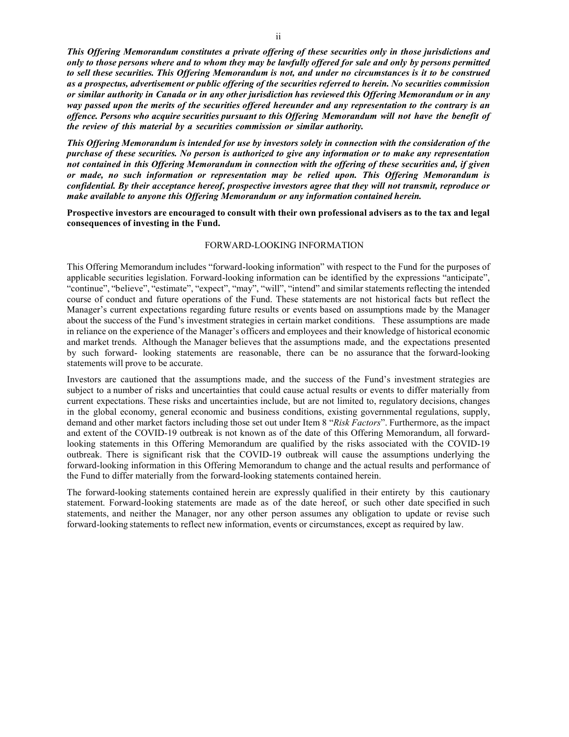***This Offering Memorandum constitutes a private offering of these securities only in those jurisdictions and only to those persons where and to whom they may be lawfully offered for sale and only by persons permitted to sell these securities. This Offering Memorandum is not, and under no circumstances is it to be construed as a prospectus, advertisement or public offering of the securities referred to herein. No securities commission or similar authority in Canada or in any other jurisdiction has reviewed this Offering Memorandum or in any way passed upon the merits of the securities offered hereunder and any representation to the contrary is an offence. Persons who acquire securities pursuant to this Offering Memorandum will not have the benefit of the review of this material by a securities commission or similar authority.***

***This Offering Memorandum is intended for use by investors solely in connection with the consideration of the purchase of these securities. No person is authorized to give any information or to make any representation not contained in this Offering Memorandum in connection with the offering of these securities and, if given or made, no such information or representation may be relied upon. This Offering Memorandum is confidential. By their acceptance hereof, prospective investors agree that they will not transmit, reproduce or make available to anyone this Offering Memorandum or any information contained herein.***

**Prospective investors are encouraged to consult with their own professional advisers as to the tax and legal consequences of investing in the Fund.**

## FORWARD-LOOKING INFORMATION

This Offering Memorandum includes "forward-looking information" with respect to the Fund for the purposes of applicable securities legislation. Forward-looking information can be identified by the expressions "anticipate", "continue", "believe", "estimate", "expect", "may", "will", "intend" and similar statements reflecting the intended course of conduct and future operations of the Fund. These statements are not historical facts but reflect the Manager's current expectations regarding future results or events based on assumptions made by the Manager about the success of the Fund's investment strategies in certain market conditions. These assumptions are made in reliance on the experience of the Manager's officers and employees and their knowledge of historical economic and market trends. Although the Manager believes that the assumptions made, and the expectations presented by such forward- looking statements are reasonable, there can be no assurance that the forward-looking statements will prove to be accurate.

Investors are cautioned that the assumptions made, and the success of the Fund's investment strategies are subject to a number of risks and uncertainties that could cause actual results or events to differ materially from current expectations. These risks and uncertainties include, but are not limited to, regulatory decisions, changes in the global economy, general economic and business conditions, existing governmental regulations, supply, demand and other market factors including those set out under Item 8 "*Risk Factors*". Furthermore, as the impact and extent of the COVID-19 outbreak is not known as of the date of this Offering Memorandum, all forward-looking statements in this Offering Memorandum are qualified by the risks associated with the COVID-19 outbreak. There is significant risk that the COVID-19 outbreak will cause the assumptions underlying the forward-looking information in this Offering Memorandum to change and the actual results and performance of the Fund to differ materially from the forward-looking statements contained herein.

The forward-looking statements contained herein are expressly qualified in their entirety by this cautionary statement. Forward-looking statements are made as of the date hereof, or such other date specified in such statements, and neither the Manager, nor any other person assumes any obligation to update or revise such forward-looking statements to reflect new information, events or circumstances, except as required by law.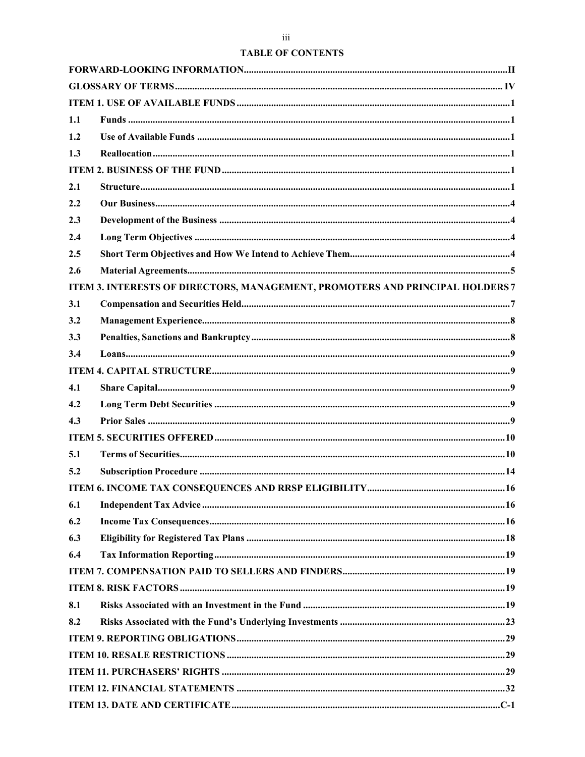## TABLE OF CONTENTS

| | | |
|---|---|---|
| **FORWARD-LOOKING INFORMATION** | | **II** |
| **GLOSSARY OF TERMS** | | **IV** |
| **ITEM 1. USE OF AVAILABLE FUNDS** | | **1** |
| **1.1** | **Funds** | **1** |
| **1.2** | **Use of Available Funds** | **1** |
| **1.3** | **Reallocation** | **1** |
| **ITEM 2. BUSINESS OF THE FUND** | | **1** |
| **2.1** | **Structure** | **1** |
| **2.2** | **Our Business** | **4** |
| **2.3** | **Development of the Business** | **4** |
| **2.4** | **Long Term Objectives** | **4** |
| **2.5** | **Short Term Objectives and How We Intend to Achieve Them** | **4** |
| **2.6** | **Material Agreements** | **5** |
| **ITEM 3. INTERESTS OF DIRECTORS, MANAGEMENT, PROMOTERS AND PRINCIPAL HOLDERS** | | **7** |
| **3.1** | **Compensation and Securities Held** | **7** |
| **3.2** | **Management Experience** | **8** |
| **3.3** | **Penalties, Sanctions and Bankruptcy** | **8** |
| **3.4** | **Loans** | **9** |
| **ITEM 4. CAPITAL STRUCTURE** | | **9** |
| **4.1** | **Share Capital** | **9** |
| **4.2** | **Long Term Debt Securities** | **9** |
| **4.3** | **Prior Sales** | **9** |
| **ITEM 5. SECURITIES OFFERED** | | **10** |
| **5.1** | **Terms of Securities** | **10** |
| **5.2** | **Subscription Procedure** | **14** |
| **ITEM 6. INCOME TAX CONSEQUENCES AND RRSP ELIGIBILITY** | | **16** |
| **6.1** | **Independent Tax Advice** | **16** |
| **6.2** | **Income Tax Consequences** | **16** |
| **6.3** | **Eligibility for Registered Tax Plans** | **18** |
| **6.4** | **Tax Information Reporting** | **19** |
| **ITEM 7. COMPENSATION PAID TO SELLERS AND FINDERS** | | **19** |
| **ITEM 8. RISK FACTORS** | | **19** |
| **8.1** | **Risks Associated with an Investment in the Fund** | **19** |
| **8.2** | **Risks Associated with the Fund's Underlying Investments** | **23** |
| **ITEM 9. REPORTING OBLIGATIONS** | | **29** |
| **ITEM 10. RESALE RESTRICTIONS** | | **29** |
| **ITEM 11. PURCHASERS' RIGHTS** | | **29** |
| **ITEM 12. FINANCIAL STATEMENTS** | | **32** |
| **ITEM 13. DATE AND CERTIFICATE** | | **C-1** |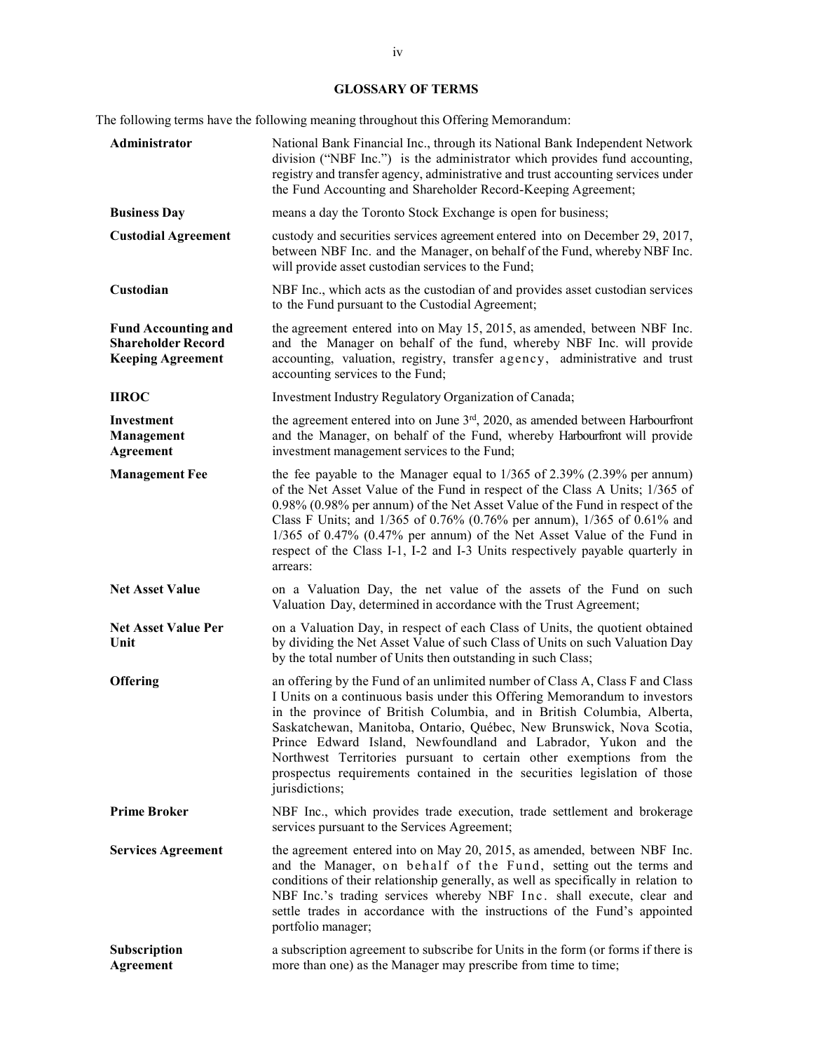## GLOSSARY OF TERMS

The following terms have the following meaning throughout this Offering Memorandum:

| | |
|---|---|
| **Administrator** | National Bank Financial Inc., through its National Bank Independent Network division ("NBF Inc.") is the administrator which provides fund accounting, registry and transfer agency, administrative and trust accounting services under the Fund Accounting and Shareholder Record-Keeping Agreement; |
| **Business Day** | means a day the Toronto Stock Exchange is open for business; |
| **Custodial Agreement** | custody and securities services agreement entered into on December 29, 2017, between NBF Inc. and the Manager, on behalf of the Fund, whereby NBF Inc. will provide asset custodian services to the Fund; |
| **Custodian** | NBF Inc., which acts as the custodian of and provides asset custodian services to the Fund pursuant to the Custodial Agreement; |
| **Fund Accounting and Shareholder Record Keeping Agreement** | the agreement entered into on May 15, 2015, as amended, between NBF Inc. and the Manager on behalf of the fund, whereby NBF Inc. will provide accounting, valuation, registry, transfer agency, administrative and trust accounting services to the Fund; |
| **IIROC** | Investment Industry Regulatory Organization of Canada; |
| **Investment Management Agreement** | the agreement entered into on June 3rd, 2020, as amended between Harbourfront and the Manager, on behalf of the Fund, whereby Harbourfront will provide investment management services to the Fund; |
| **Management Fee** | the fee payable to the Manager equal to 1/365 of 2.39% (2.39% per annum) of the Net Asset Value of the Fund in respect of the Class A Units; 1/365 of 0.98% (0.98% per annum) of the Net Asset Value of the Fund in respect of the Class F Units; and 1/365 of 0.76% (0.76% per annum), 1/365 of 0.61% and 1/365 of 0.47% (0.47% per annum) of the Net Asset Value of the Fund in respect of the Class I-1, I-2 and I-3 Units respectively payable quarterly in arrears: |
| **Net Asset Value** | on a Valuation Day, the net value of the assets of the Fund on such Valuation Day, determined in accordance with the Trust Agreement; |
| **Net Asset Value Per Unit** | on a Valuation Day, in respect of each Class of Units, the quotient obtained by dividing the Net Asset Value of such Class of Units on such Valuation Day by the total number of Units then outstanding in such Class; |
| **Offering** | an offering by the Fund of an unlimited number of Class A, Class F and Class I Units on a continuous basis under this Offering Memorandum to investors in the province of British Columbia, and in British Columbia, Alberta, Saskatchewan, Manitoba, Ontario, Québec, New Brunswick, Nova Scotia, Prince Edward Island, Newfoundland and Labrador, Yukon and the Northwest Territories pursuant to certain other exemptions from the prospectus requirements contained in the securities legislation of those jurisdictions; |
| **Prime Broker** | NBF Inc., which provides trade execution, trade settlement and brokerage services pursuant to the Services Agreement; |
| **Services Agreement** | the agreement entered into on May 20, 2015, as amended, between NBF Inc. and the Manager, on behalf of the Fund, setting out the terms and conditions of their relationship generally, as well as specifically in relation to NBF Inc.'s trading services whereby NBF Inc. shall execute, clear and settle trades in accordance with the instructions of the Fund's appointed portfolio manager; |
| **Subscription Agreement** | a subscription agreement to subscribe for Units in the form (or forms if there is more than one) as the Manager may prescribe from time to time; |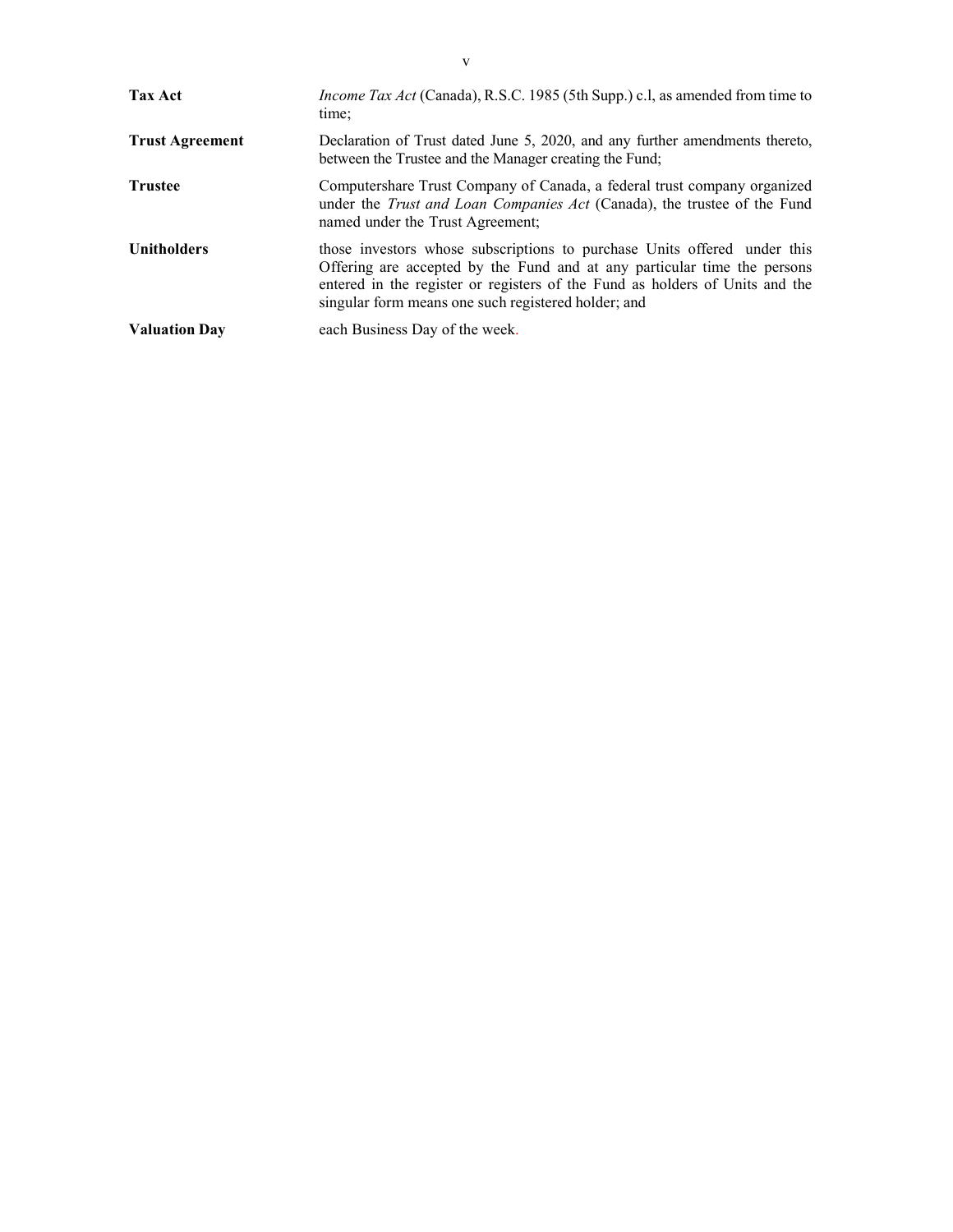| | |
|---|---|
| **Tax Act** | *Income Tax Act* (Canada), R.S.C. 1985 (5th Supp.) c.l, as amended from time to time; |
| **Trust Agreement** | Declaration of Trust dated June 5, 2020, and any further amendments thereto, between the Trustee and the Manager creating the Fund; |
| **Trustee** | Computershare Trust Company of Canada, a federal trust company organized under the *Trust and Loan Companies Act* (Canada), the trustee of the Fund named under the Trust Agreement; |
| **Unitholders** | those investors whose subscriptions to purchase Units offered under this Offering are accepted by the Fund and at any particular time the persons entered in the register or registers of the Fund as holders of Units and the singular form means one such registered holder; and |
| **Valuation Day** | each Business Day of the week. |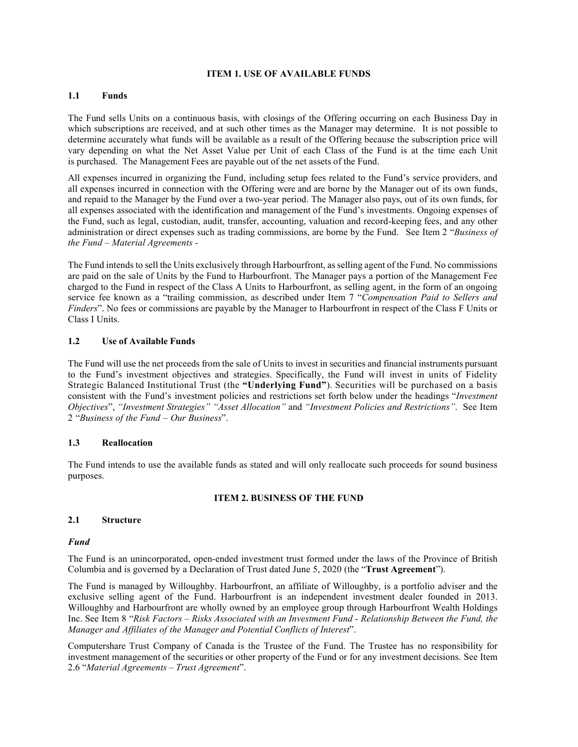## ITEM 1. USE OF AVAILABLE FUNDS

### 1.1 Funds

The Fund sells Units on a continuous basis, with closings of the Offering occurring on each Business Day in which subscriptions are received, and at such other times as the Manager may determine. It is not possible to determine accurately what funds will be available as a result of the Offering because the subscription price will vary depending on what the Net Asset Value per Unit of each Class of the Fund is at the time each Unit is purchased. The Management Fees are payable out of the net assets of the Fund.

All expenses incurred in organizing the Fund, including setup fees related to the Fund's service providers, and all expenses incurred in connection with the Offering were and are borne by the Manager out of its own funds, and repaid to the Manager by the Fund over a two-year period. The Manager also pays, out of its own funds, for all expenses associated with the identification and management of the Fund's investments. Ongoing expenses of the Fund, such as legal, custodian, audit, transfer, accounting, valuation and record-keeping fees, and any other administration or direct expenses such as trading commissions, are borne by the Fund. See Item 2 "*Business of the Fund – Material Agreements -*

The Fund intends to sell the Units exclusively through Harbourfront, as selling agent of the Fund. No commissions are paid on the sale of Units by the Fund to Harbourfront. The Manager pays a portion of the Management Fee charged to the Fund in respect of the Class A Units to Harbourfront, as selling agent, in the form of an ongoing service fee known as a "trailing commission, as described under Item 7 "*Compensation Paid to Sellers and Finders*". No fees or commissions are payable by the Manager to Harbourfront in respect of the Class F Units or Class I Units.

### 1.2 Use of Available Funds

The Fund will use the net proceeds from the sale of Units to invest in securities and financial instruments pursuant to the Fund's investment objectives and strategies. Specifically, the Fund will invest in units of Fidelity Strategic Balanced Institutional Trust (the **"Underlying Fund"**). Securities will be purchased on a basis consistent with the Fund's investment policies and restrictions set forth below under the headings "*Investment Objectives*", *"Investment Strategies" "Asset Allocation"* and *"Investment Policies and Restrictions"*. See Item 2 "*Business of the Fund – Our Business*".

### 1.3 Reallocation

The Fund intends to use the available funds as stated and will only reallocate such proceeds for sound business purposes.

## ITEM 2. BUSINESS OF THE FUND

### 2.1 Structure

***Fund***

The Fund is an unincorporated, open-ended investment trust formed under the laws of the Province of British Columbia and is governed by a Declaration of Trust dated June 5, 2020 (the "**Trust Agreement**").

The Fund is managed by Willoughby. Harbourfront, an affiliate of Willoughby, is a portfolio adviser and the exclusive selling agent of the Fund. Harbourfront is an independent investment dealer founded in 2013. Willoughby and Harbourfront are wholly owned by an employee group through Harbourfront Wealth Holdings Inc. See Item 8 "*Risk Factors – Risks Associated with an Investment Fund - Relationship Between the Fund, the Manager and Affiliates of the Manager and Potential Conflicts of Interest*".

Computershare Trust Company of Canada is the Trustee of the Fund. The Trustee has no responsibility for investment management of the securities or other property of the Fund or for any investment decisions. See Item 2.6 "*Material Agreements – Trust Agreement*".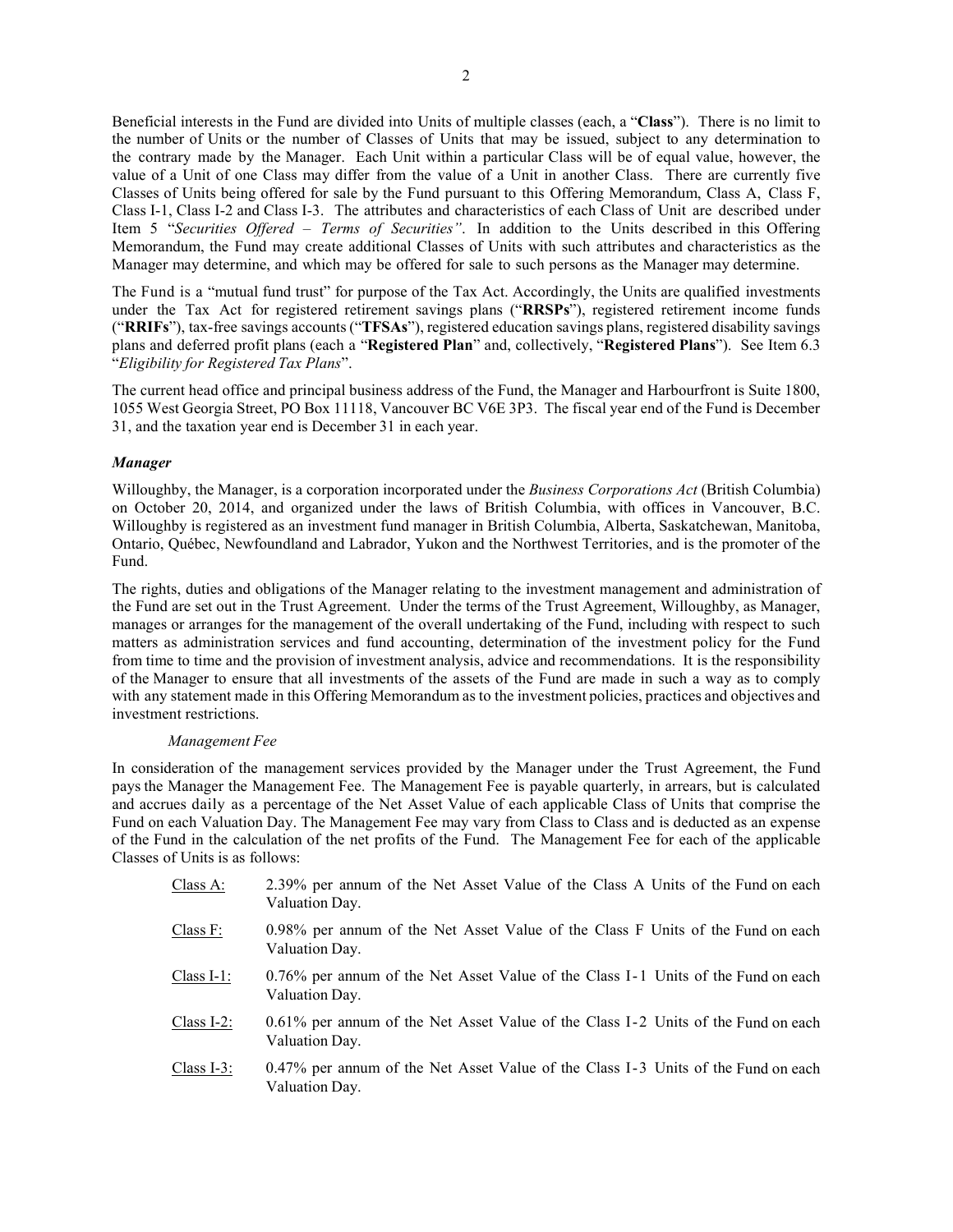Beneficial interests in the Fund are divided into Units of multiple classes (each, a "**Class**"). There is no limit to the number of Units or the number of Classes of Units that may be issued, subject to any determination to the contrary made by the Manager. Each Unit within a particular Class will be of equal value, however, the value of a Unit of one Class may differ from the value of a Unit in another Class. There are currently five Classes of Units being offered for sale by the Fund pursuant to this Offering Memorandum, Class A, Class F, Class I-1, Class I-2 and Class I-3. The attributes and characteristics of each Class of Unit are described under Item 5 "*Securities Offered – Terms of Securities"*. In addition to the Units described in this Offering Memorandum, the Fund may create additional Classes of Units with such attributes and characteristics as the Manager may determine, and which may be offered for sale to such persons as the Manager may determine.

The Fund is a "mutual fund trust" for purpose of the Tax Act. Accordingly, the Units are qualified investments under the Tax Act for registered retirement savings plans ("**RRSPs**"), registered retirement income funds ("**RRIFs**"), tax-free savings accounts ("**TFSAs**"), registered education savings plans, registered disability savings plans and deferred profit plans (each a "**Registered Plan**" and, collectively, "**Registered Plans**"). See Item 6.3 "*Eligibility for Registered Tax Plans*".

The current head office and principal business address of the Fund, the Manager and Harbourfront is Suite 1800, 1055 West Georgia Street, PO Box 11118, Vancouver BC V6E 3P3. The fiscal year end of the Fund is December 31, and the taxation year end is December 31 in each year.

***Manager***

Willoughby, the Manager, is a corporation incorporated under the *Business Corporations Act* (British Columbia) on October 20, 2014, and organized under the laws of British Columbia, with offices in Vancouver, B.C. Willoughby is registered as an investment fund manager in British Columbia, Alberta, Saskatchewan, Manitoba, Ontario, Québec, Newfoundland and Labrador, Yukon and the Northwest Territories, and is the promoter of the Fund.

The rights, duties and obligations of the Manager relating to the investment management and administration of the Fund are set out in the Trust Agreement. Under the terms of the Trust Agreement, Willoughby, as Manager, manages or arranges for the management of the overall undertaking of the Fund, including with respect to such matters as administration services and fund accounting, determination of the investment policy for the Fund from time to time and the provision of investment analysis, advice and recommendations. It is the responsibility of the Manager to ensure that all investments of the assets of the Fund are made in such a way as to comply with any statement made in this Offering Memorandum as to the investment policies, practices and objectives and investment restrictions.

*Management Fee*

In consideration of the management services provided by the Manager under the Trust Agreement, the Fund pays the Manager the Management Fee. The Management Fee is payable quarterly, in arrears, but is calculated and accrues daily as a percentage of the Net Asset Value of each applicable Class of Units that comprise the Fund on each Valuation Day. The Management Fee may vary from Class to Class and is deducted as an expense of the Fund in the calculation of the net profits of the Fund. The Management Fee for each of the applicable Classes of Units is as follows:

- Class A: 2.39% per annum of the Net Asset Value of the Class A Units of the Fund on each Valuation Day.
- Class F: 0.98% per annum of the Net Asset Value of the Class F Units of the Fund on each Valuation Day.
- Class I-1: 0.76% per annum of the Net Asset Value of the Class I-1 Units of the Fund on each Valuation Day.
- Class I-2: 0.61% per annum of the Net Asset Value of the Class I-2 Units of the Fund on each Valuation Day.
- Class I-3: 0.47% per annum of the Net Asset Value of the Class I-3 Units of the Fund on each Valuation Day.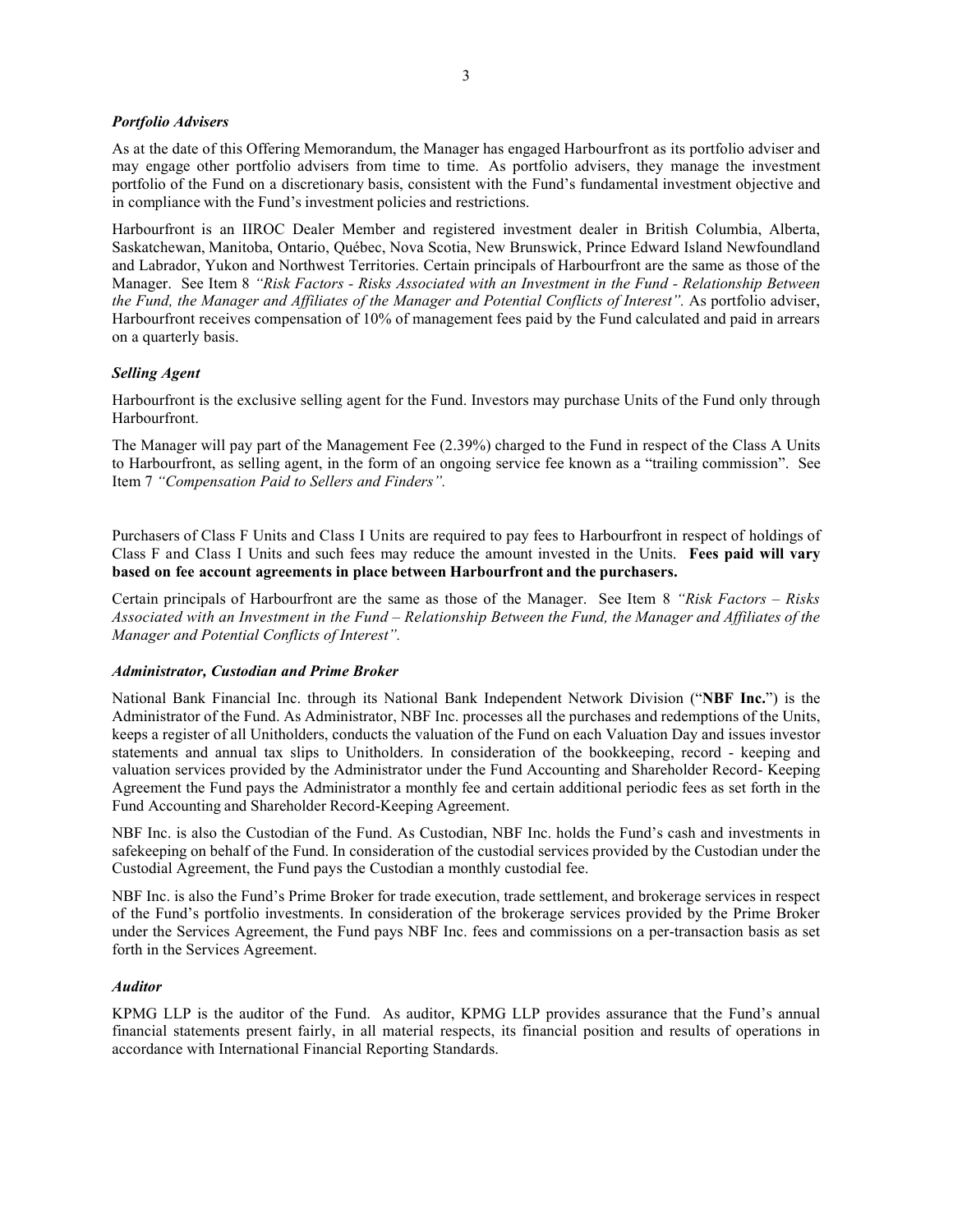### *Portfolio Advisers*

As at the date of this Offering Memorandum, the Manager has engaged Harbourfront as its portfolio adviser and may engage other portfolio advisers from time to time. As portfolio advisers, they manage the investment portfolio of the Fund on a discretionary basis, consistent with the Fund's fundamental investment objective and in compliance with the Fund's investment policies and restrictions.

Harbourfront is an IIROC Dealer Member and registered investment dealer in British Columbia, Alberta, Saskatchewan, Manitoba, Ontario, Québec, Nova Scotia, New Brunswick, Prince Edward Island Newfoundland and Labrador, Yukon and Northwest Territories. Certain principals of Harbourfront are the same as those of the Manager. See Item 8 *"Risk Factors - Risks Associated with an Investment in the Fund - Relationship Between the Fund, the Manager and Affiliates of the Manager and Potential Conflicts of Interest".* As portfolio adviser, Harbourfront receives compensation of 10% of management fees paid by the Fund calculated and paid in arrears on a quarterly basis.

### *Selling Agent*

Harbourfront is the exclusive selling agent for the Fund. Investors may purchase Units of the Fund only through Harbourfront.

The Manager will pay part of the Management Fee (2.39%) charged to the Fund in respect of the Class A Units to Harbourfront, as selling agent, in the form of an ongoing service fee known as a "trailing commission". See Item 7 *"Compensation Paid to Sellers and Finders".*

Purchasers of Class F Units and Class I Units are required to pay fees to Harbourfront in respect of holdings of Class F and Class I Units and such fees may reduce the amount invested in the Units. **Fees paid will vary based on fee account agreements in place between Harbourfront and the purchasers.**

Certain principals of Harbourfront are the same as those of the Manager. See Item 8 *"Risk Factors – Risks Associated with an Investment in the Fund – Relationship Between the Fund, the Manager and Affiliates of the Manager and Potential Conflicts of Interest".*

### *Administrator, Custodian and Prime Broker*

National Bank Financial Inc. through its National Bank Independent Network Division ("**NBF Inc.**") is the Administrator of the Fund. As Administrator, NBF Inc. processes all the purchases and redemptions of the Units, keeps a register of all Unitholders, conducts the valuation of the Fund on each Valuation Day and issues investor statements and annual tax slips to Unitholders. In consideration of the bookkeeping, record - keeping and valuation services provided by the Administrator under the Fund Accounting and Shareholder Record- Keeping Agreement the Fund pays the Administrator a monthly fee and certain additional periodic fees as set forth in the Fund Accounting and Shareholder Record-Keeping Agreement.

NBF Inc. is also the Custodian of the Fund. As Custodian, NBF Inc. holds the Fund's cash and investments in safekeeping on behalf of the Fund. In consideration of the custodial services provided by the Custodian under the Custodial Agreement, the Fund pays the Custodian a monthly custodial fee.

NBF Inc. is also the Fund's Prime Broker for trade execution, trade settlement, and brokerage services in respect of the Fund's portfolio investments. In consideration of the brokerage services provided by the Prime Broker under the Services Agreement, the Fund pays NBF Inc. fees and commissions on a per-transaction basis as set forth in the Services Agreement.

### *Auditor*

KPMG LLP is the auditor of the Fund. As auditor, KPMG LLP provides assurance that the Fund's annual financial statements present fairly, in all material respects, its financial position and results of operations in accordance with International Financial Reporting Standards.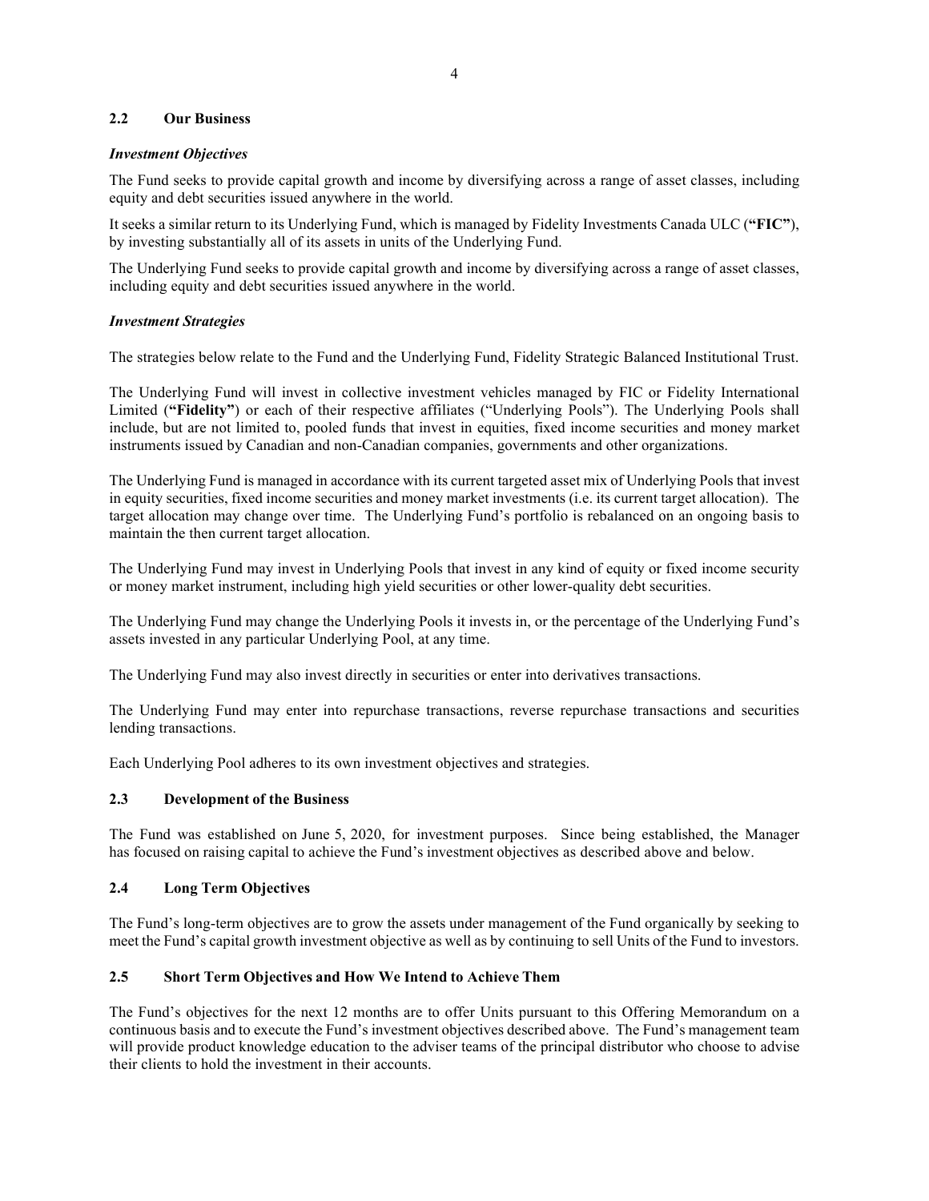## 2.2 Our Business

### *Investment Objectives*

The Fund seeks to provide capital growth and income by diversifying across a range of asset classes, including equity and debt securities issued anywhere in the world.

It seeks a similar return to its Underlying Fund, which is managed by Fidelity Investments Canada ULC (**"FIC"**), by investing substantially all of its assets in units of the Underlying Fund.

The Underlying Fund seeks to provide capital growth and income by diversifying across a range of asset classes, including equity and debt securities issued anywhere in the world.

### *Investment Strategies*

The strategies below relate to the Fund and the Underlying Fund, Fidelity Strategic Balanced Institutional Trust.

The Underlying Fund will invest in collective investment vehicles managed by FIC or Fidelity International Limited (**"Fidelity"**) or each of their respective affiliates ("Underlying Pools"). The Underlying Pools shall include, but are not limited to, pooled funds that invest in equities, fixed income securities and money market instruments issued by Canadian and non-Canadian companies, governments and other organizations.

The Underlying Fund is managed in accordance with its current targeted asset mix of Underlying Pools that invest in equity securities, fixed income securities and money market investments (i.e. its current target allocation). The target allocation may change over time. The Underlying Fund's portfolio is rebalanced on an ongoing basis to maintain the then current target allocation.

The Underlying Fund may invest in Underlying Pools that invest in any kind of equity or fixed income security or money market instrument, including high yield securities or other lower-quality debt securities.

The Underlying Fund may change the Underlying Pools it invests in, or the percentage of the Underlying Fund's assets invested in any particular Underlying Pool, at any time.

The Underlying Fund may also invest directly in securities or enter into derivatives transactions.

The Underlying Fund may enter into repurchase transactions, reverse repurchase transactions and securities lending transactions.

Each Underlying Pool adheres to its own investment objectives and strategies.

## 2.3 Development of the Business

The Fund was established on June 5, 2020, for investment purposes. Since being established, the Manager has focused on raising capital to achieve the Fund's investment objectives as described above and below.

## 2.4 Long Term Objectives

The Fund's long-term objectives are to grow the assets under management of the Fund organically by seeking to meet the Fund's capital growth investment objective as well as by continuing to sell Units of the Fund to investors.

## 2.5 Short Term Objectives and How We Intend to Achieve Them

The Fund's objectives for the next 12 months are to offer Units pursuant to this Offering Memorandum on a continuous basis and to execute the Fund's investment objectives described above. The Fund's management team will provide product knowledge education to the adviser teams of the principal distributor who choose to advise their clients to hold the investment in their accounts.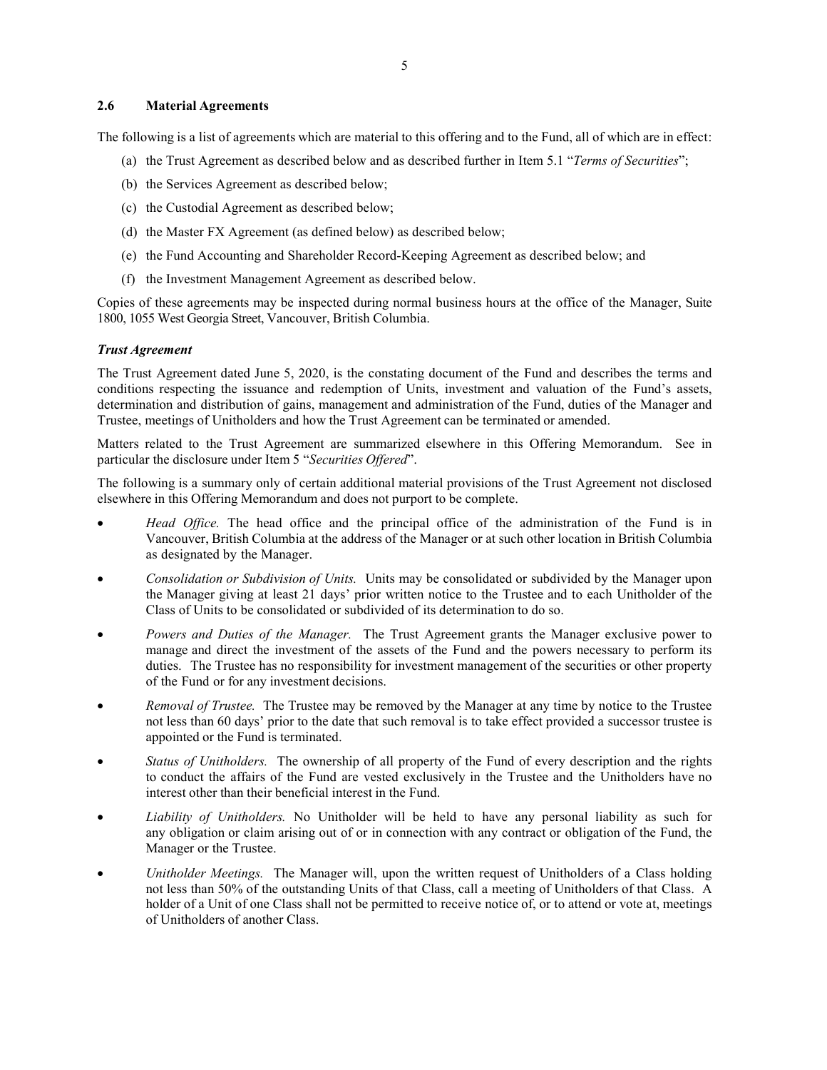## 2.6 Material Agreements

The following is a list of agreements which are material to this offering and to the Fund, all of which are in effect:

(a) the Trust Agreement as described below and as described further in Item 5.1 "*Terms of Securities*";

(b) the Services Agreement as described below;

(c) the Custodial Agreement as described below;

(d) the Master FX Agreement (as defined below) as described below;

(e) the Fund Accounting and Shareholder Record-Keeping Agreement as described below; and

(f) the Investment Management Agreement as described below.

Copies of these agreements may be inspected during normal business hours at the office of the Manager, Suite 1800, 1055 West Georgia Street, Vancouver, British Columbia.

***Trust Agreement***

The Trust Agreement dated June 5, 2020, is the constating document of the Fund and describes the terms and conditions respecting the issuance and redemption of Units, investment and valuation of the Fund's assets, determination and distribution of gains, management and administration of the Fund, duties of the Manager and Trustee, meetings of Unitholders and how the Trust Agreement can be terminated or amended.

Matters related to the Trust Agreement are summarized elsewhere in this Offering Memorandum. See in particular the disclosure under Item 5 "*Securities Offered*".

The following is a summary only of certain additional material provisions of the Trust Agreement not disclosed elsewhere in this Offering Memorandum and does not purport to be complete.

- *Head Office.* The head office and the principal office of the administration of the Fund is in Vancouver, British Columbia at the address of the Manager or at such other location in British Columbia as designated by the Manager.
- *Consolidation or Subdivision of Units.* Units may be consolidated or subdivided by the Manager upon the Manager giving at least 21 days' prior written notice to the Trustee and to each Unitholder of the Class of Units to be consolidated or subdivided of its determination to do so.
- *Powers and Duties of the Manager.* The Trust Agreement grants the Manager exclusive power to manage and direct the investment of the assets of the Fund and the powers necessary to perform its duties. The Trustee has no responsibility for investment management of the securities or other property of the Fund or for any investment decisions.
- *Removal of Trustee.* The Trustee may be removed by the Manager at any time by notice to the Trustee not less than 60 days' prior to the date that such removal is to take effect provided a successor trustee is appointed or the Fund is terminated.
- *Status of Unitholders.* The ownership of all property of the Fund of every description and the rights to conduct the affairs of the Fund are vested exclusively in the Trustee and the Unitholders have no interest other than their beneficial interest in the Fund.
- *Liability of Unitholders.* No Unitholder will be held to have any personal liability as such for any obligation or claim arising out of or in connection with any contract or obligation of the Fund, the Manager or the Trustee.
- *Unitholder Meetings.* The Manager will, upon the written request of Unitholders of a Class holding not less than 50% of the outstanding Units of that Class, call a meeting of Unitholders of that Class. A holder of a Unit of one Class shall not be permitted to receive notice of, or to attend or vote at, meetings of Unitholders of another Class.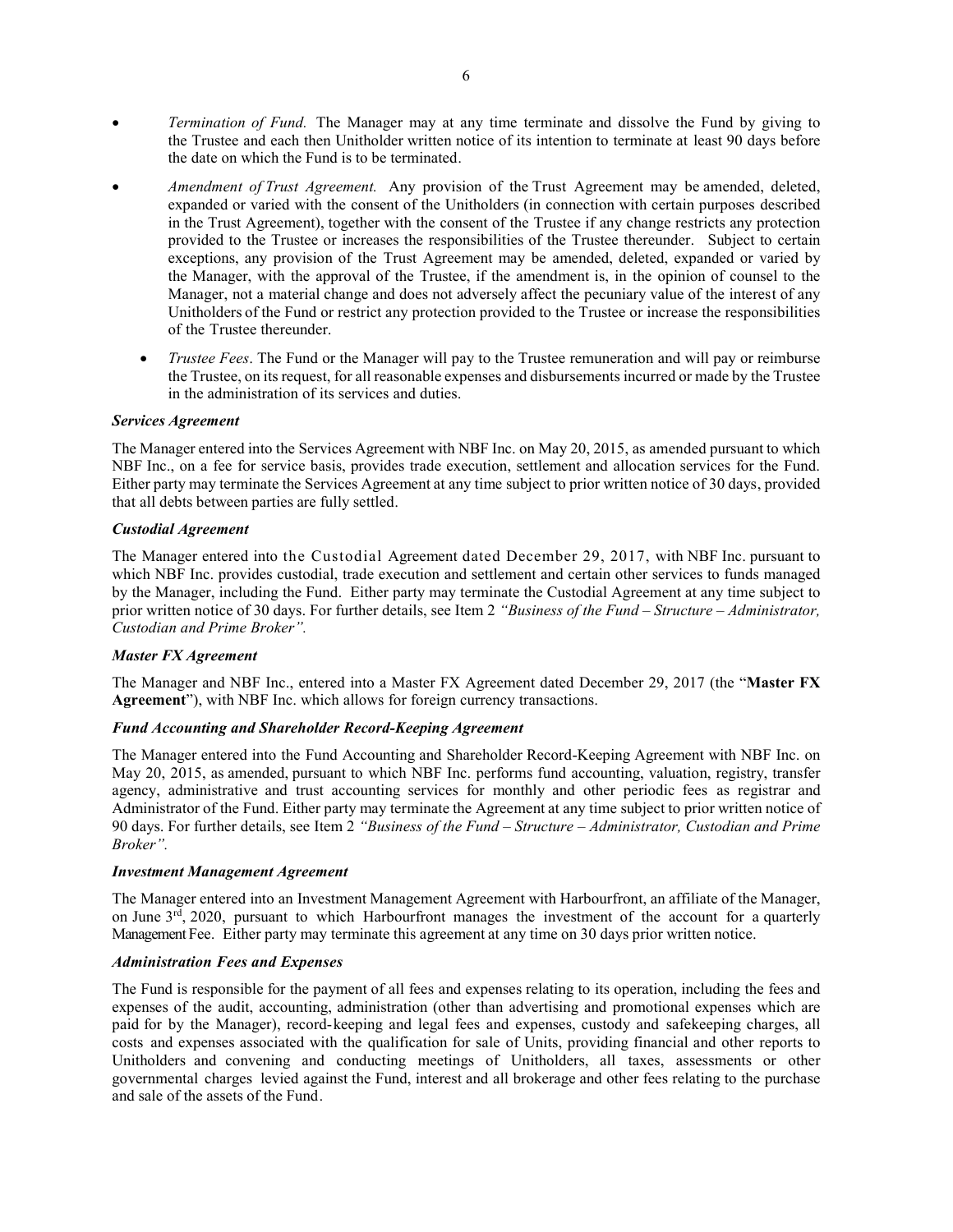- *Termination of Fund.* The Manager may at any time terminate and dissolve the Fund by giving to the Trustee and each then Unitholder written notice of its intention to terminate at least 90 days before the date on which the Fund is to be terminated.
- *Amendment of Trust Agreement.* Any provision of the Trust Agreement may be amended, deleted, expanded or varied with the consent of the Unitholders (in connection with certain purposes described in the Trust Agreement), together with the consent of the Trustee if any change restricts any protection provided to the Trustee or increases the responsibilities of the Trustee thereunder. Subject to certain exceptions, any provision of the Trust Agreement may be amended, deleted, expanded or varied by the Manager, with the approval of the Trustee, if the amendment is, in the opinion of counsel to the Manager, not a material change and does not adversely affect the pecuniary value of the interest of any Unitholders of the Fund or restrict any protection provided to the Trustee or increase the responsibilities of the Trustee thereunder.
    - *Trustee Fees*. The Fund or the Manager will pay to the Trustee remuneration and will pay or reimburse the Trustee, on its request, for all reasonable expenses and disbursements incurred or made by the Trustee in the administration of its services and duties.

***Services Agreement***

The Manager entered into the Services Agreement with NBF Inc. on May 20, 2015, as amended pursuant to which NBF Inc., on a fee for service basis, provides trade execution, settlement and allocation services for the Fund. Either party may terminate the Services Agreement at any time subject to prior written notice of 30 days, provided that all debts between parties are fully settled.

***Custodial Agreement***

The Manager entered into the Custodial Agreement dated December 29, 2017, with NBF Inc. pursuant to which NBF Inc. provides custodial, trade execution and settlement and certain other services to funds managed by the Manager, including the Fund. Either party may terminate the Custodial Agreement at any time subject to prior written notice of 30 days. For further details, see Item 2 *"Business of the Fund – Structure – Administrator, Custodian and Prime Broker".*

***Master FX Agreement***

The Manager and NBF Inc., entered into a Master FX Agreement dated December 29, 2017 (the "**Master FX Agreement**"), with NBF Inc. which allows for foreign currency transactions.

***Fund Accounting and Shareholder Record-Keeping Agreement***

The Manager entered into the Fund Accounting and Shareholder Record-Keeping Agreement with NBF Inc. on May 20, 2015, as amended, pursuant to which NBF Inc. performs fund accounting, valuation, registry, transfer agency, administrative and trust accounting services for monthly and other periodic fees as registrar and Administrator of the Fund. Either party may terminate the Agreement at any time subject to prior written notice of 90 days. For further details, see Item 2 *"Business of the Fund – Structure – Administrator, Custodian and Prime Broker".*

***Investment Management Agreement***

The Manager entered into an Investment Management Agreement with Harbourfront, an affiliate of the Manager, on June 3rd, 2020, pursuant to which Harbourfront manages the investment of the account for a quarterly Management Fee. Either party may terminate this agreement at any time on 30 days prior written notice.

***Administration Fees and Expenses***

The Fund is responsible for the payment of all fees and expenses relating to its operation, including the fees and expenses of the audit, accounting, administration (other than advertising and promotional expenses which are paid for by the Manager), record-keeping and legal fees and expenses, custody and safekeeping charges, all costs and expenses associated with the qualification for sale of Units, providing financial and other reports to Unitholders and convening and conducting meetings of Unitholders, all taxes, assessments or other governmental charges levied against the Fund, interest and all brokerage and other fees relating to the purchase and sale of the assets of the Fund.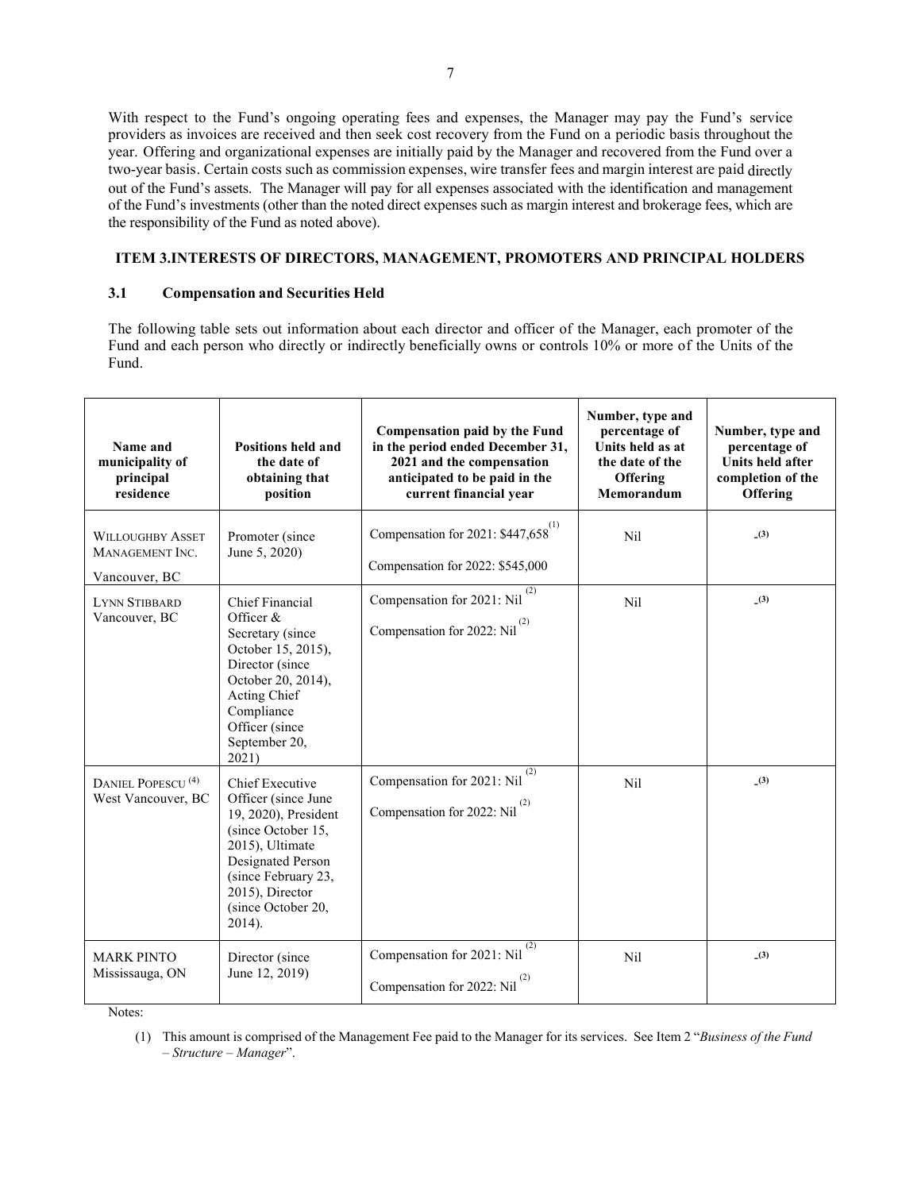With respect to the Fund's ongoing operating fees and expenses, the Manager may pay the Fund's service providers as invoices are received and then seek cost recovery from the Fund on a periodic basis throughout the year. Offering and organizational expenses are initially paid by the Manager and recovered from the Fund over a two-year basis. Certain costs such as commission expenses, wire transfer fees and margin interest are paid directly out of the Fund's assets. The Manager will pay for all expenses associated with the identification and management of the Fund's investments (other than the noted direct expenses such as margin interest and brokerage fees, which are the responsibility of the Fund as noted above).

## ITEM 3.INTERESTS OF DIRECTORS, MANAGEMENT, PROMOTERS AND PRINCIPAL HOLDERS

### 3.1 Compensation and Securities Held

The following table sets out information about each director and officer of the Manager, each promoter of the Fund and each person who directly or indirectly beneficially owns or controls 10% or more of the Units of the Fund.

| Name and municipality of principal residence | Positions held and the date of obtaining that position | Compensation paid by the Fund in the period ended December 31, 2021 and the compensation anticipated to be paid in the current financial year | Number, type and percentage of Units held as at the date of the Offering Memorandum | Number, type and percentage of Units held after completion of the Offering |
|---|---|---|---|---|
| WILLOUGHBY ASSET MANAGEMENT INC. Vancouver, BC | Promoter (since June 5, 2020) | Compensation for 2021: $447,658 (1)<br>Compensation for 2022: $545,000 | Nil | - (3) |
| LYNN STIBBARD Vancouver, BC | Chief Financial Officer & Secretary (since October 15, 2015), Director (since October 20, 2014), Acting Chief Compliance Officer (since September 20, 2021) | Compensation for 2021: Nil (2)<br>Compensation for 2022: Nil (2) | Nil | - (3) |
| DANIEL POPESCU (4) West Vancouver, BC | Chief Executive Officer (since June 19, 2020), President (since October 15, 2015), Ultimate Designated Person (since February 23, 2015), Director (since October 20, 2014). | Compensation for 2021: Nil (2)<br>Compensation for 2022: Nil (2) | Nil | - (3) |
| MARK PINTO Mississauga, ON | Director (since June 12, 2019) | Compensation for 2021: Nil (2)<br>Compensation for 2022: Nil (2) | Nil | - (3) |

Notes:

(1) This amount is comprised of the Management Fee paid to the Manager for its services. See Item 2 "*Business of the Fund – Structure – Manager*".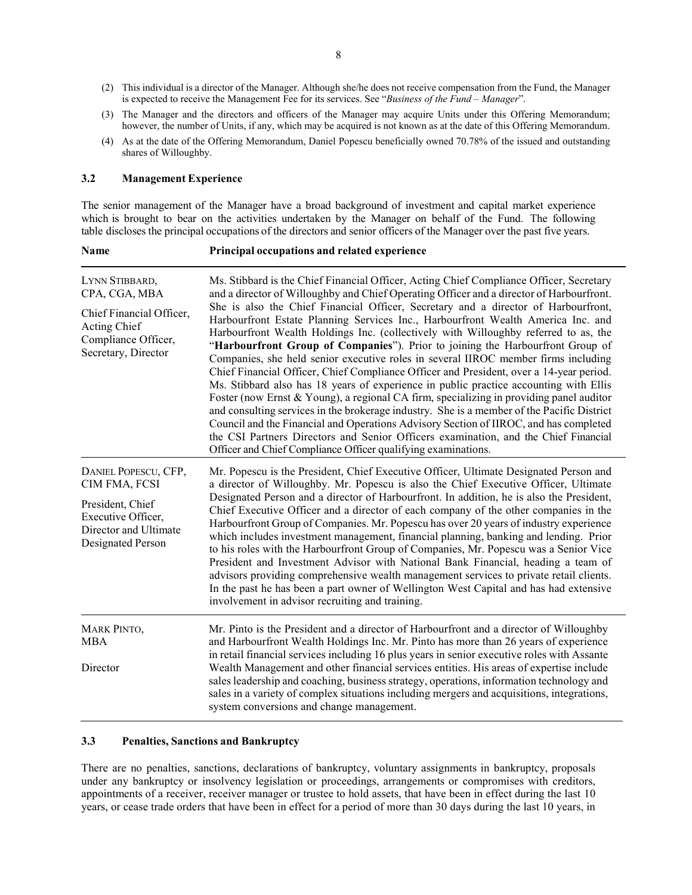(2) This individual is a director of the Manager. Although she/he does not receive compensation from the Fund, the Manager is expected to receive the Management Fee for its services. See "*Business of the Fund – Manager*".

(3) The Manager and the directors and officers of the Manager may acquire Units under this Offering Memorandum; however, the number of Units, if any, which may be acquired is not known as at the date of this Offering Memorandum.

(4) As at the date of the Offering Memorandum, Daniel Popescu beneficially owned 70.78% of the issued and outstanding shares of Willoughby.

### 3.2 Management Experience

The senior management of the Manager have a broad background of investment and capital market experience which is brought to bear on the activities undertaken by the Manager on behalf of the Fund. The following table discloses the principal occupations of the directors and senior officers of the Manager over the past five years.

| Name | Principal occupations and related experience |
|---|---|
| LYNN STIBBARD, CPA, CGA, MBA<br><br>Chief Financial Officer, Acting Chief Compliance Officer, Secretary, Director | Ms. Stibbard is the Chief Financial Officer, Acting Chief Compliance Officer, Secretary and a director of Willoughby and Chief Operating Officer and a director of Harbourfront. She is also the Chief Financial Officer, Secretary and a director of Harbourfront, Harbourfront Estate Planning Services Inc., Harbourfront Wealth America Inc. and Harbourfront Wealth Holdings Inc. (collectively with Willoughby referred to as, the "**Harbourfront Group of Companies**"). Prior to joining the Harbourfront Group of Companies, she held senior executive roles in several IIROC member firms including Chief Financial Officer, Chief Compliance Officer and President, over a 14-year period. Ms. Stibbard also has 18 years of experience in public practice accounting with Ellis Foster (now Ernst & Young), a regional CA firm, specializing in providing panel auditor and consulting services in the brokerage industry. She is a member of the Pacific District Council and the Financial and Operations Advisory Section of IIROC, and has completed the CSI Partners Directors and Senior Officers examination, and the Chief Financial Officer and Chief Compliance Officer qualifying examinations. |
| DANIEL POPESCU, CFP, CIM FMA, FCSI<br><br>President, Chief Executive Officer, Director and Ultimate Designated Person | Mr. Popescu is the President, Chief Executive Officer, Ultimate Designated Person and a director of Willoughby. Mr. Popescu is also the Chief Executive Officer, Ultimate Designated Person and a director of Harbourfront. In addition, he is also the President, Chief Executive Officer and a director of each company of the other companies in the Harbourfront Group of Companies. Mr. Popescu has over 20 years of industry experience which includes investment management, financial planning, banking and lending. Prior to his roles with the Harbourfront Group of Companies, Mr. Popescu was a Senior Vice President and Investment Advisor with National Bank Financial, heading a team of advisors providing comprehensive wealth management services to private retail clients. In the past he has been a part owner of Wellington West Capital and has had extensive involvement in advisor recruiting and training. |
| MARK PINTO, MBA<br><br>Director | Mr. Pinto is the President and a director of Harbourfront and a director of Willoughby and Harbourfront Wealth Holdings Inc. Mr. Pinto has more than 26 years of experience in retail financial services including 16 plus years in senior executive roles with Assante Wealth Management and other financial services entities. His areas of expertise include sales leadership and coaching, business strategy, operations, information technology and sales in a variety of complex situations including mergers and acquisitions, integrations, system conversions and change management. |

### 3.3 Penalties, Sanctions and Bankruptcy

There are no penalties, sanctions, declarations of bankruptcy, voluntary assignments in bankruptcy, proposals under any bankruptcy or insolvency legislation or proceedings, arrangements or compromises with creditors, appointments of a receiver, receiver manager or trustee to hold assets, that have been in effect during the last 10 years, or cease trade orders that have been in effect for a period of more than 30 days during the last 10 years, in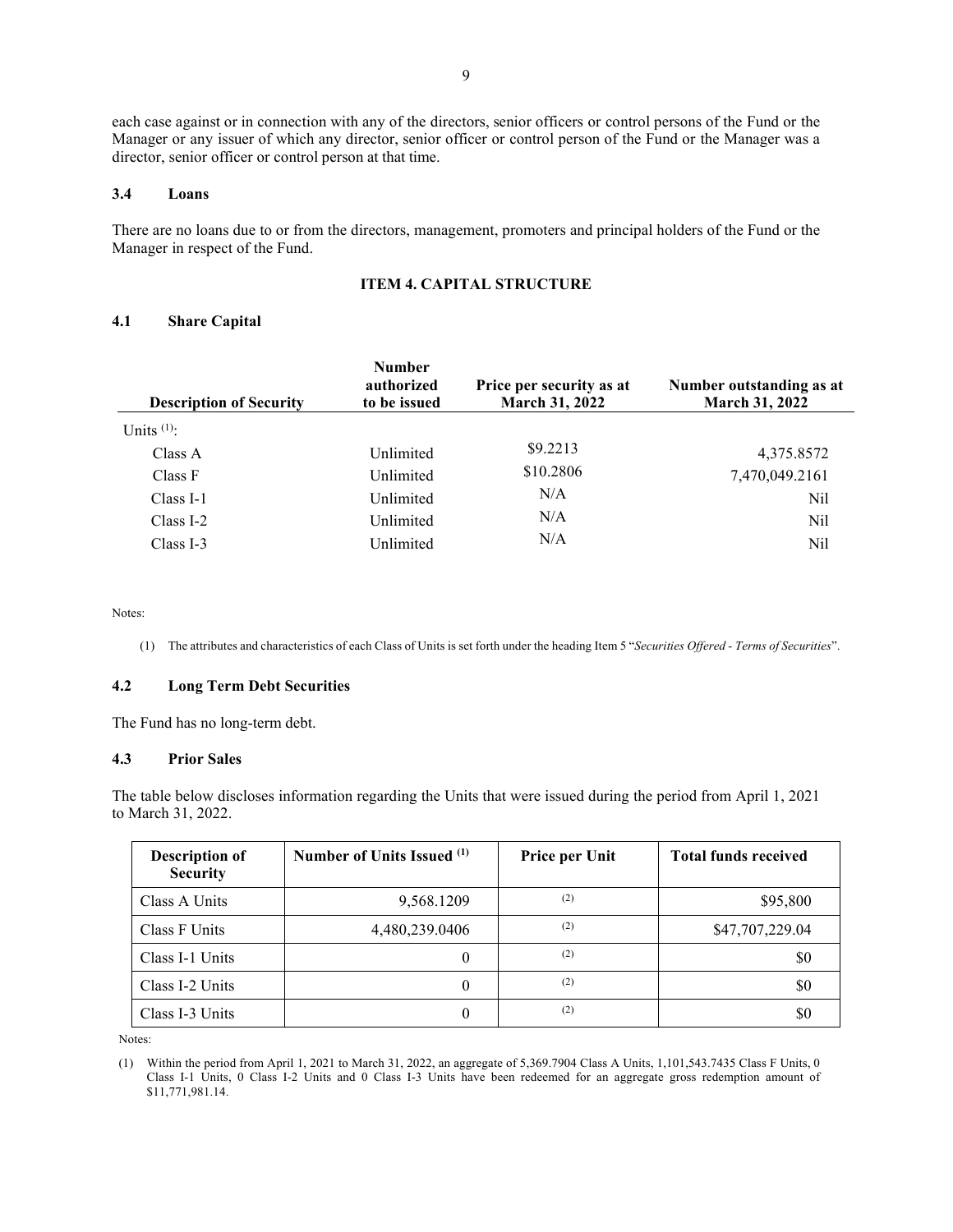each case against or in connection with any of the directors, senior officers or control persons of the Fund or the Manager or any issuer of which any director, senior officer or control person of the Fund or the Manager was a director, senior officer or control person at that time.

### 3.4 Loans

There are no loans due to or from the directors, management, promoters and principal holders of the Fund or the Manager in respect of the Fund.

## ITEM 4. CAPITAL STRUCTURE

### 4.1 Share Capital

| Description of Security | Number authorized to be issued | Price per security as at March 31, 2022 | Number outstanding as at March 31, 2022 |
|---|---|---|---|
| Units [(1)]: | | | |
| Class A | Unlimited | \$9.2213 | 4,375.8572 |
| Class F | Unlimited | \$10.2806 | 7,470,049.2161 |
| Class I-1 | Unlimited | N/A | Nil |
| Class I-2 | Unlimited | N/A | Nil |
| Class I-3 | Unlimited | N/A | Nil |

Notes:

(1) The attributes and characteristics of each Class of Units is set forth under the heading Item 5 "*Securities Offered - Terms of Securities*".

### 4.2 Long Term Debt Securities

The Fund has no long-term debt.

### 4.3 Prior Sales

The table below discloses information regarding the Units that were issued during the period from April 1, 2021 to March 31, 2022.

| Description of Security | Number of Units Issued [(1)] | Price per Unit | Total funds received |
|---|---|---|---|
| Class A Units | 9,568.1209 | (2) | \$95,800 |
| Class F Units | 4,480,239.0406 | (2) | \$47,707,229.04 |
| Class I-1 Units | 0 | (2) | \$0 |
| Class I-2 Units | 0 | (2) | \$0 |
| Class I-3 Units | 0 | (2) | \$0 |

Notes:

(1) Within the period from April 1, 2021 to March 31, 2022, an aggregate of 5,369.7904 Class A Units, 1,101,543.7435 Class F Units, 0 Class I-1 Units, 0 Class I-2 Units and 0 Class I-3 Units have been redeemed for an aggregate gross redemption amount of \$11,771,981.14.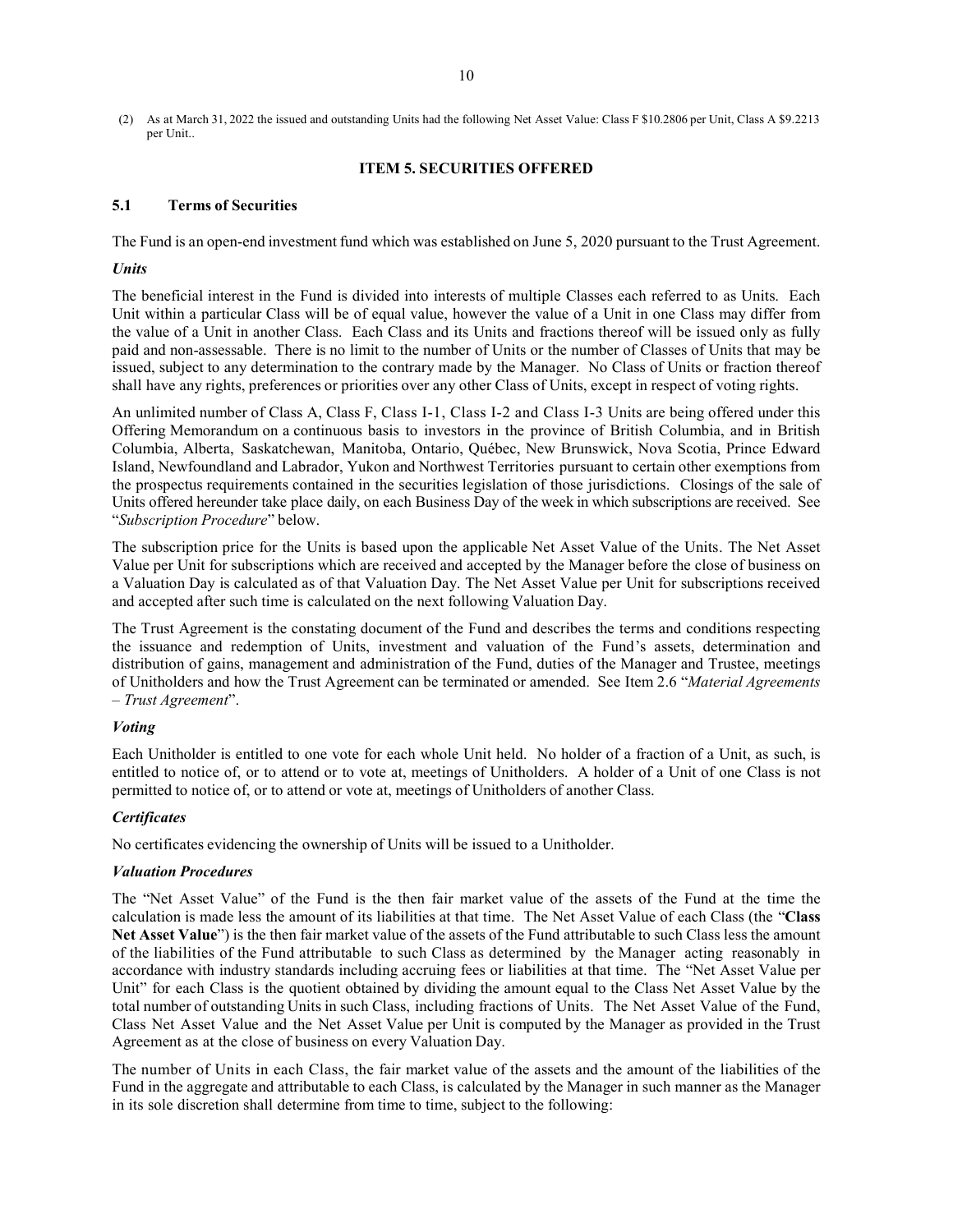(2) As at March 31, 2022 the issued and outstanding Units had the following Net Asset Value: Class F $10.2806 per Unit, Class A $9.2213 per Unit..

## ITEM 5. SECURITIES OFFERED

### 5.1 Terms of Securities

The Fund is an open-end investment fund which was established on June 5, 2020 pursuant to the Trust Agreement.

***Units***

The beneficial interest in the Fund is divided into interests of multiple Classes each referred to as Units. Each Unit within a particular Class will be of equal value, however the value of a Unit in one Class may differ from the value of a Unit in another Class. Each Class and its Units and fractions thereof will be issued only as fully paid and non-assessable. There is no limit to the number of Units or the number of Classes of Units that may be issued, subject to any determination to the contrary made by the Manager. No Class of Units or fraction thereof shall have any rights, preferences or priorities over any other Class of Units, except in respect of voting rights.

An unlimited number of Class A, Class F, Class I-1, Class I-2 and Class I-3 Units are being offered under this Offering Memorandum on a continuous basis to investors in the province of British Columbia, and in British Columbia, Alberta, Saskatchewan, Manitoba, Ontario, Québec, New Brunswick, Nova Scotia, Prince Edward Island, Newfoundland and Labrador, Yukon and Northwest Territories pursuant to certain other exemptions from the prospectus requirements contained in the securities legislation of those jurisdictions. Closings of the sale of Units offered hereunder take place daily, on each Business Day of the week in which subscriptions are received. See "*Subscription Procedure*" below.

The subscription price for the Units is based upon the applicable Net Asset Value of the Units. The Net Asset Value per Unit for subscriptions which are received and accepted by the Manager before the close of business on a Valuation Day is calculated as of that Valuation Day. The Net Asset Value per Unit for subscriptions received and accepted after such time is calculated on the next following Valuation Day.

The Trust Agreement is the constating document of the Fund and describes the terms and conditions respecting the issuance and redemption of Units, investment and valuation of the Fund's assets, determination and distribution of gains, management and administration of the Fund, duties of the Manager and Trustee, meetings of Unitholders and how the Trust Agreement can be terminated or amended. See Item 2.6 "*Material Agreements – Trust Agreement*".

***Voting***

Each Unitholder is entitled to one vote for each whole Unit held. No holder of a fraction of a Unit, as such, is entitled to notice of, or to attend or to vote at, meetings of Unitholders. A holder of a Unit of one Class is not permitted to notice of, or to attend or vote at, meetings of Unitholders of another Class.

***Certificates***

No certificates evidencing the ownership of Units will be issued to a Unitholder.

***Valuation Procedures***

The "Net Asset Value" of the Fund is the then fair market value of the assets of the Fund at the time the calculation is made less the amount of its liabilities at that time. The Net Asset Value of each Class (the "**Class Net Asset Value**") is the then fair market value of the assets of the Fund attributable to such Class less the amount of the liabilities of the Fund attributable to such Class as determined by the Manager acting reasonably in accordance with industry standards including accruing fees or liabilities at that time. The "Net Asset Value per Unit" for each Class is the quotient obtained by dividing the amount equal to the Class Net Asset Value by the total number of outstanding Units in such Class, including fractions of Units. The Net Asset Value of the Fund, Class Net Asset Value and the Net Asset Value per Unit is computed by the Manager as provided in the Trust Agreement as at the close of business on every Valuation Day.

The number of Units in each Class, the fair market value of the assets and the amount of the liabilities of the Fund in the aggregate and attributable to each Class, is calculated by the Manager in such manner as the Manager in its sole discretion shall determine from time to time, subject to the following: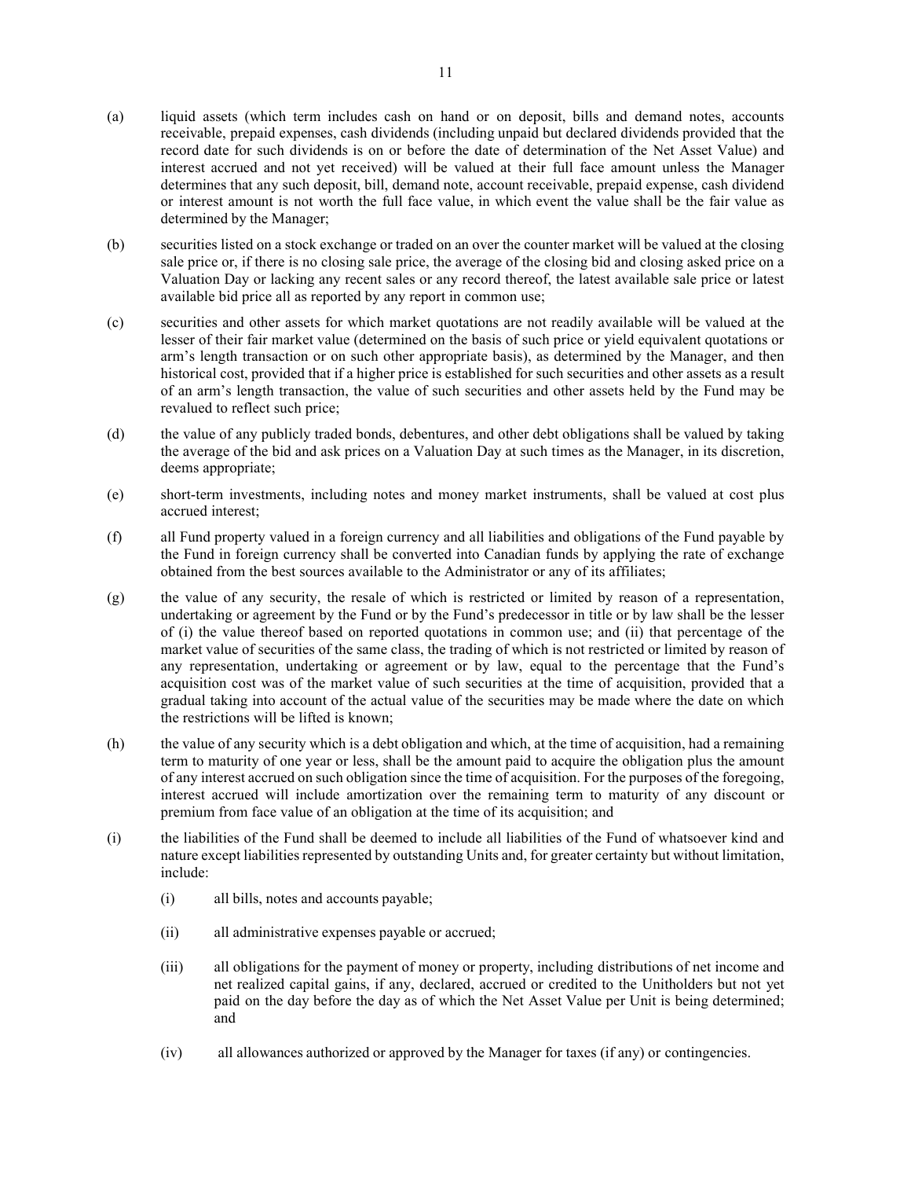(a) liquid assets (which term includes cash on hand or on deposit, bills and demand notes, accounts receivable, prepaid expenses, cash dividends (including unpaid but declared dividends provided that the record date for such dividends is on or before the date of determination of the Net Asset Value) and interest accrued and not yet received) will be valued at their full face amount unless the Manager determines that any such deposit, bill, demand note, account receivable, prepaid expense, cash dividend or interest amount is not worth the full face value, in which event the value shall be the fair value as determined by the Manager;

(b) securities listed on a stock exchange or traded on an over the counter market will be valued at the closing sale price or, if there is no closing sale price, the average of the closing bid and closing asked price on a Valuation Day or lacking any recent sales or any record thereof, the latest available sale price or latest available bid price all as reported by any report in common use;

(c) securities and other assets for which market quotations are not readily available will be valued at the lesser of their fair market value (determined on the basis of such price or yield equivalent quotations or arm's length transaction or on such other appropriate basis), as determined by the Manager, and then historical cost, provided that if a higher price is established for such securities and other assets as a result of an arm's length transaction, the value of such securities and other assets held by the Fund may be revalued to reflect such price;

(d) the value of any publicly traded bonds, debentures, and other debt obligations shall be valued by taking the average of the bid and ask prices on a Valuation Day at such times as the Manager, in its discretion, deems appropriate;

(e) short-term investments, including notes and money market instruments, shall be valued at cost plus accrued interest;

(f) all Fund property valued in a foreign currency and all liabilities and obligations of the Fund payable by the Fund in foreign currency shall be converted into Canadian funds by applying the rate of exchange obtained from the best sources available to the Administrator or any of its affiliates;

(g) the value of any security, the resale of which is restricted or limited by reason of a representation, undertaking or agreement by the Fund or by the Fund's predecessor in title or by law shall be the lesser of (i) the value thereof based on reported quotations in common use; and (ii) that percentage of the market value of securities of the same class, the trading of which is not restricted or limited by reason of any representation, undertaking or agreement or by law, equal to the percentage that the Fund's acquisition cost was of the market value of such securities at the time of acquisition, provided that a gradual taking into account of the actual value of the securities may be made where the date on which the restrictions will be lifted is known;

(h) the value of any security which is a debt obligation and which, at the time of acquisition, had a remaining term to maturity of one year or less, shall be the amount paid to acquire the obligation plus the amount of any interest accrued on such obligation since the time of acquisition. For the purposes of the foregoing, interest accrued will include amortization over the remaining term to maturity of any discount or premium from face value of an obligation at the time of its acquisition; and

(i) the liabilities of the Fund shall be deemed to include all liabilities of the Fund of whatsoever kind and nature except liabilities represented by outstanding Units and, for greater certainty but without limitation, include:

  (i) all bills, notes and accounts payable;

  (ii) all administrative expenses payable or accrued;

  (iii) all obligations for the payment of money or property, including distributions of net income and net realized capital gains, if any, declared, accrued or credited to the Unitholders but not yet paid on the day before the day as of which the Net Asset Value per Unit is being determined; and

  (iv) all allowances authorized or approved by the Manager for taxes (if any) or contingencies.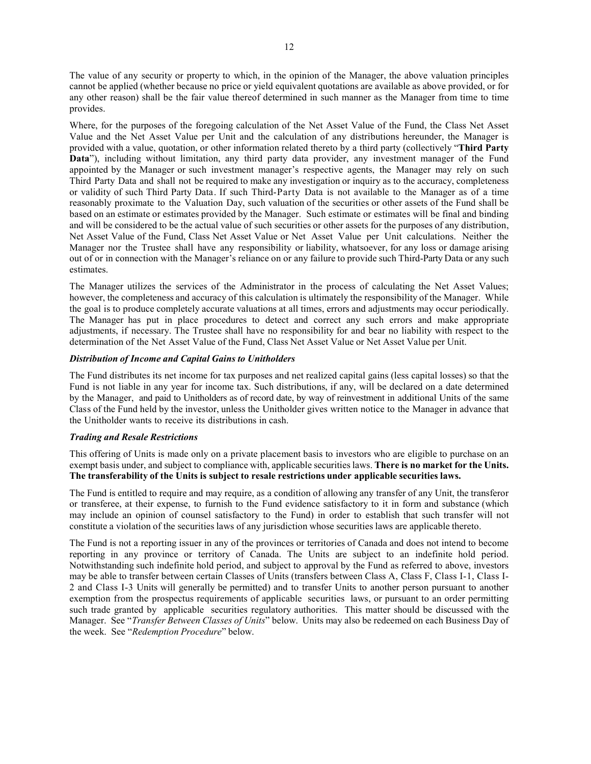The value of any security or property to which, in the opinion of the Manager, the above valuation principles cannot be applied (whether because no price or yield equivalent quotations are available as above provided, or for any other reason) shall be the fair value thereof determined in such manner as the Manager from time to time provides.

Where, for the purposes of the foregoing calculation of the Net Asset Value of the Fund, the Class Net Asset Value and the Net Asset Value per Unit and the calculation of any distributions hereunder, the Manager is provided with a value, quotation, or other information related thereto by a third party (collectively "**Third Party Data**"), including without limitation, any third party data provider, any investment manager of the Fund appointed by the Manager or such investment manager's respective agents, the Manager may rely on such Third Party Data and shall not be required to make any investigation or inquiry as to the accuracy, completeness or validity of such Third Party Data. If such Third-Party Data is not available to the Manager as of a time reasonably proximate to the Valuation Day, such valuation of the securities or other assets of the Fund shall be based on an estimate or estimates provided by the Manager. Such estimate or estimates will be final and binding and will be considered to be the actual value of such securities or other assets for the purposes of any distribution, Net Asset Value of the Fund, Class Net Asset Value or Net Asset Value per Unit calculations. Neither the Manager nor the Trustee shall have any responsibility or liability, whatsoever, for any loss or damage arising out of or in connection with the Manager's reliance on or any failure to provide such Third-Party Data or any such estimates.

The Manager utilizes the services of the Administrator in the process of calculating the Net Asset Values; however, the completeness and accuracy of this calculation is ultimately the responsibility of the Manager. While the goal is to produce completely accurate valuations at all times, errors and adjustments may occur periodically. The Manager has put in place procedures to detect and correct any such errors and make appropriate adjustments, if necessary. The Trustee shall have no responsibility for and bear no liability with respect to the determination of the Net Asset Value of the Fund, Class Net Asset Value or Net Asset Value per Unit.

***Distribution of Income and Capital Gains to Unitholders***

The Fund distributes its net income for tax purposes and net realized capital gains (less capital losses) so that the Fund is not liable in any year for income tax. Such distributions, if any, will be declared on a date determined by the Manager, and paid to Unitholders as of record date, by way of reinvestment in additional Units of the same Class of the Fund held by the investor, unless the Unitholder gives written notice to the Manager in advance that the Unitholder wants to receive its distributions in cash.

***Trading and Resale Restrictions***

This offering of Units is made only on a private placement basis to investors who are eligible to purchase on an exempt basis under, and subject to compliance with, applicable securities laws. **There is no market for the Units. The transferability of the Units is subject to resale restrictions under applicable securities laws.**

The Fund is entitled to require and may require, as a condition of allowing any transfer of any Unit, the transferor or transferee, at their expense, to furnish to the Fund evidence satisfactory to it in form and substance (which may include an opinion of counsel satisfactory to the Fund) in order to establish that such transfer will not constitute a violation of the securities laws of any jurisdiction whose securities laws are applicable thereto.

The Fund is not a reporting issuer in any of the provinces or territories of Canada and does not intend to become reporting in any province or territory of Canada. The Units are subject to an indefinite hold period. Notwithstanding such indefinite hold period, and subject to approval by the Fund as referred to above, investors may be able to transfer between certain Classes of Units (transfers between Class A, Class F, Class I-1, Class I-2 and Class I-3 Units will generally be permitted) and to transfer Units to another person pursuant to another exemption from the prospectus requirements of applicable securities laws, or pursuant to an order permitting such trade granted by applicable securities regulatory authorities. This matter should be discussed with the Manager. See "*Transfer Between Classes of Units*" below. Units may also be redeemed on each Business Day of the week. See "*Redemption Procedure*" below.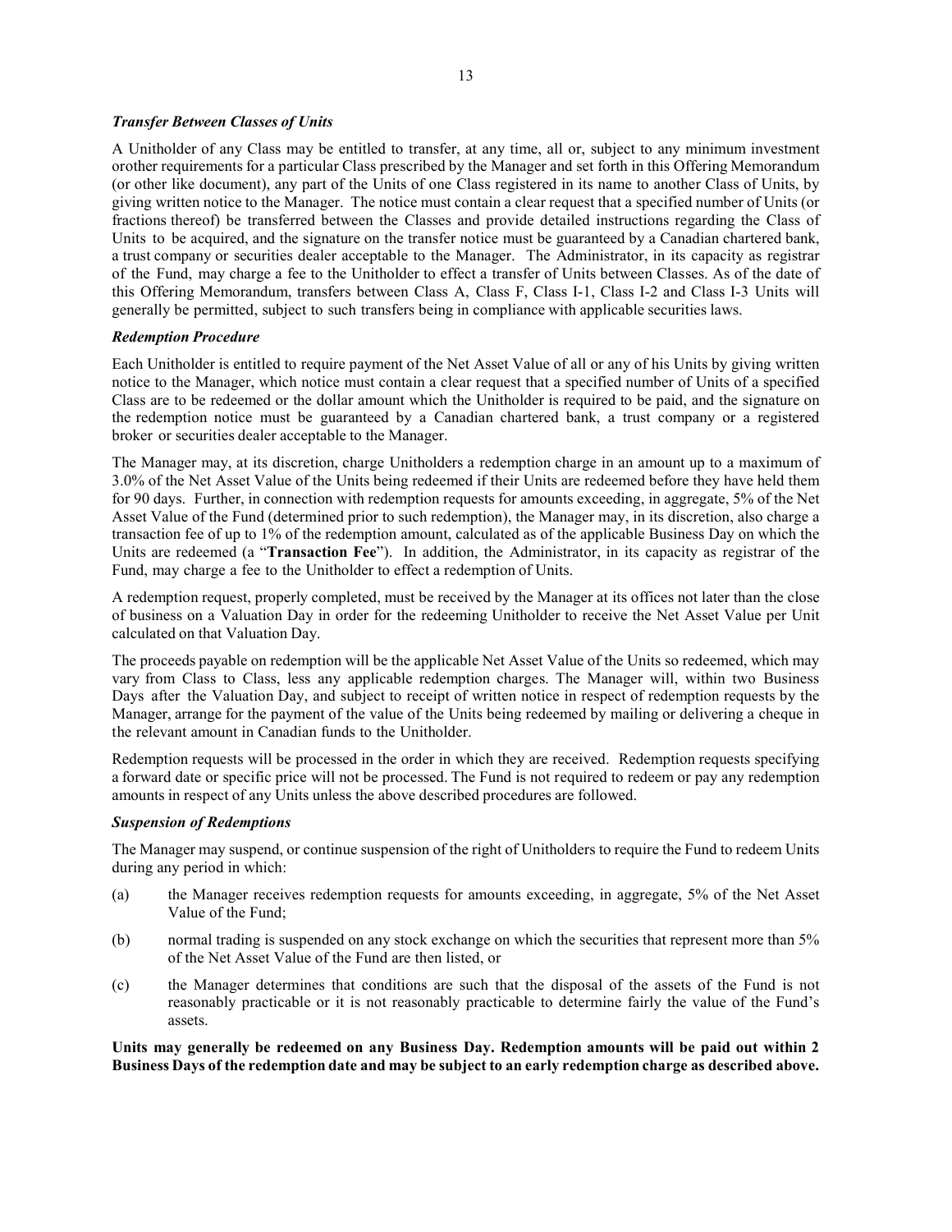***Transfer Between Classes of Units***

A Unitholder of any Class may be entitled to transfer, at any time, all or, subject to any minimum investment orother requirements for a particular Class prescribed by the Manager and set forth in this Offering Memorandum (or other like document), any part of the Units of one Class registered in its name to another Class of Units, by giving written notice to the Manager. The notice must contain a clear request that a specified number of Units (or fractions thereof) be transferred between the Classes and provide detailed instructions regarding the Class of Units to be acquired, and the signature on the transfer notice must be guaranteed by a Canadian chartered bank, a trust company or securities dealer acceptable to the Manager. The Administrator, in its capacity as registrar of the Fund, may charge a fee to the Unitholder to effect a transfer of Units between Classes. As of the date of this Offering Memorandum, transfers between Class A, Class F, Class I-1, Class I-2 and Class I-3 Units will generally be permitted, subject to such transfers being in compliance with applicable securities laws.

***Redemption Procedure***

Each Unitholder is entitled to require payment of the Net Asset Value of all or any of his Units by giving written notice to the Manager, which notice must contain a clear request that a specified number of Units of a specified Class are to be redeemed or the dollar amount which the Unitholder is required to be paid, and the signature on the redemption notice must be guaranteed by a Canadian chartered bank, a trust company or a registered broker or securities dealer acceptable to the Manager.

The Manager may, at its discretion, charge Unitholders a redemption charge in an amount up to a maximum of 3.0% of the Net Asset Value of the Units being redeemed if their Units are redeemed before they have held them for 90 days. Further, in connection with redemption requests for amounts exceeding, in aggregate, 5% of the Net Asset Value of the Fund (determined prior to such redemption), the Manager may, in its discretion, also charge a transaction fee of up to 1% of the redemption amount, calculated as of the applicable Business Day on which the Units are redeemed (a "**Transaction Fee**"). In addition, the Administrator, in its capacity as registrar of the Fund, may charge a fee to the Unitholder to effect a redemption of Units.

A redemption request, properly completed, must be received by the Manager at its offices not later than the close of business on a Valuation Day in order for the redeeming Unitholder to receive the Net Asset Value per Unit calculated on that Valuation Day.

The proceeds payable on redemption will be the applicable Net Asset Value of the Units so redeemed, which may vary from Class to Class, less any applicable redemption charges. The Manager will, within two Business Days after the Valuation Day, and subject to receipt of written notice in respect of redemption requests by the Manager, arrange for the payment of the value of the Units being redeemed by mailing or delivering a cheque in the relevant amount in Canadian funds to the Unitholder.

Redemption requests will be processed in the order in which they are received. Redemption requests specifying a forward date or specific price will not be processed. The Fund is not required to redeem or pay any redemption amounts in respect of any Units unless the above described procedures are followed.

***Suspension of Redemptions***

The Manager may suspend, or continue suspension of the right of Unitholders to require the Fund to redeem Units during any period in which:

(a) the Manager receives redemption requests for amounts exceeding, in aggregate, 5% of the Net Asset Value of the Fund;

(b) normal trading is suspended on any stock exchange on which the securities that represent more than 5% of the Net Asset Value of the Fund are then listed, or

(c) the Manager determines that conditions are such that the disposal of the assets of the Fund is not reasonably practicable or it is not reasonably practicable to determine fairly the value of the Fund's assets.

**Units may generally be redeemed on any Business Day. Redemption amounts will be paid out within 2 Business Days of the redemption date and may be subject to an early redemption charge as described above.**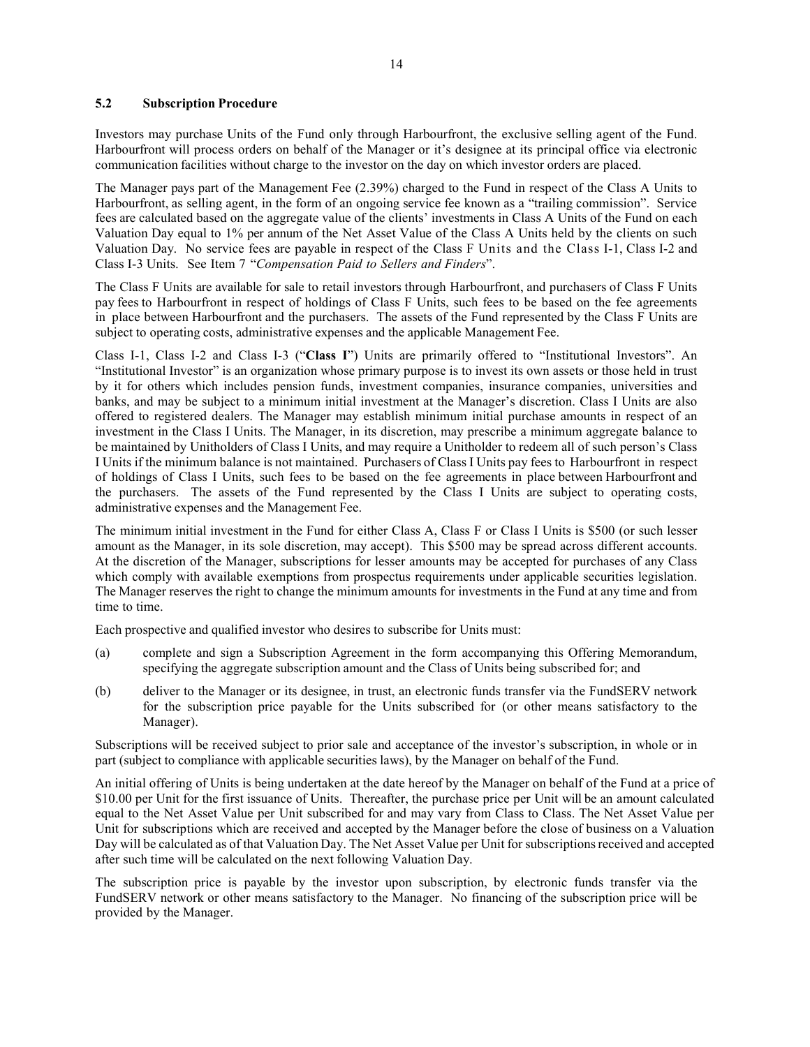### 5.2 Subscription Procedure

Investors may purchase Units of the Fund only through Harbourfront, the exclusive selling agent of the Fund. Harbourfront will process orders on behalf of the Manager or it's designee at its principal office via electronic communication facilities without charge to the investor on the day on which investor orders are placed.

The Manager pays part of the Management Fee (2.39%) charged to the Fund in respect of the Class A Units to Harbourfront, as selling agent, in the form of an ongoing service fee known as a "trailing commission". Service fees are calculated based on the aggregate value of the clients' investments in Class A Units of the Fund on each Valuation Day equal to 1% per annum of the Net Asset Value of the Class A Units held by the clients on such Valuation Day. No service fees are payable in respect of the Class F Units and the Class I-1, Class I-2 and Class I-3 Units. See Item 7 "*Compensation Paid to Sellers and Finders*".

The Class F Units are available for sale to retail investors through Harbourfront, and purchasers of Class F Units pay fees to Harbourfront in respect of holdings of Class F Units, such fees to be based on the fee agreements in place between Harbourfront and the purchasers. The assets of the Fund represented by the Class F Units are subject to operating costs, administrative expenses and the applicable Management Fee.

Class I-1, Class I-2 and Class I-3 ("**Class I**") Units are primarily offered to "Institutional Investors". An "Institutional Investor" is an organization whose primary purpose is to invest its own assets or those held in trust by it for others which includes pension funds, investment companies, insurance companies, universities and banks, and may be subject to a minimum initial investment at the Manager's discretion. Class I Units are also offered to registered dealers. The Manager may establish minimum initial purchase amounts in respect of an investment in the Class I Units. The Manager, in its discretion, may prescribe a minimum aggregate balance to be maintained by Unitholders of Class I Units, and may require a Unitholder to redeem all of such person's Class I Units if the minimum balance is not maintained. Purchasers of Class I Units pay fees to Harbourfront in respect of holdings of Class I Units, such fees to be based on the fee agreements in place between Harbourfront and the purchasers. The assets of the Fund represented by the Class I Units are subject to operating costs, administrative expenses and the Management Fee.

The minimum initial investment in the Fund for either Class A, Class F or Class I Units is $500 (or such lesser amount as the Manager, in its sole discretion, may accept). This $500 may be spread across different accounts. At the discretion of the Manager, subscriptions for lesser amounts may be accepted for purchases of any Class which comply with available exemptions from prospectus requirements under applicable securities legislation. The Manager reserves the right to change the minimum amounts for investments in the Fund at any time and from time to time.

Each prospective and qualified investor who desires to subscribe for Units must:

(a) complete and sign a Subscription Agreement in the form accompanying this Offering Memorandum, specifying the aggregate subscription amount and the Class of Units being subscribed for; and

(b) deliver to the Manager or its designee, in trust, an electronic funds transfer via the FundSERV network for the subscription price payable for the Units subscribed for (or other means satisfactory to the Manager).

Subscriptions will be received subject to prior sale and acceptance of the investor's subscription, in whole or in part (subject to compliance with applicable securities laws), by the Manager on behalf of the Fund.

An initial offering of Units is being undertaken at the date hereof by the Manager on behalf of the Fund at a price of $10.00 per Unit for the first issuance of Units. Thereafter, the purchase price per Unit will be an amount calculated equal to the Net Asset Value per Unit subscribed for and may vary from Class to Class. The Net Asset Value per Unit for subscriptions which are received and accepted by the Manager before the close of business on a Valuation Day will be calculated as of that Valuation Day. The Net Asset Value per Unit for subscriptions received and accepted after such time will be calculated on the next following Valuation Day.

The subscription price is payable by the investor upon subscription, by electronic funds transfer via the FundSERV network or other means satisfactory to the Manager. No financing of the subscription price will be provided by the Manager.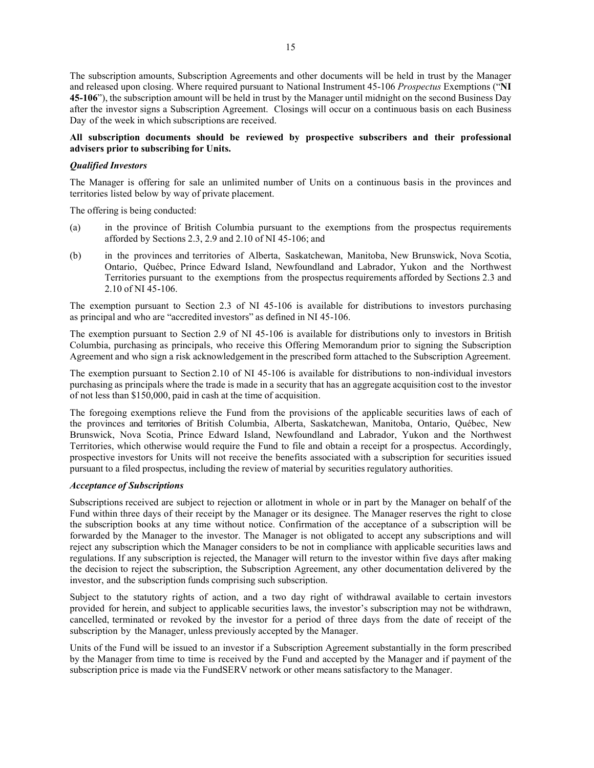The subscription amounts, Subscription Agreements and other documents will be held in trust by the Manager and released upon closing. Where required pursuant to National Instrument 45-106 *Prospectus* Exemptions ("**NI 45-106**"), the subscription amount will be held in trust by the Manager until midnight on the second Business Day after the investor signs a Subscription Agreement. Closings will occur on a continuous basis on each Business Day of the week in which subscriptions are received.

**All subscription documents should be reviewed by prospective subscribers and their professional advisers prior to subscribing for Units.**

***Qualified Investors***

The Manager is offering for sale an unlimited number of Units on a continuous basis in the provinces and territories listed below by way of private placement.

The offering is being conducted:

(a) in the province of British Columbia pursuant to the exemptions from the prospectus requirements afforded by Sections 2.3, 2.9 and 2.10 of NI 45-106; and

(b) in the provinces and territories of Alberta, Saskatchewan, Manitoba, New Brunswick, Nova Scotia, Ontario, Québec, Prince Edward Island, Newfoundland and Labrador, Yukon and the Northwest Territories pursuant to the exemptions from the prospectus requirements afforded by Sections 2.3 and 2.10 of NI 45-106.

The exemption pursuant to Section 2.3 of NI 45-106 is available for distributions to investors purchasing as principal and who are "accredited investors" as defined in NI 45-106.

The exemption pursuant to Section 2.9 of NI 45-106 is available for distributions only to investors in British Columbia, purchasing as principals, who receive this Offering Memorandum prior to signing the Subscription Agreement and who sign a risk acknowledgement in the prescribed form attached to the Subscription Agreement.

The exemption pursuant to Section 2.10 of NI 45-106 is available for distributions to non-individual investors purchasing as principals where the trade is made in a security that has an aggregate acquisition cost to the investor of not less than $150,000, paid in cash at the time of acquisition.

The foregoing exemptions relieve the Fund from the provisions of the applicable securities laws of each of the provinces and territories of British Columbia, Alberta, Saskatchewan, Manitoba, Ontario, Québec, New Brunswick, Nova Scotia, Prince Edward Island, Newfoundland and Labrador, Yukon and the Northwest Territories, which otherwise would require the Fund to file and obtain a receipt for a prospectus. Accordingly, prospective investors for Units will not receive the benefits associated with a subscription for securities issued pursuant to a filed prospectus, including the review of material by securities regulatory authorities.

***Acceptance of Subscriptions***

Subscriptions received are subject to rejection or allotment in whole or in part by the Manager on behalf of the Fund within three days of their receipt by the Manager or its designee. The Manager reserves the right to close the subscription books at any time without notice. Confirmation of the acceptance of a subscription will be forwarded by the Manager to the investor. The Manager is not obligated to accept any subscriptions and will reject any subscription which the Manager considers to be not in compliance with applicable securities laws and regulations. If any subscription is rejected, the Manager will return to the investor within five days after making the decision to reject the subscription, the Subscription Agreement, any other documentation delivered by the investor, and the subscription funds comprising such subscription.

Subject to the statutory rights of action, and a two day right of withdrawal available to certain investors provided for herein, and subject to applicable securities laws, the investor's subscription may not be withdrawn, cancelled, terminated or revoked by the investor for a period of three days from the date of receipt of the subscription by the Manager, unless previously accepted by the Manager.

Units of the Fund will be issued to an investor if a Subscription Agreement substantially in the form prescribed by the Manager from time to time is received by the Fund and accepted by the Manager and if payment of the subscription price is made via the FundSERV network or other means satisfactory to the Manager.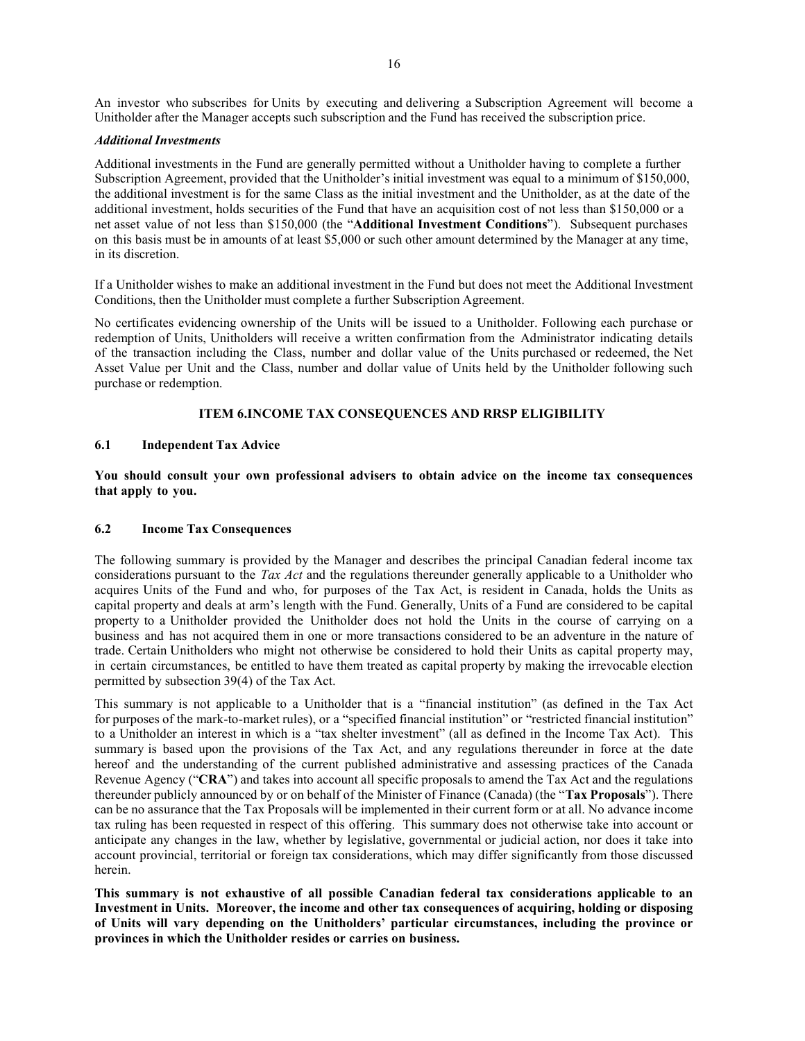An investor who subscribes for Units by executing and delivering a Subscription Agreement will become a Unitholder after the Manager accepts such subscription and the Fund has received the subscription price.

***Additional Investments***

Additional investments in the Fund are generally permitted without a Unitholder having to complete a further Subscription Agreement, provided that the Unitholder's initial investment was equal to a minimum of $150,000, the additional investment is for the same Class as the initial investment and the Unitholder, as at the date of the additional investment, holds securities of the Fund that have an acquisition cost of not less than $150,000 or a net asset value of not less than $150,000 (the "**Additional Investment Conditions**"). Subsequent purchases on this basis must be in amounts of at least $5,000 or such other amount determined by the Manager at any time, in its discretion.

If a Unitholder wishes to make an additional investment in the Fund but does not meet the Additional Investment Conditions, then the Unitholder must complete a further Subscription Agreement.

No certificates evidencing ownership of the Units will be issued to a Unitholder. Following each purchase or redemption of Units, Unitholders will receive a written confirmation from the Administrator indicating details of the transaction including the Class, number and dollar value of the Units purchased or redeemed, the Net Asset Value per Unit and the Class, number and dollar value of Units held by the Unitholder following such purchase or redemption.

## ITEM 6.INCOME TAX CONSEQUENCES AND RRSP ELIGIBILITY

### 6.1 Independent Tax Advice

**You should consult your own professional advisers to obtain advice on the income tax consequences that apply to you.**

### 6.2 Income Tax Consequences

The following summary is provided by the Manager and describes the principal Canadian federal income tax considerations pursuant to the *Tax Act* and the regulations thereunder generally applicable to a Unitholder who acquires Units of the Fund and who, for purposes of the Tax Act, is resident in Canada, holds the Units as capital property and deals at arm's length with the Fund. Generally, Units of a Fund are considered to be capital property to a Unitholder provided the Unitholder does not hold the Units in the course of carrying on a business and has not acquired them in one or more transactions considered to be an adventure in the nature of trade. Certain Unitholders who might not otherwise be considered to hold their Units as capital property may, in certain circumstances, be entitled to have them treated as capital property by making the irrevocable election permitted by subsection 39(4) of the Tax Act.

This summary is not applicable to a Unitholder that is a "financial institution" (as defined in the Tax Act for purposes of the mark-to-market rules), or a "specified financial institution" or "restricted financial institution" to a Unitholder an interest in which is a "tax shelter investment" (all as defined in the Income Tax Act). This summary is based upon the provisions of the Tax Act, and any regulations thereunder in force at the date hereof and the understanding of the current published administrative and assessing practices of the Canada Revenue Agency ("**CRA**") and takes into account all specific proposals to amend the Tax Act and the regulations thereunder publicly announced by or on behalf of the Minister of Finance (Canada) (the "**Tax Proposals**"). There can be no assurance that the Tax Proposals will be implemented in their current form or at all. No advance income tax ruling has been requested in respect of this offering. This summary does not otherwise take into account or anticipate any changes in the law, whether by legislative, governmental or judicial action, nor does it take into account provincial, territorial or foreign tax considerations, which may differ significantly from those discussed herein.

**This summary is not exhaustive of all possible Canadian federal tax considerations applicable to an Investment in Units. Moreover, the income and other tax consequences of acquiring, holding or disposing of Units will vary depending on the Unitholders' particular circumstances, including the province or provinces in which the Unitholder resides or carries on business.**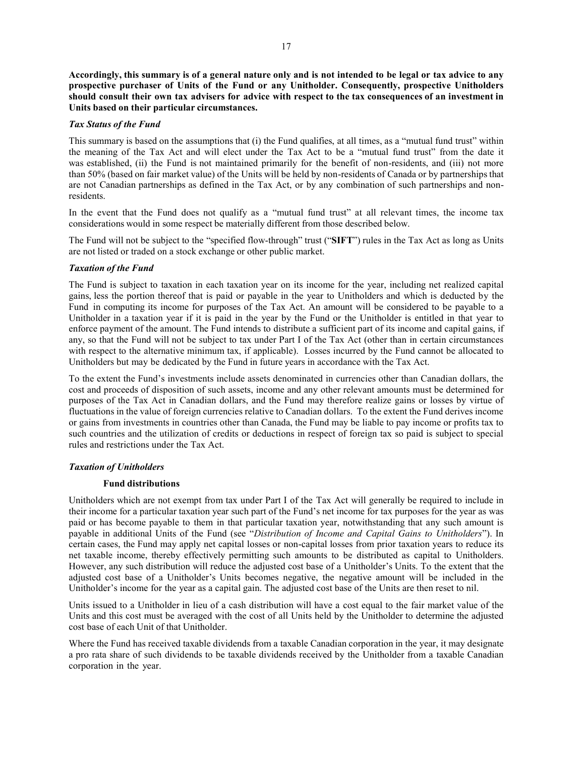**Accordingly, this summary is of a general nature only and is not intended to be legal or tax advice to any prospective purchaser of Units of the Fund or any Unitholder. Consequently, prospective Unitholders should consult their own tax advisers for advice with respect to the tax consequences of an investment in Units based on their particular circumstances.**

***Tax Status of the Fund***

This summary is based on the assumptions that (i) the Fund qualifies, at all times, as a "mutual fund trust" within the meaning of the Tax Act and will elect under the Tax Act to be a "mutual fund trust" from the date it was established, (ii) the Fund is not maintained primarily for the benefit of non-residents, and (iii) not more than 50% (based on fair market value) of the Units will be held by non-residents of Canada or by partnerships that are not Canadian partnerships as defined in the Tax Act, or by any combination of such partnerships and non-residents.

In the event that the Fund does not qualify as a "mutual fund trust" at all relevant times, the income tax considerations would in some respect be materially different from those described below.

The Fund will not be subject to the "specified flow-through" trust ("**SIFT**") rules in the Tax Act as long as Units are not listed or traded on a stock exchange or other public market.

***Taxation of the Fund***

The Fund is subject to taxation in each taxation year on its income for the year, including net realized capital gains, less the portion thereof that is paid or payable in the year to Unitholders and which is deducted by the Fund in computing its income for purposes of the Tax Act. An amount will be considered to be payable to a Unitholder in a taxation year if it is paid in the year by the Fund or the Unitholder is entitled in that year to enforce payment of the amount. The Fund intends to distribute a sufficient part of its income and capital gains, if any, so that the Fund will not be subject to tax under Part I of the Tax Act (other than in certain circumstances with respect to the alternative minimum tax, if applicable). Losses incurred by the Fund cannot be allocated to Unitholders but may be dedicated by the Fund in future years in accordance with the Tax Act.

To the extent the Fund's investments include assets denominated in currencies other than Canadian dollars, the cost and proceeds of disposition of such assets, income and any other relevant amounts must be determined for purposes of the Tax Act in Canadian dollars, and the Fund may therefore realize gains or losses by virtue of fluctuations in the value of foreign currencies relative to Canadian dollars. To the extent the Fund derives income or gains from investments in countries other than Canada, the Fund may be liable to pay income or profits tax to such countries and the utilization of credits or deductions in respect of foreign tax so paid is subject to special rules and restrictions under the Tax Act.

***Taxation of Unitholders***

**Fund distributions**

Unitholders which are not exempt from tax under Part I of the Tax Act will generally be required to include in their income for a particular taxation year such part of the Fund's net income for tax purposes for the year as was paid or has become payable to them in that particular taxation year, notwithstanding that any such amount is payable in additional Units of the Fund (see "*Distribution of Income and Capital Gains to Unitholders*"). In certain cases, the Fund may apply net capital losses or non-capital losses from prior taxation years to reduce its net taxable income, thereby effectively permitting such amounts to be distributed as capital to Unitholders. However, any such distribution will reduce the adjusted cost base of a Unitholder's Units. To the extent that the adjusted cost base of a Unitholder's Units becomes negative, the negative amount will be included in the Unitholder's income for the year as a capital gain. The adjusted cost base of the Units are then reset to nil.

Units issued to a Unitholder in lieu of a cash distribution will have a cost equal to the fair market value of the Units and this cost must be averaged with the cost of all Units held by the Unitholder to determine the adjusted cost base of each Unit of that Unitholder.

Where the Fund has received taxable dividends from a taxable Canadian corporation in the year, it may designate a pro rata share of such dividends to be taxable dividends received by the Unitholder from a taxable Canadian corporation in the year.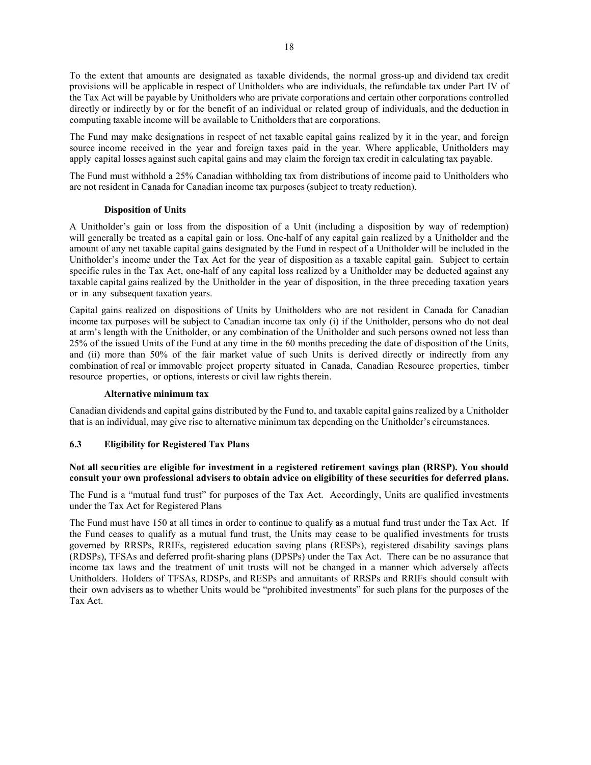To the extent that amounts are designated as taxable dividends, the normal gross-up and dividend tax credit provisions will be applicable in respect of Unitholders who are individuals, the refundable tax under Part IV of the Tax Act will be payable by Unitholders who are private corporations and certain other corporations controlled directly or indirectly by or for the benefit of an individual or related group of individuals, and the deduction in computing taxable income will be available to Unitholders that are corporations.

The Fund may make designations in respect of net taxable capital gains realized by it in the year, and foreign source income received in the year and foreign taxes paid in the year. Where applicable, Unitholders may apply capital losses against such capital gains and may claim the foreign tax credit in calculating tax payable.

The Fund must withhold a 25% Canadian withholding tax from distributions of income paid to Unitholders who are not resident in Canada for Canadian income tax purposes (subject to treaty reduction).

#### Disposition of Units

A Unitholder's gain or loss from the disposition of a Unit (including a disposition by way of redemption) will generally be treated as a capital gain or loss. One-half of any capital gain realized by a Unitholder and the amount of any net taxable capital gains designated by the Fund in respect of a Unitholder will be included in the Unitholder's income under the Tax Act for the year of disposition as a taxable capital gain. Subject to certain specific rules in the Tax Act, one-half of any capital loss realized by a Unitholder may be deducted against any taxable capital gains realized by the Unitholder in the year of disposition, in the three preceding taxation years or in any subsequent taxation years.

Capital gains realized on dispositions of Units by Unitholders who are not resident in Canada for Canadian income tax purposes will be subject to Canadian income tax only (i) if the Unitholder, persons who do not deal at arm's length with the Unitholder, or any combination of the Unitholder and such persons owned not less than 25% of the issued Units of the Fund at any time in the 60 months preceding the date of disposition of the Units, and (ii) more than 50% of the fair market value of such Units is derived directly or indirectly from any combination of real or immovable project property situated in Canada, Canadian Resource properties, timber resource properties, or options, interests or civil law rights therein.

#### Alternative minimum tax

Canadian dividends and capital gains distributed by the Fund to, and taxable capital gains realized by a Unitholder that is an individual, may give rise to alternative minimum tax depending on the Unitholder's circumstances.

### 6.3 Eligibility for Registered Tax Plans

**Not all securities are eligible for investment in a registered retirement savings plan (RRSP). You should consult your own professional advisers to obtain advice on eligibility of these securities for deferred plans.**

The Fund is a "mutual fund trust" for purposes of the Tax Act. Accordingly, Units are qualified investments under the Tax Act for Registered Plans

The Fund must have 150 at all times in order to continue to qualify as a mutual fund trust under the Tax Act. If the Fund ceases to qualify as a mutual fund trust, the Units may cease to be qualified investments for trusts governed by RRSPs, RRIFs, registered education saving plans (RESPs), registered disability savings plans (RDSPs), TFSAs and deferred profit-sharing plans (DPSPs) under the Tax Act. There can be no assurance that income tax laws and the treatment of unit trusts will not be changed in a manner which adversely affects Unitholders. Holders of TFSAs, RDSPs, and RESPs and annuitants of RRSPs and RRIFs should consult with their own advisers as to whether Units would be "prohibited investments" for such plans for the purposes of the Tax Act.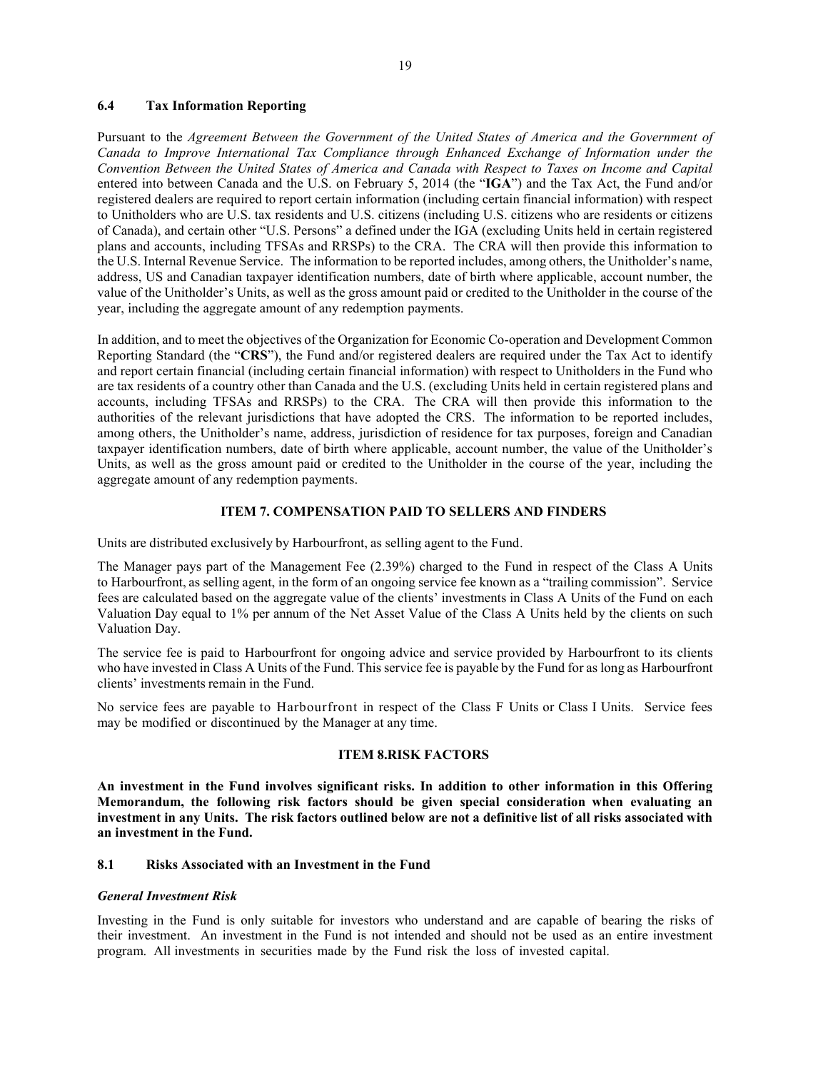### 6.4 Tax Information Reporting

Pursuant to the *Agreement Between the Government of the United States of America and the Government of Canada to Improve International Tax Compliance through Enhanced Exchange of Information under the Convention Between the United States of America and Canada with Respect to Taxes on Income and Capital* entered into between Canada and the U.S. on February 5, 2014 (the "**IGA**") and the Tax Act, the Fund and/or registered dealers are required to report certain information (including certain financial information) with respect to Unitholders who are U.S. tax residents and U.S. citizens (including U.S. citizens who are residents or citizens of Canada), and certain other "U.S. Persons" a defined under the IGA (excluding Units held in certain registered plans and accounts, including TFSAs and RRSPs) to the CRA. The CRA will then provide this information to the U.S. Internal Revenue Service. The information to be reported includes, among others, the Unitholder's name, address, US and Canadian taxpayer identification numbers, date of birth where applicable, account number, the value of the Unitholder's Units, as well as the gross amount paid or credited to the Unitholder in the course of the year, including the aggregate amount of any redemption payments.

In addition, and to meet the objectives of the Organization for Economic Co-operation and Development Common Reporting Standard (the "**CRS**"), the Fund and/or registered dealers are required under the Tax Act to identify and report certain financial (including certain financial information) with respect to Unitholders in the Fund who are tax residents of a country other than Canada and the U.S. (excluding Units held in certain registered plans and accounts, including TFSAs and RRSPs) to the CRA. The CRA will then provide this information to the authorities of the relevant jurisdictions that have adopted the CRS. The information to be reported includes, among others, the Unitholder's name, address, jurisdiction of residence for tax purposes, foreign and Canadian taxpayer identification numbers, date of birth where applicable, account number, the value of the Unitholder's Units, as well as the gross amount paid or credited to the Unitholder in the course of the year, including the aggregate amount of any redemption payments.

## ITEM 7. COMPENSATION PAID TO SELLERS AND FINDERS

Units are distributed exclusively by Harbourfront, as selling agent to the Fund.

The Manager pays part of the Management Fee (2.39%) charged to the Fund in respect of the Class A Units to Harbourfront, as selling agent, in the form of an ongoing service fee known as a "trailing commission". Service fees are calculated based on the aggregate value of the clients' investments in Class A Units of the Fund on each Valuation Day equal to 1% per annum of the Net Asset Value of the Class A Units held by the clients on such Valuation Day.

The service fee is paid to Harbourfront for ongoing advice and service provided by Harbourfront to its clients who have invested in Class A Units of the Fund. This service fee is payable by the Fund for as long as Harbourfront clients' investments remain in the Fund.

No service fees are payable to Harbourfront in respect of the Class F Units or Class I Units. Service fees may be modified or discontinued by the Manager at any time.

## ITEM 8.RISK FACTORS

**An investment in the Fund involves significant risks. In addition to other information in this Offering Memorandum, the following risk factors should be given special consideration when evaluating an investment in any Units. The risk factors outlined below are not a definitive list of all risks associated with an investment in the Fund.**

### 8.1 Risks Associated with an Investment in the Fund

***General Investment Risk***

Investing in the Fund is only suitable for investors who understand and are capable of bearing the risks of their investment. An investment in the Fund is not intended and should not be used as an entire investment program. All investments in securities made by the Fund risk the loss of invested capital.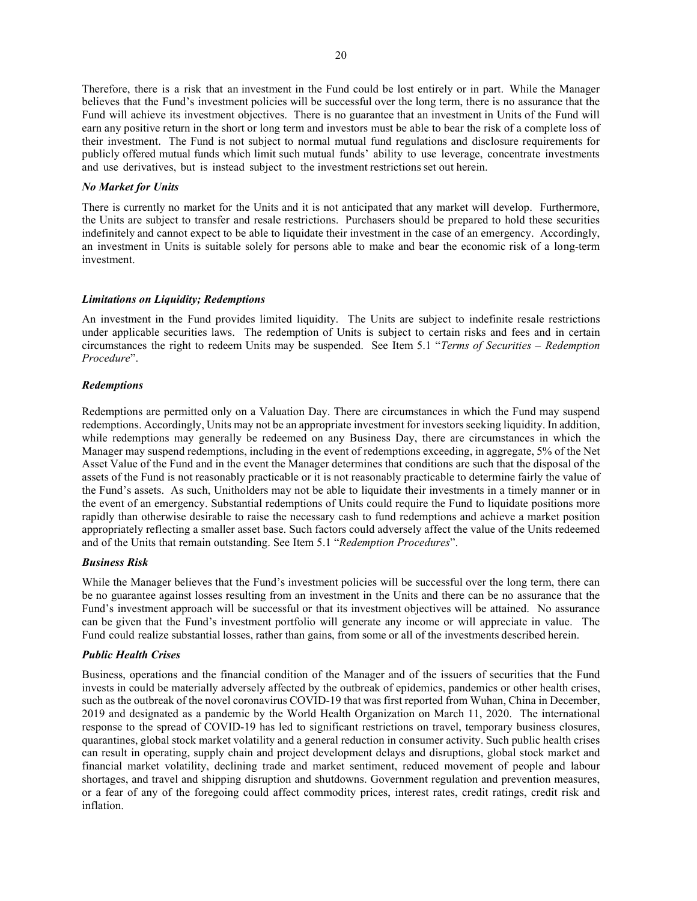Therefore, there is a risk that an investment in the Fund could be lost entirely or in part. While the Manager believes that the Fund's investment policies will be successful over the long term, there is no assurance that the Fund will achieve its investment objectives. There is no guarantee that an investment in Units of the Fund will earn any positive return in the short or long term and investors must be able to bear the risk of a complete loss of their investment. The Fund is not subject to normal mutual fund regulations and disclosure requirements for publicly offered mutual funds which limit such mutual funds' ability to use leverage, concentrate investments and use derivatives, but is instead subject to the investment restrictions set out herein.

***No Market for Units***

There is currently no market for the Units and it is not anticipated that any market will develop. Furthermore, the Units are subject to transfer and resale restrictions. Purchasers should be prepared to hold these securities indefinitely and cannot expect to be able to liquidate their investment in the case of an emergency. Accordingly, an investment in Units is suitable solely for persons able to make and bear the economic risk of a long-term investment.

***Limitations on Liquidity; Redemptions***

An investment in the Fund provides limited liquidity. The Units are subject to indefinite resale restrictions under applicable securities laws. The redemption of Units is subject to certain risks and fees and in certain circumstances the right to redeem Units may be suspended. See Item 5.1 "*Terms of Securities – Redemption Procedure*".

***Redemptions***

Redemptions are permitted only on a Valuation Day. There are circumstances in which the Fund may suspend redemptions. Accordingly, Units may not be an appropriate investment for investors seeking liquidity. In addition, while redemptions may generally be redeemed on any Business Day, there are circumstances in which the Manager may suspend redemptions, including in the event of redemptions exceeding, in aggregate, 5% of the Net Asset Value of the Fund and in the event the Manager determines that conditions are such that the disposal of the assets of the Fund is not reasonably practicable or it is not reasonably practicable to determine fairly the value of the Fund's assets. As such, Unitholders may not be able to liquidate their investments in a timely manner or in the event of an emergency. Substantial redemptions of Units could require the Fund to liquidate positions more rapidly than otherwise desirable to raise the necessary cash to fund redemptions and achieve a market position appropriately reflecting a smaller asset base. Such factors could adversely affect the value of the Units redeemed and of the Units that remain outstanding. See Item 5.1 "*Redemption Procedures*".

***Business Risk***

While the Manager believes that the Fund's investment policies will be successful over the long term, there can be no guarantee against losses resulting from an investment in the Units and there can be no assurance that the Fund's investment approach will be successful or that its investment objectives will be attained. No assurance can be given that the Fund's investment portfolio will generate any income or will appreciate in value. The Fund could realize substantial losses, rather than gains, from some or all of the investments described herein.

***Public Health Crises***

Business, operations and the financial condition of the Manager and of the issuers of securities that the Fund invests in could be materially adversely affected by the outbreak of epidemics, pandemics or other health crises, such as the outbreak of the novel coronavirus COVID-19 that was first reported from Wuhan, China in December, 2019 and designated as a pandemic by the World Health Organization on March 11, 2020. The international response to the spread of COVID-19 has led to significant restrictions on travel, temporary business closures, quarantines, global stock market volatility and a general reduction in consumer activity. Such public health crises can result in operating, supply chain and project development delays and disruptions, global stock market and financial market volatility, declining trade and market sentiment, reduced movement of people and labour shortages, and travel and shipping disruption and shutdowns. Government regulation and prevention measures, or a fear of any of the foregoing could affect commodity prices, interest rates, credit ratings, credit risk and inflation.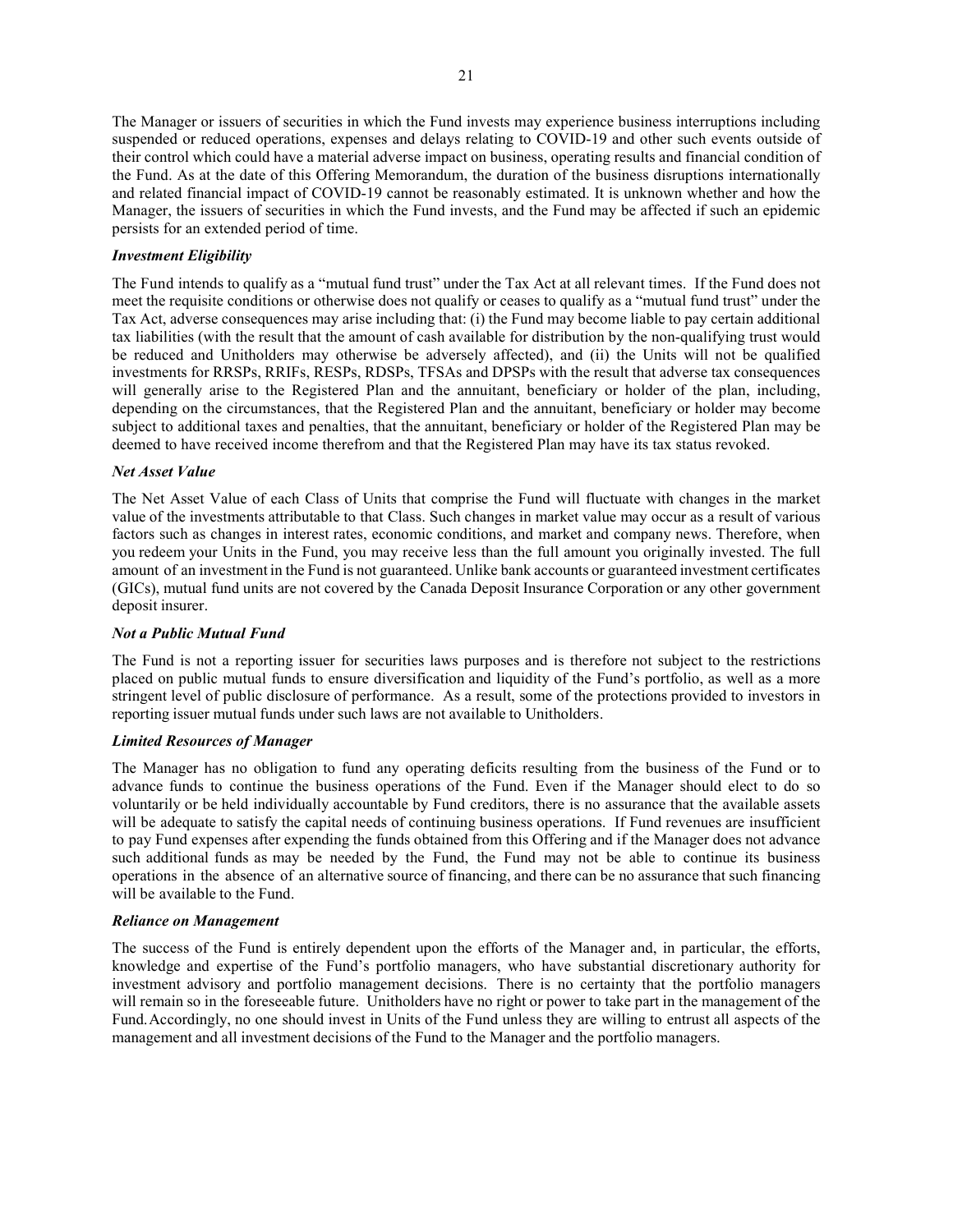The Manager or issuers of securities in which the Fund invests may experience business interruptions including suspended or reduced operations, expenses and delays relating to COVID-19 and other such events outside of their control which could have a material adverse impact on business, operating results and financial condition of the Fund. As at the date of this Offering Memorandum, the duration of the business disruptions internationally and related financial impact of COVID-19 cannot be reasonably estimated. It is unknown whether and how the Manager, the issuers of securities in which the Fund invests, and the Fund may be affected if such an epidemic persists for an extended period of time.

***Investment Eligibility***

The Fund intends to qualify as a "mutual fund trust" under the Tax Act at all relevant times. If the Fund does not meet the requisite conditions or otherwise does not qualify or ceases to qualify as a "mutual fund trust" under the Tax Act, adverse consequences may arise including that: (i) the Fund may become liable to pay certain additional tax liabilities (with the result that the amount of cash available for distribution by the non-qualifying trust would be reduced and Unitholders may otherwise be adversely affected), and (ii) the Units will not be qualified investments for RRSPs, RRIFs, RESPs, RDSPs, TFSAs and DPSPs with the result that adverse tax consequences will generally arise to the Registered Plan and the annuitant, beneficiary or holder of the plan, including, depending on the circumstances, that the Registered Plan and the annuitant, beneficiary or holder may become subject to additional taxes and penalties, that the annuitant, beneficiary or holder of the Registered Plan may be deemed to have received income therefrom and that the Registered Plan may have its tax status revoked.

***Net Asset Value***

The Net Asset Value of each Class of Units that comprise the Fund will fluctuate with changes in the market value of the investments attributable to that Class. Such changes in market value may occur as a result of various factors such as changes in interest rates, economic conditions, and market and company news. Therefore, when you redeem your Units in the Fund, you may receive less than the full amount you originally invested. The full amount of an investment in the Fund is not guaranteed. Unlike bank accounts or guaranteed investment certificates (GICs), mutual fund units are not covered by the Canada Deposit Insurance Corporation or any other government deposit insurer.

***Not a Public Mutual Fund***

The Fund is not a reporting issuer for securities laws purposes and is therefore not subject to the restrictions placed on public mutual funds to ensure diversification and liquidity of the Fund's portfolio, as well as a more stringent level of public disclosure of performance. As a result, some of the protections provided to investors in reporting issuer mutual funds under such laws are not available to Unitholders.

***Limited Resources of Manager***

The Manager has no obligation to fund any operating deficits resulting from the business of the Fund or to advance funds to continue the business operations of the Fund. Even if the Manager should elect to do so voluntarily or be held individually accountable by Fund creditors, there is no assurance that the available assets will be adequate to satisfy the capital needs of continuing business operations. If Fund revenues are insufficient to pay Fund expenses after expending the funds obtained from this Offering and if the Manager does not advance such additional funds as may be needed by the Fund, the Fund may not be able to continue its business operations in the absence of an alternative source of financing, and there can be no assurance that such financing will be available to the Fund.

***Reliance on Management***

The success of the Fund is entirely dependent upon the efforts of the Manager and, in particular, the efforts, knowledge and expertise of the Fund's portfolio managers, who have substantial discretionary authority for investment advisory and portfolio management decisions. There is no certainty that the portfolio managers will remain so in the foreseeable future. Unitholders have no right or power to take part in the management of the Fund. Accordingly, no one should invest in Units of the Fund unless they are willing to entrust all aspects of the management and all investment decisions of the Fund to the Manager and the portfolio managers.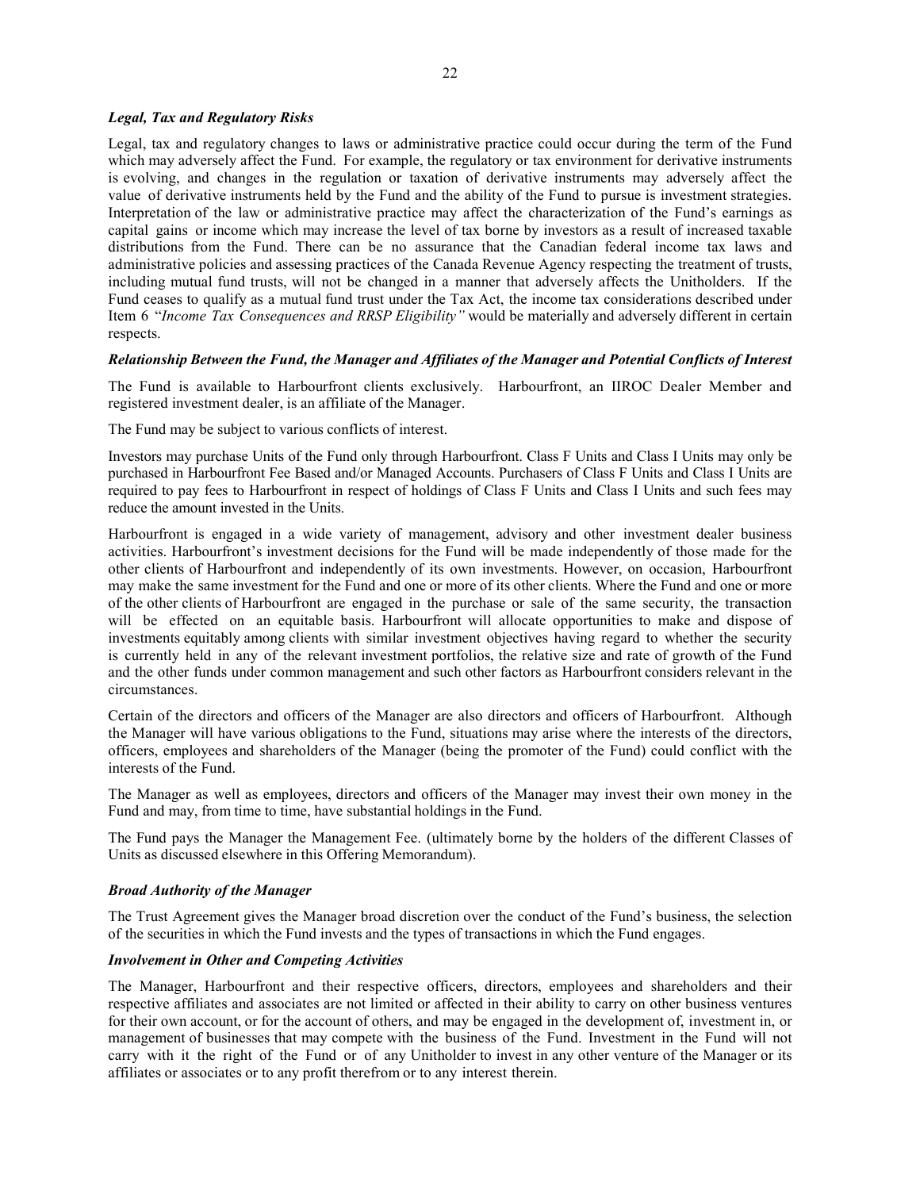### *Legal, Tax and Regulatory Risks*

Legal, tax and regulatory changes to laws or administrative practice could occur during the term of the Fund which may adversely affect the Fund. For example, the regulatory or tax environment for derivative instruments is evolving, and changes in the regulation or taxation of derivative instruments may adversely affect the value of derivative instruments held by the Fund and the ability of the Fund to pursue is investment strategies. Interpretation of the law or administrative practice may affect the characterization of the Fund's earnings as capital gains or income which may increase the level of tax borne by investors as a result of increased taxable distributions from the Fund. There can be no assurance that the Canadian federal income tax laws and administrative policies and assessing practices of the Canada Revenue Agency respecting the treatment of trusts, including mutual fund trusts, will not be changed in a manner that adversely affects the Unitholders. If the Fund ceases to qualify as a mutual fund trust under the Tax Act, the income tax considerations described under Item 6 *"Income Tax Consequences and RRSP Eligibility"* would be materially and adversely different in certain respects.

### *Relationship Between the Fund, the Manager and Affiliates of the Manager and Potential Conflicts of Interest*

The Fund is available to Harbourfront clients exclusively. Harbourfront, an IIROC Dealer Member and registered investment dealer, is an affiliate of the Manager.

The Fund may be subject to various conflicts of interest.

Investors may purchase Units of the Fund only through Harbourfront. Class F Units and Class I Units may only be purchased in Harbourfront Fee Based and/or Managed Accounts. Purchasers of Class F Units and Class I Units are required to pay fees to Harbourfront in respect of holdings of Class F Units and Class I Units and such fees may reduce the amount invested in the Units.

Harbourfront is engaged in a wide variety of management, advisory and other investment dealer business activities. Harbourfront's investment decisions for the Fund will be made independently of those made for the other clients of Harbourfront and independently of its own investments. However, on occasion, Harbourfront may make the same investment for the Fund and one or more of its other clients. Where the Fund and one or more of the other clients of Harbourfront are engaged in the purchase or sale of the same security, the transaction will be effected on an equitable basis. Harbourfront will allocate opportunities to make and dispose of investments equitably among clients with similar investment objectives having regard to whether the security is currently held in any of the relevant investment portfolios, the relative size and rate of growth of the Fund and the other funds under common management and such other factors as Harbourfront considers relevant in the circumstances.

Certain of the directors and officers of the Manager are also directors and officers of Harbourfront. Although the Manager will have various obligations to the Fund, situations may arise where the interests of the directors, officers, employees and shareholders of the Manager (being the promoter of the Fund) could conflict with the interests of the Fund.

The Manager as well as employees, directors and officers of the Manager may invest their own money in the Fund and may, from time to time, have substantial holdings in the Fund.

The Fund pays the Manager the Management Fee. (ultimately borne by the holders of the different Classes of Units as discussed elsewhere in this Offering Memorandum).

### *Broad Authority of the Manager*

The Trust Agreement gives the Manager broad discretion over the conduct of the Fund's business, the selection of the securities in which the Fund invests and the types of transactions in which the Fund engages.

### *Involvement in Other and Competing Activities*

The Manager, Harbourfront and their respective officers, directors, employees and shareholders and their respective affiliates and associates are not limited or affected in their ability to carry on other business ventures for their own account, or for the account of others, and may be engaged in the development of, investment in, or management of businesses that may compete with the business of the Fund. Investment in the Fund will not carry with it the right of the Fund or of any Unitholder to invest in any other venture of the Manager or its affiliates or associates or to any profit therefrom or to any interest therein.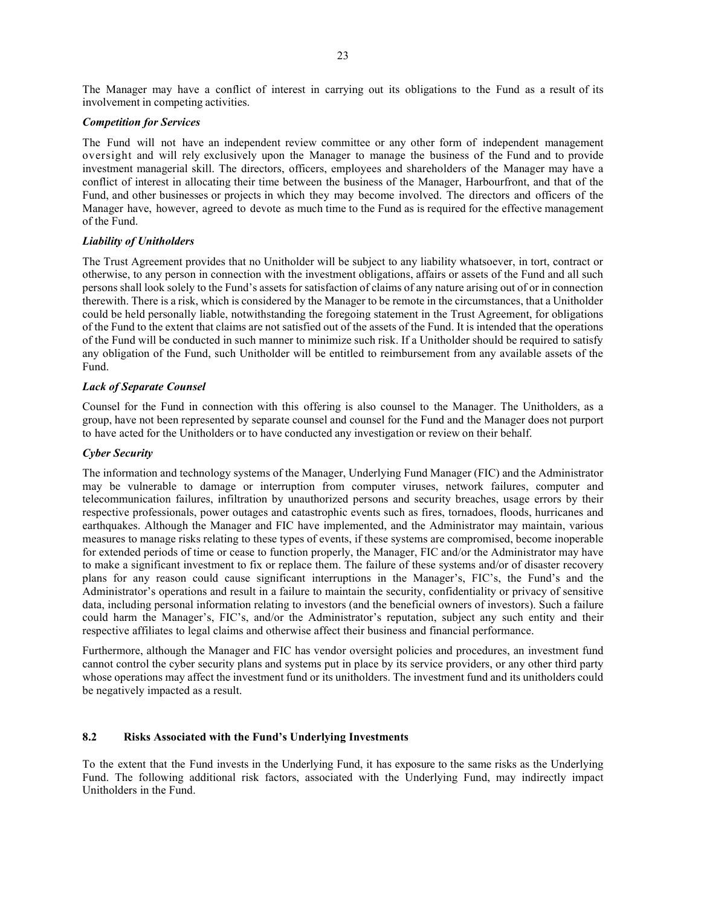The Manager may have a conflict of interest in carrying out its obligations to the Fund as a result of its involvement in competing activities.

***Competition for Services***

The Fund will not have an independent review committee or any other form of independent management oversight and will rely exclusively upon the Manager to manage the business of the Fund and to provide investment managerial skill. The directors, officers, employees and shareholders of the Manager may have a conflict of interest in allocating their time between the business of the Manager, Harbourfront, and that of the Fund, and other businesses or projects in which they may become involved. The directors and officers of the Manager have, however, agreed to devote as much time to the Fund as is required for the effective management of the Fund.

***Liability of Unitholders***

The Trust Agreement provides that no Unitholder will be subject to any liability whatsoever, in tort, contract or otherwise, to any person in connection with the investment obligations, affairs or assets of the Fund and all such persons shall look solely to the Fund's assets for satisfaction of claims of any nature arising out of or in connection therewith. There is a risk, which is considered by the Manager to be remote in the circumstances, that a Unitholder could be held personally liable, notwithstanding the foregoing statement in the Trust Agreement, for obligations of the Fund to the extent that claims are not satisfied out of the assets of the Fund. It is intended that the operations of the Fund will be conducted in such manner to minimize such risk. If a Unitholder should be required to satisfy any obligation of the Fund, such Unitholder will be entitled to reimbursement from any available assets of the Fund.

***Lack of Separate Counsel***

Counsel for the Fund in connection with this offering is also counsel to the Manager. The Unitholders, as a group, have not been represented by separate counsel and counsel for the Fund and the Manager does not purport to have acted for the Unitholders or to have conducted any investigation or review on their behalf.

***Cyber Security***

The information and technology systems of the Manager, Underlying Fund Manager (FIC) and the Administrator may be vulnerable to damage or interruption from computer viruses, network failures, computer and telecommunication failures, infiltration by unauthorized persons and security breaches, usage errors by their respective professionals, power outages and catastrophic events such as fires, tornadoes, floods, hurricanes and earthquakes. Although the Manager and FIC have implemented, and the Administrator may maintain, various measures to manage risks relating to these types of events, if these systems are compromised, become inoperable for extended periods of time or cease to function properly, the Manager, FIC and/or the Administrator may have to make a significant investment to fix or replace them. The failure of these systems and/or of disaster recovery plans for any reason could cause significant interruptions in the Manager's, FIC's, the Fund's and the Administrator's operations and result in a failure to maintain the security, confidentiality or privacy of sensitive data, including personal information relating to investors (and the beneficial owners of investors). Such a failure could harm the Manager's, FIC's, and/or the Administrator's reputation, subject any such entity and their respective affiliates to legal claims and otherwise affect their business and financial performance.

Furthermore, although the Manager and FIC has vendor oversight policies and procedures, an investment fund cannot control the cyber security plans and systems put in place by its service providers, or any other third party whose operations may affect the investment fund or its unitholders. The investment fund and its unitholders could be negatively impacted as a result.

## 8.2 Risks Associated with the Fund's Underlying Investments

To the extent that the Fund invests in the Underlying Fund, it has exposure to the same risks as the Underlying Fund. The following additional risk factors, associated with the Underlying Fund, may indirectly impact Unitholders in the Fund.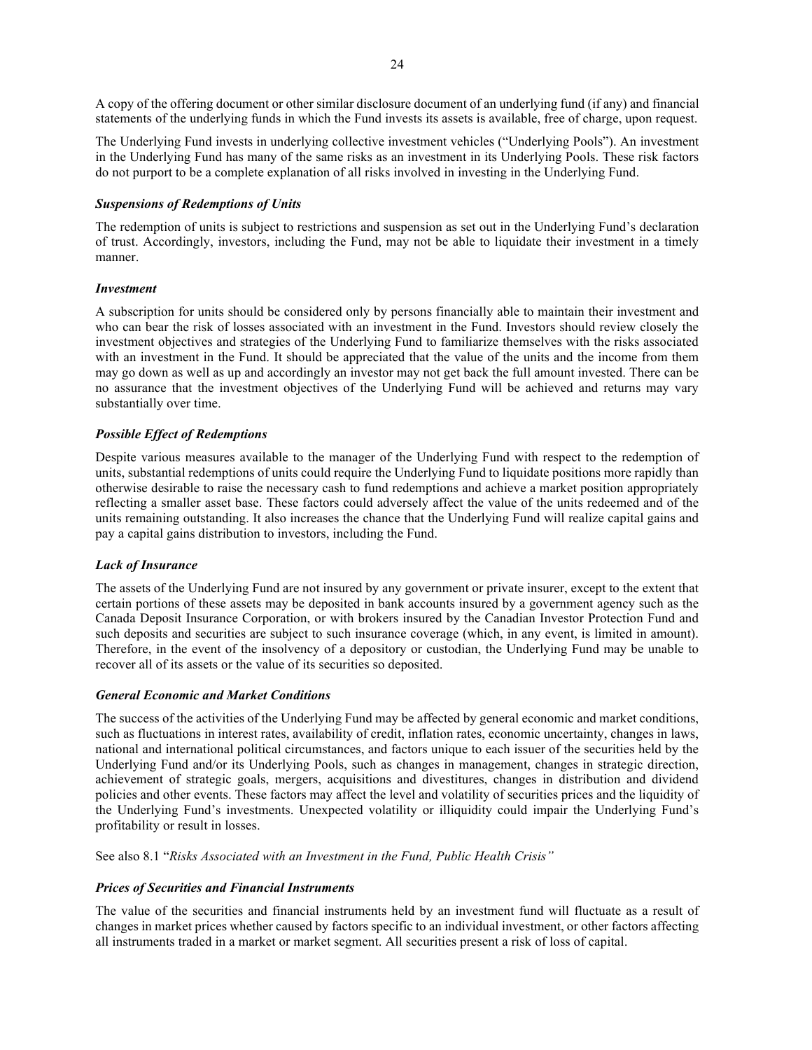A copy of the offering document or other similar disclosure document of an underlying fund (if any) and financial statements of the underlying funds in which the Fund invests its assets is available, free of charge, upon request.

The Underlying Fund invests in underlying collective investment vehicles ("Underlying Pools"). An investment in the Underlying Fund has many of the same risks as an investment in its Underlying Pools. These risk factors do not purport to be a complete explanation of all risks involved in investing in the Underlying Fund.

***Suspensions of Redemptions of Units***

The redemption of units is subject to restrictions and suspension as set out in the Underlying Fund's declaration of trust. Accordingly, investors, including the Fund, may not be able to liquidate their investment in a timely manner.

***Investment***

A subscription for units should be considered only by persons financially able to maintain their investment and who can bear the risk of losses associated with an investment in the Fund. Investors should review closely the investment objectives and strategies of the Underlying Fund to familiarize themselves with the risks associated with an investment in the Fund. It should be appreciated that the value of the units and the income from them may go down as well as up and accordingly an investor may not get back the full amount invested. There can be no assurance that the investment objectives of the Underlying Fund will be achieved and returns may vary substantially over time.

***Possible Effect of Redemptions***

Despite various measures available to the manager of the Underlying Fund with respect to the redemption of units, substantial redemptions of units could require the Underlying Fund to liquidate positions more rapidly than otherwise desirable to raise the necessary cash to fund redemptions and achieve a market position appropriately reflecting a smaller asset base. These factors could adversely affect the value of the units redeemed and of the units remaining outstanding. It also increases the chance that the Underlying Fund will realize capital gains and pay a capital gains distribution to investors, including the Fund.

***Lack of Insurance***

The assets of the Underlying Fund are not insured by any government or private insurer, except to the extent that certain portions of these assets may be deposited in bank accounts insured by a government agency such as the Canada Deposit Insurance Corporation, or with brokers insured by the Canadian Investor Protection Fund and such deposits and securities are subject to such insurance coverage (which, in any event, is limited in amount). Therefore, in the event of the insolvency of a depository or custodian, the Underlying Fund may be unable to recover all of its assets or the value of its securities so deposited.

***General Economic and Market Conditions***

The success of the activities of the Underlying Fund may be affected by general economic and market conditions, such as fluctuations in interest rates, availability of credit, inflation rates, economic uncertainty, changes in laws, national and international political circumstances, and factors unique to each issuer of the securities held by the Underlying Fund and/or its Underlying Pools, such as changes in management, changes in strategic direction, achievement of strategic goals, mergers, acquisitions and divestitures, changes in distribution and dividend policies and other events. These factors may affect the level and volatility of securities prices and the liquidity of the Underlying Fund's investments. Unexpected volatility or illiquidity could impair the Underlying Fund's profitability or result in losses.

See also 8.1 "*Risks Associated with an Investment in the Fund, Public Health Crisis"*

***Prices of Securities and Financial Instruments***

The value of the securities and financial instruments held by an investment fund will fluctuate as a result of changes in market prices whether caused by factors specific to an individual investment, or other factors affecting all instruments traded in a market or market segment. All securities present a risk of loss of capital.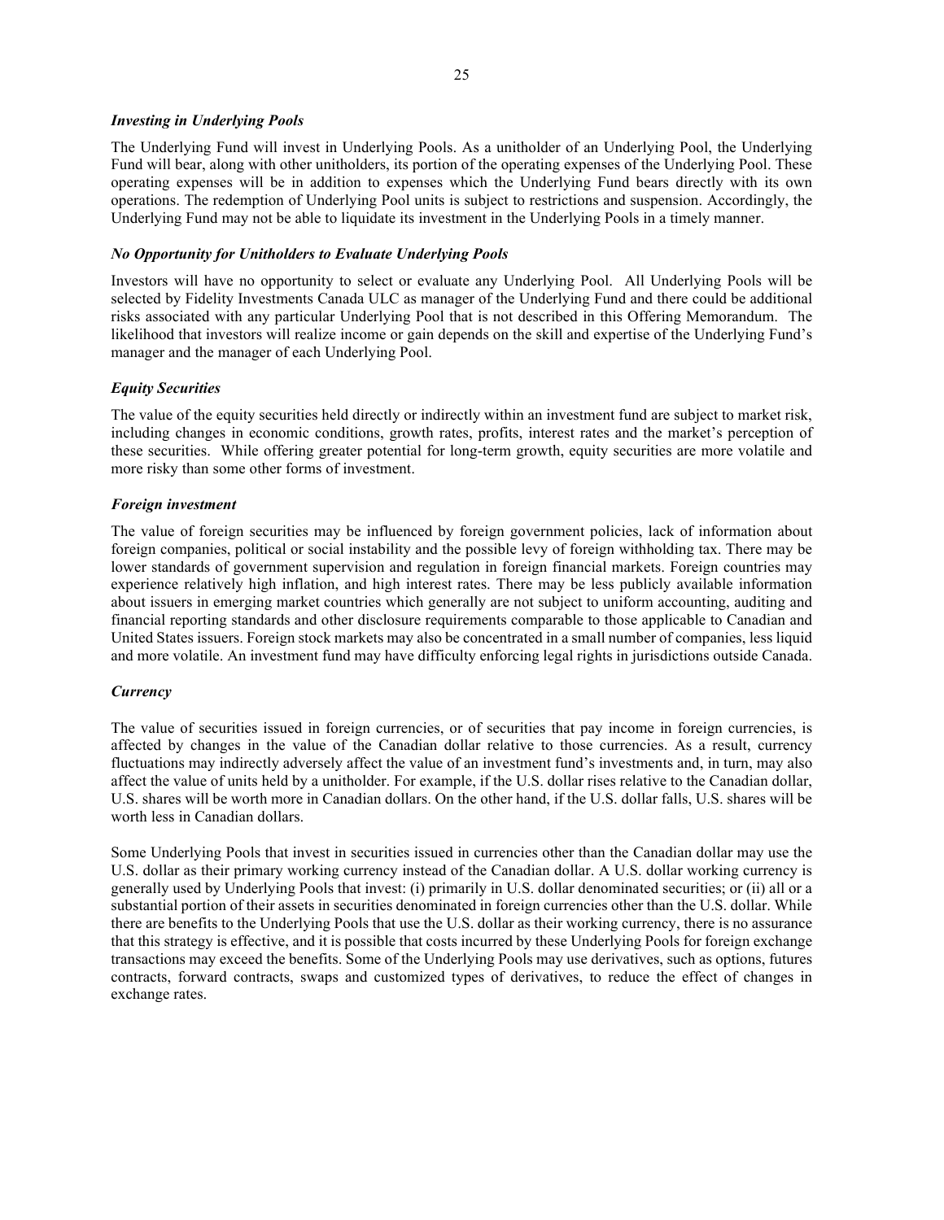***Investing in Underlying Pools***

The Underlying Fund will invest in Underlying Pools. As a unitholder of an Underlying Pool, the Underlying Fund will bear, along with other unitholders, its portion of the operating expenses of the Underlying Pool. These operating expenses will be in addition to expenses which the Underlying Fund bears directly with its own operations. The redemption of Underlying Pool units is subject to restrictions and suspension. Accordingly, the Underlying Fund may not be able to liquidate its investment in the Underlying Pools in a timely manner.

***No Opportunity for Unitholders to Evaluate Underlying Pools***

Investors will have no opportunity to select or evaluate any Underlying Pool. All Underlying Pools will be selected by Fidelity Investments Canada ULC as manager of the Underlying Fund and there could be additional risks associated with any particular Underlying Pool that is not described in this Offering Memorandum. The likelihood that investors will realize income or gain depends on the skill and expertise of the Underlying Fund's manager and the manager of each Underlying Pool.

***Equity Securities***

The value of the equity securities held directly or indirectly within an investment fund are subject to market risk, including changes in economic conditions, growth rates, profits, interest rates and the market's perception of these securities. While offering greater potential for long-term growth, equity securities are more volatile and more risky than some other forms of investment.

***Foreign investment***

The value of foreign securities may be influenced by foreign government policies, lack of information about foreign companies, political or social instability and the possible levy of foreign withholding tax. There may be lower standards of government supervision and regulation in foreign financial markets. Foreign countries may experience relatively high inflation, and high interest rates. There may be less publicly available information about issuers in emerging market countries which generally are not subject to uniform accounting, auditing and financial reporting standards and other disclosure requirements comparable to those applicable to Canadian and United States issuers. Foreign stock markets may also be concentrated in a small number of companies, less liquid and more volatile. An investment fund may have difficulty enforcing legal rights in jurisdictions outside Canada.

***Currency***

The value of securities issued in foreign currencies, or of securities that pay income in foreign currencies, is affected by changes in the value of the Canadian dollar relative to those currencies. As a result, currency fluctuations may indirectly adversely affect the value of an investment fund's investments and, in turn, may also affect the value of units held by a unitholder. For example, if the U.S. dollar rises relative to the Canadian dollar, U.S. shares will be worth more in Canadian dollars. On the other hand, if the U.S. dollar falls, U.S. shares will be worth less in Canadian dollars.

Some Underlying Pools that invest in securities issued in currencies other than the Canadian dollar may use the U.S. dollar as their primary working currency instead of the Canadian dollar. A U.S. dollar working currency is generally used by Underlying Pools that invest: (i) primarily in U.S. dollar denominated securities; or (ii) all or a substantial portion of their assets in securities denominated in foreign currencies other than the U.S. dollar. While there are benefits to the Underlying Pools that use the U.S. dollar as their working currency, there is no assurance that this strategy is effective, and it is possible that costs incurred by these Underlying Pools for foreign exchange transactions may exceed the benefits. Some of the Underlying Pools may use derivatives, such as options, futures contracts, forward contracts, swaps and customized types of derivatives, to reduce the effect of changes in exchange rates.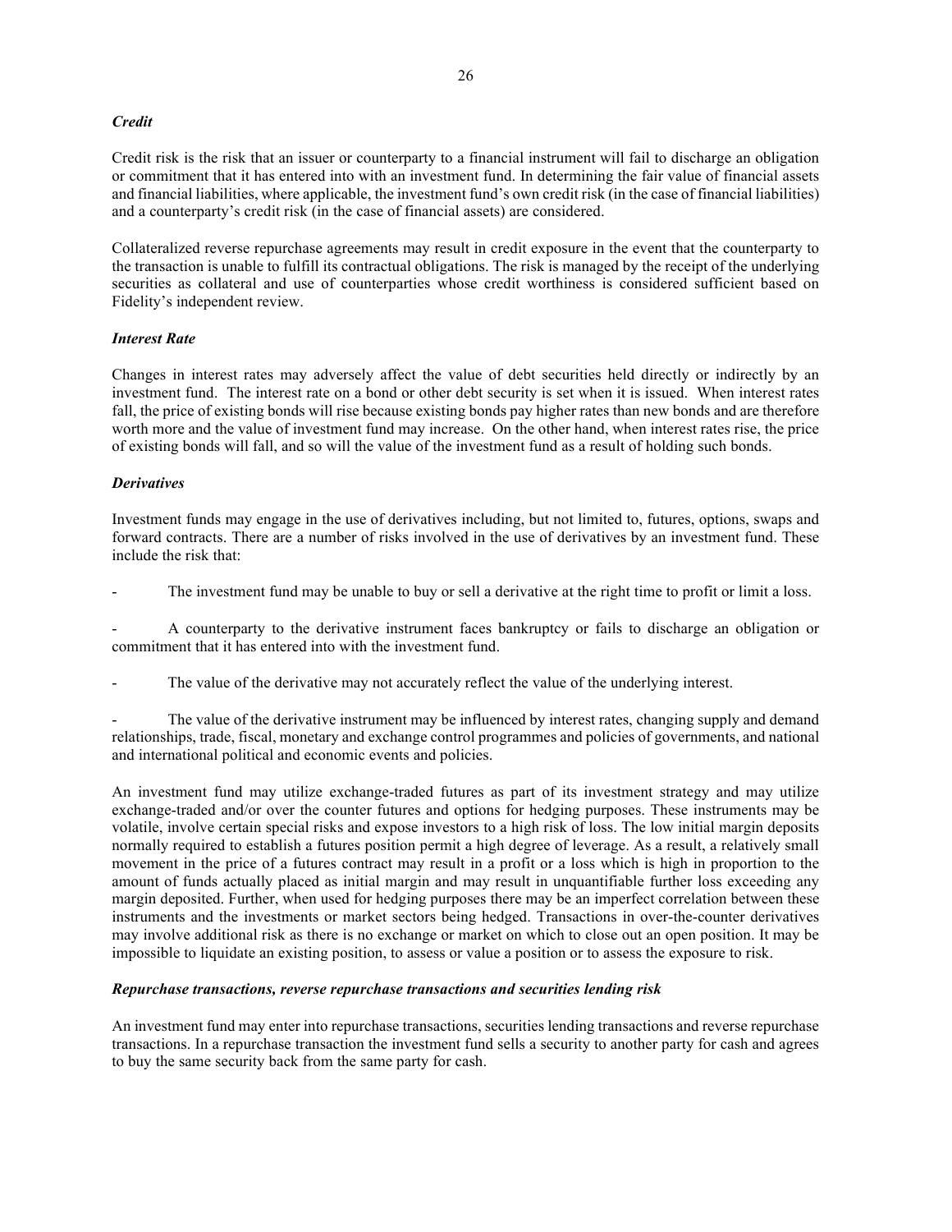*Credit*

Credit risk is the risk that an issuer or counterparty to a financial instrument will fail to discharge an obligation or commitment that it has entered into with an investment fund. In determining the fair value of financial assets and financial liabilities, where applicable, the investment fund's own credit risk (in the case of financial liabilities) and a counterparty's credit risk (in the case of financial assets) are considered.

Collateralized reverse repurchase agreements may result in credit exposure in the event that the counterparty to the transaction is unable to fulfill its contractual obligations. The risk is managed by the receipt of the underlying securities as collateral and use of counterparties whose credit worthiness is considered sufficient based on Fidelity's independent review.

*Interest Rate*

Changes in interest rates may adversely affect the value of debt securities held directly or indirectly by an investment fund. The interest rate on a bond or other debt security is set when it is issued. When interest rates fall, the price of existing bonds will rise because existing bonds pay higher rates than new bonds and are therefore worth more and the value of investment fund may increase. On the other hand, when interest rates rise, the price of existing bonds will fall, and so will the value of the investment fund as a result of holding such bonds.

*Derivatives*

Investment funds may engage in the use of derivatives including, but not limited to, futures, options, swaps and forward contracts. There are a number of risks involved in the use of derivatives by an investment fund. These include the risk that:

- The investment fund may be unable to buy or sell a derivative at the right time to profit or limit a loss.
- A counterparty to the derivative instrument faces bankruptcy or fails to discharge an obligation or commitment that it has entered into with the investment fund.
- The value of the derivative may not accurately reflect the value of the underlying interest.
- The value of the derivative instrument may be influenced by interest rates, changing supply and demand relationships, trade, fiscal, monetary and exchange control programmes and policies of governments, and national and international political and economic events and policies.

An investment fund may utilize exchange-traded futures as part of its investment strategy and may utilize exchange-traded and/or over the counter futures and options for hedging purposes. These instruments may be volatile, involve certain special risks and expose investors to a high risk of loss. The low initial margin deposits normally required to establish a futures position permit a high degree of leverage. As a result, a relatively small movement in the price of a futures contract may result in a profit or a loss which is high in proportion to the amount of funds actually placed as initial margin and may result in unquantifiable further loss exceeding any margin deposited. Further, when used for hedging purposes there may be an imperfect correlation between these instruments and the investments or market sectors being hedged. Transactions in over-the-counter derivatives may involve additional risk as there is no exchange or market on which to close out an open position. It may be impossible to liquidate an existing position, to assess or value a position or to assess the exposure to risk.

*Repurchase transactions, reverse repurchase transactions and securities lending risk*

An investment fund may enter into repurchase transactions, securities lending transactions and reverse repurchase transactions. In a repurchase transaction the investment fund sells a security to another party for cash and agrees to buy the same security back from the same party for cash.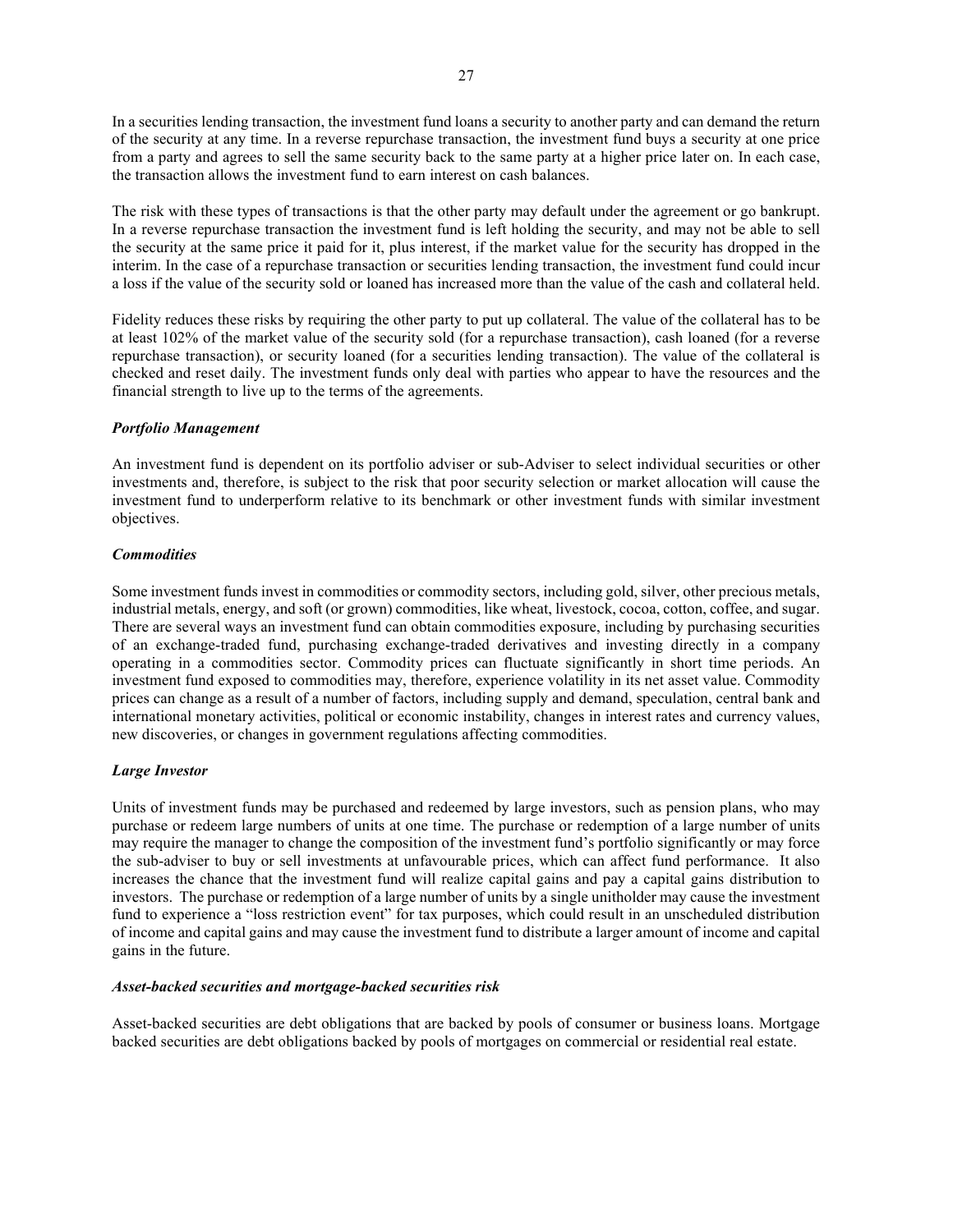In a securities lending transaction, the investment fund loans a security to another party and can demand the return of the security at any time. In a reverse repurchase transaction, the investment fund buys a security at one price from a party and agrees to sell the same security back to the same party at a higher price later on. In each case, the transaction allows the investment fund to earn interest on cash balances.

The risk with these types of transactions is that the other party may default under the agreement or go bankrupt. In a reverse repurchase transaction the investment fund is left holding the security, and may not be able to sell the security at the same price it paid for it, plus interest, if the market value for the security has dropped in the interim. In the case of a repurchase transaction or securities lending transaction, the investment fund could incur a loss if the value of the security sold or loaned has increased more than the value of the cash and collateral held.

Fidelity reduces these risks by requiring the other party to put up collateral. The value of the collateral has to be at least 102% of the market value of the security sold (for a repurchase transaction), cash loaned (for a reverse repurchase transaction), or security loaned (for a securities lending transaction). The value of the collateral is checked and reset daily. The investment funds only deal with parties who appear to have the resources and the financial strength to live up to the terms of the agreements.

***Portfolio Management***

An investment fund is dependent on its portfolio adviser or sub-Adviser to select individual securities or other investments and, therefore, is subject to the risk that poor security selection or market allocation will cause the investment fund to underperform relative to its benchmark or other investment funds with similar investment objectives.

***Commodities***

Some investment funds invest in commodities or commodity sectors, including gold, silver, other precious metals, industrial metals, energy, and soft (or grown) commodities, like wheat, livestock, cocoa, cotton, coffee, and sugar. There are several ways an investment fund can obtain commodities exposure, including by purchasing securities of an exchange-traded fund, purchasing exchange-traded derivatives and investing directly in a company operating in a commodities sector. Commodity prices can fluctuate significantly in short time periods. An investment fund exposed to commodities may, therefore, experience volatility in its net asset value. Commodity prices can change as a result of a number of factors, including supply and demand, speculation, central bank and international monetary activities, political or economic instability, changes in interest rates and currency values, new discoveries, or changes in government regulations affecting commodities.

***Large Investor***

Units of investment funds may be purchased and redeemed by large investors, such as pension plans, who may purchase or redeem large numbers of units at one time. The purchase or redemption of a large number of units may require the manager to change the composition of the investment fund's portfolio significantly or may force the sub-adviser to buy or sell investments at unfavourable prices, which can affect fund performance. It also increases the chance that the investment fund will realize capital gains and pay a capital gains distribution to investors. The purchase or redemption of a large number of units by a single unitholder may cause the investment fund to experience a "loss restriction event" for tax purposes, which could result in an unscheduled distribution of income and capital gains and may cause the investment fund to distribute a larger amount of income and capital gains in the future.

***Asset-backed securities and mortgage-backed securities risk***

Asset-backed securities are debt obligations that are backed by pools of consumer or business loans. Mortgage backed securities are debt obligations backed by pools of mortgages on commercial or residential real estate.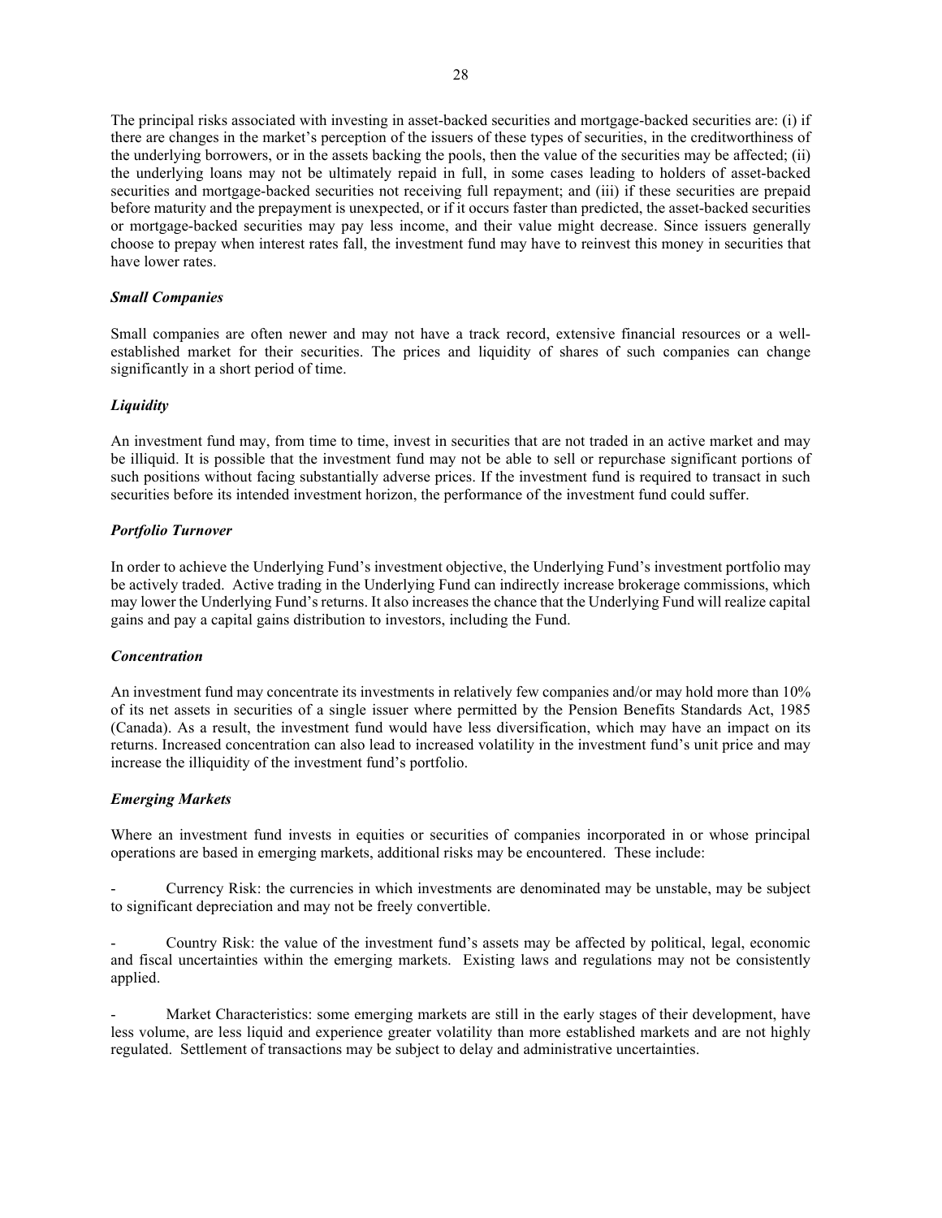The principal risks associated with investing in asset-backed securities and mortgage-backed securities are: (i) if there are changes in the market's perception of the issuers of these types of securities, in the creditworthiness of the underlying borrowers, or in the assets backing the pools, then the value of the securities may be affected; (ii) the underlying loans may not be ultimately repaid in full, in some cases leading to holders of asset-backed securities and mortgage-backed securities not receiving full repayment; and (iii) if these securities are prepaid before maturity and the prepayment is unexpected, or if it occurs faster than predicted, the asset-backed securities or mortgage-backed securities may pay less income, and their value might decrease. Since issuers generally choose to prepay when interest rates fall, the investment fund may have to reinvest this money in securities that have lower rates.

***Small Companies***

Small companies are often newer and may not have a track record, extensive financial resources or a well-established market for their securities. The prices and liquidity of shares of such companies can change significantly in a short period of time.

***Liquidity***

An investment fund may, from time to time, invest in securities that are not traded in an active market and may be illiquid. It is possible that the investment fund may not be able to sell or repurchase significant portions of such positions without facing substantially adverse prices. If the investment fund is required to transact in such securities before its intended investment horizon, the performance of the investment fund could suffer.

***Portfolio Turnover***

In order to achieve the Underlying Fund's investment objective, the Underlying Fund's investment portfolio may be actively traded. Active trading in the Underlying Fund can indirectly increase brokerage commissions, which may lower the Underlying Fund's returns. It also increases the chance that the Underlying Fund will realize capital gains and pay a capital gains distribution to investors, including the Fund.

***Concentration***

An investment fund may concentrate its investments in relatively few companies and/or may hold more than 10% of its net assets in securities of a single issuer where permitted by the Pension Benefits Standards Act, 1985 (Canada). As a result, the investment fund would have less diversification, which may have an impact on its returns. Increased concentration can also lead to increased volatility in the investment fund's unit price and may increase the illiquidity of the investment fund's portfolio.

***Emerging Markets***

Where an investment fund invests in equities or securities of companies incorporated in or whose principal operations are based in emerging markets, additional risks may be encountered. These include:

- Currency Risk: the currencies in which investments are denominated may be unstable, may be subject to significant depreciation and may not be freely convertible.

- Country Risk: the value of the investment fund's assets may be affected by political, legal, economic and fiscal uncertainties within the emerging markets. Existing laws and regulations may not be consistently applied.

- Market Characteristics: some emerging markets are still in the early stages of their development, have less volume, are less liquid and experience greater volatility than more established markets and are not highly regulated. Settlement of transactions may be subject to delay and administrative uncertainties.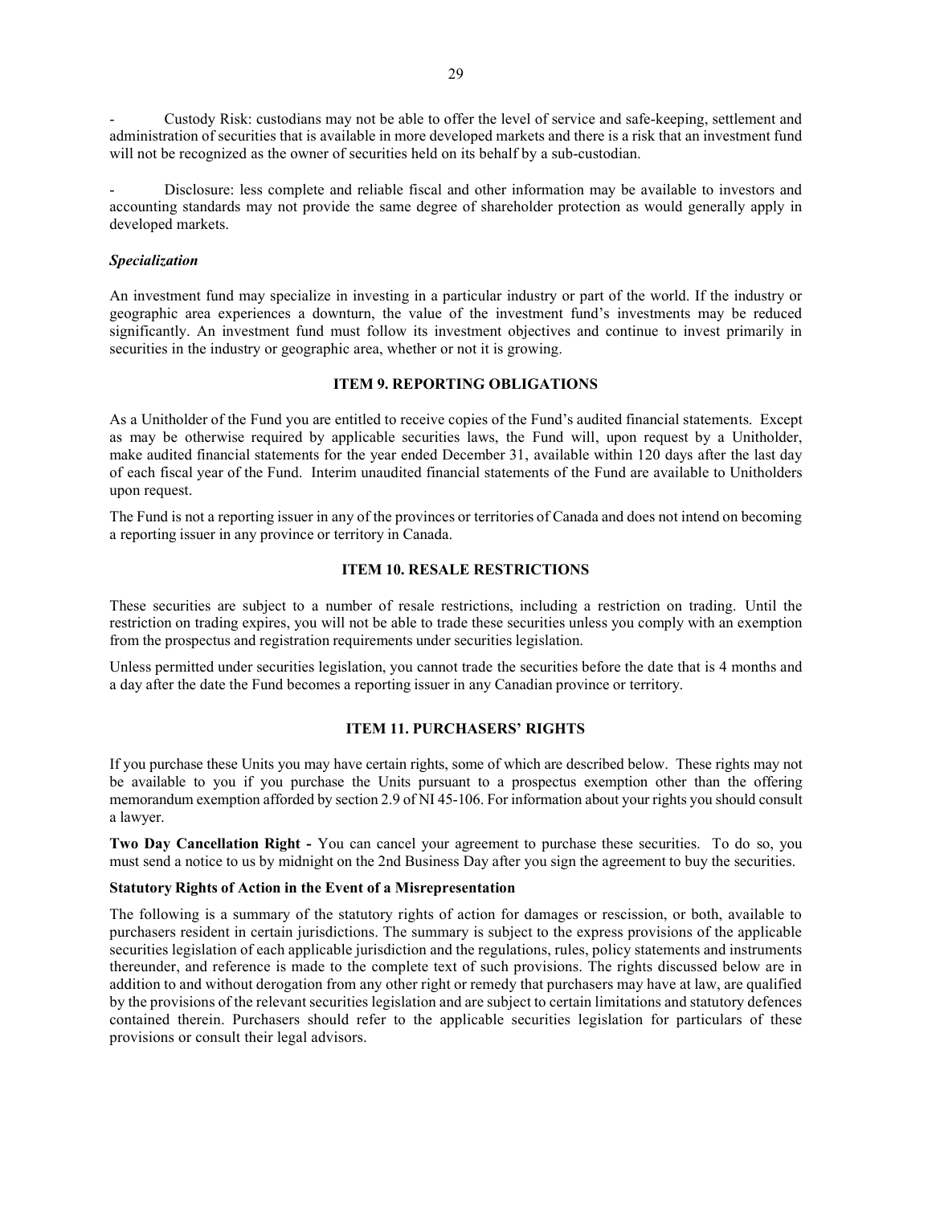- Custody Risk: custodians may not be able to offer the level of service and safe-keeping, settlement and administration of securities that is available in more developed markets and there is a risk that an investment fund will not be recognized as the owner of securities held on its behalf by a sub-custodian.

- Disclosure: less complete and reliable fiscal and other information may be available to investors and accounting standards may not provide the same degree of shareholder protection as would generally apply in developed markets.

### *Specialization*

An investment fund may specialize in investing in a particular industry or part of the world. If the industry or geographic area experiences a downturn, the value of the investment fund's investments may be reduced significantly. An investment fund must follow its investment objectives and continue to invest primarily in securities in the industry or geographic area, whether or not it is growing.

## ITEM 9. REPORTING OBLIGATIONS

As a Unitholder of the Fund you are entitled to receive copies of the Fund's audited financial statements. Except as may be otherwise required by applicable securities laws, the Fund will, upon request by a Unitholder, make audited financial statements for the year ended December 31, available within 120 days after the last day of each fiscal year of the Fund. Interim unaudited financial statements of the Fund are available to Unitholders upon request.

The Fund is not a reporting issuer in any of the provinces or territories of Canada and does not intend on becoming a reporting issuer in any province or territory in Canada.

## ITEM 10. RESALE RESTRICTIONS

These securities are subject to a number of resale restrictions, including a restriction on trading. Until the restriction on trading expires, you will not be able to trade these securities unless you comply with an exemption from the prospectus and registration requirements under securities legislation.

Unless permitted under securities legislation, you cannot trade the securities before the date that is 4 months and a day after the date the Fund becomes a reporting issuer in any Canadian province or territory.

## ITEM 11. PURCHASERS' RIGHTS

If you purchase these Units you may have certain rights, some of which are described below. These rights may not be available to you if you purchase the Units pursuant to a prospectus exemption other than the offering memorandum exemption afforded by section 2.9 of NI 45-106. For information about your rights you should consult a lawyer.

**Two Day Cancellation Right -** You can cancel your agreement to purchase these securities. To do so, you must send a notice to us by midnight on the 2nd Business Day after you sign the agreement to buy the securities.

### Statutory Rights of Action in the Event of a Misrepresentation

The following is a summary of the statutory rights of action for damages or rescission, or both, available to purchasers resident in certain jurisdictions. The summary is subject to the express provisions of the applicable securities legislation of each applicable jurisdiction and the regulations, rules, policy statements and instruments thereunder, and reference is made to the complete text of such provisions. The rights discussed below are in addition to and without derogation from any other right or remedy that purchasers may have at law, are qualified by the provisions of the relevant securities legislation and are subject to certain limitations and statutory defences contained therein. Purchasers should refer to the applicable securities legislation for particulars of these provisions or consult their legal advisors.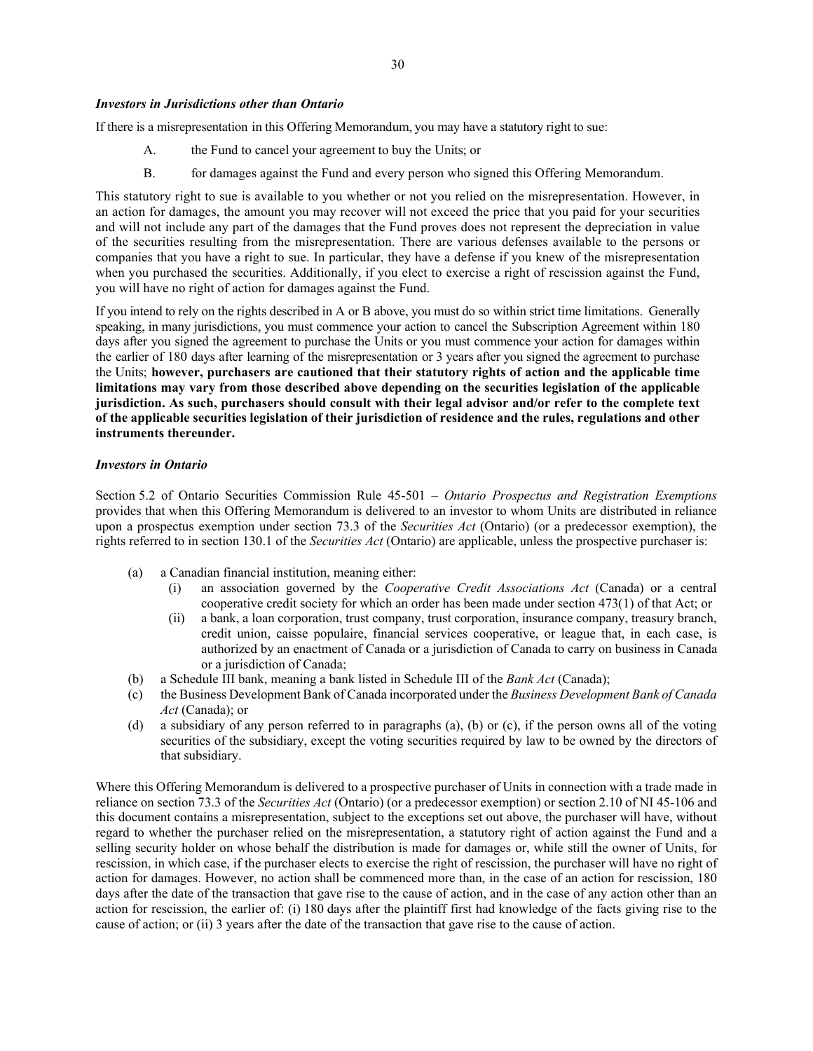***Investors in Jurisdictions other than Ontario***

If there is a misrepresentation in this Offering Memorandum, you may have a statutory right to sue:

A. the Fund to cancel your agreement to buy the Units; or

B. for damages against the Fund and every person who signed this Offering Memorandum.

This statutory right to sue is available to you whether or not you relied on the misrepresentation. However, in an action for damages, the amount you may recover will not exceed the price that you paid for your securities and will not include any part of the damages that the Fund proves does not represent the depreciation in value of the securities resulting from the misrepresentation. There are various defenses available to the persons or companies that you have a right to sue. In particular, they have a defense if you knew of the misrepresentation when you purchased the securities. Additionally, if you elect to exercise a right of rescission against the Fund, you will have no right of action for damages against the Fund.

If you intend to rely on the rights described in A or B above, you must do so within strict time limitations. Generally speaking, in many jurisdictions, you must commence your action to cancel the Subscription Agreement within 180 days after you signed the agreement to purchase the Units or you must commence your action for damages within the earlier of 180 days after learning of the misrepresentation or 3 years after you signed the agreement to purchase the Units; **however, purchasers are cautioned that their statutory rights of action and the applicable time limitations may vary from those described above depending on the securities legislation of the applicable jurisdiction. As such, purchasers should consult with their legal advisor and/or refer to the complete text of the applicable securities legislation of their jurisdiction of residence and the rules, regulations and other instruments thereunder.**

***Investors in Ontario***

Section 5.2 of Ontario Securities Commission Rule 45-501 – *Ontario Prospectus and Registration Exemptions* provides that when this Offering Memorandum is delivered to an investor to whom Units are distributed in reliance upon a prospectus exemption under section 73.3 of the *Securities Act* (Ontario) (or a predecessor exemption), the rights referred to in section 130.1 of the *Securities Act* (Ontario) are applicable, unless the prospective purchaser is:

(a) a Canadian financial institution, meaning either:
   (i) an association governed by the *Cooperative Credit Associations Act* (Canada) or a central cooperative credit society for which an order has been made under section 473(1) of that Act; or
   (ii) a bank, a loan corporation, trust company, trust corporation, insurance company, treasury branch, credit union, caisse populaire, financial services cooperative, or league that, in each case, is authorized by an enactment of Canada or a jurisdiction of Canada to carry on business in Canada or a jurisdiction of Canada;

(b) a Schedule III bank, meaning a bank listed in Schedule III of the *Bank Act* (Canada);

(c) the Business Development Bank of Canada incorporated under the *Business Development Bank of Canada Act* (Canada); or

(d) a subsidiary of any person referred to in paragraphs (a), (b) or (c), if the person owns all of the voting securities of the subsidiary, except the voting securities required by law to be owned by the directors of that subsidiary.

Where this Offering Memorandum is delivered to a prospective purchaser of Units in connection with a trade made in reliance on section 73.3 of the *Securities Act* (Ontario) (or a predecessor exemption) or section 2.10 of NI 45-106 and this document contains a misrepresentation, subject to the exceptions set out above, the purchaser will have, without regard to whether the purchaser relied on the misrepresentation, a statutory right of action against the Fund and a selling security holder on whose behalf the distribution is made for damages or, while still the owner of Units, for rescission, in which case, if the purchaser elects to exercise the right of rescission, the purchaser will have no right of action for damages. However, no action shall be commenced more than, in the case of an action for rescission, 180 days after the date of the transaction that gave rise to the cause of action, and in the case of any action other than an action for rescission, the earlier of: (i) 180 days after the plaintiff first had knowledge of the facts giving rise to the cause of action; or (ii) 3 years after the date of the transaction that gave rise to the cause of action.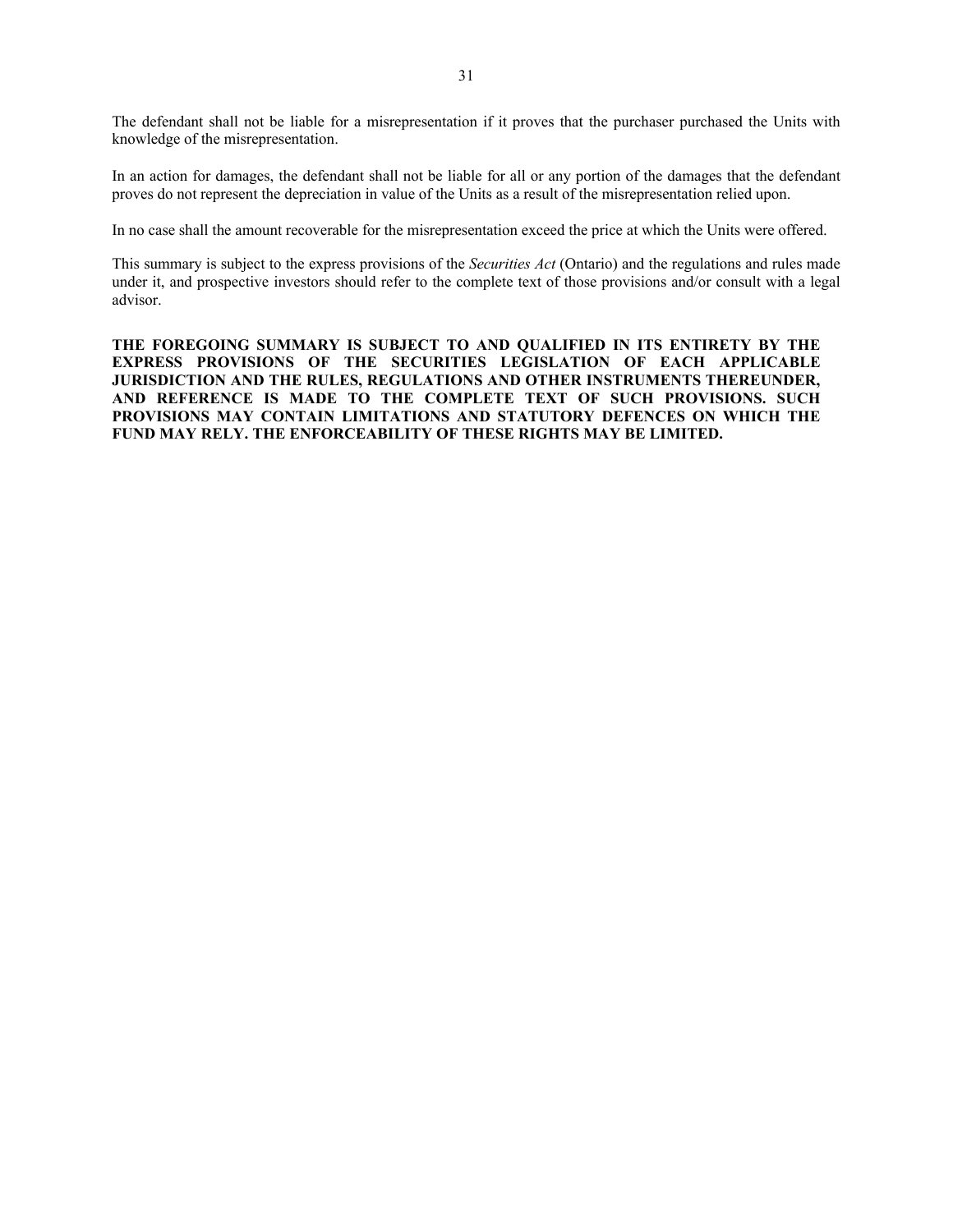The defendant shall not be liable for a misrepresentation if it proves that the purchaser purchased the Units with knowledge of the misrepresentation.

In an action for damages, the defendant shall not be liable for all or any portion of the damages that the defendant proves do not represent the depreciation in value of the Units as a result of the misrepresentation relied upon.

In no case shall the amount recoverable for the misrepresentation exceed the price at which the Units were offered.

This summary is subject to the express provisions of the *Securities Act* (Ontario) and the regulations and rules made under it, and prospective investors should refer to the complete text of those provisions and/or consult with a legal advisor.

**THE FOREGOING SUMMARY IS SUBJECT TO AND QUALIFIED IN ITS ENTIRETY BY THE EXPRESS PROVISIONS OF THE SECURITIES LEGISLATION OF EACH APPLICABLE JURISDICTION AND THE RULES, REGULATIONS AND OTHER INSTRUMENTS THEREUNDER, AND REFERENCE IS MADE TO THE COMPLETE TEXT OF SUCH PROVISIONS. SUCH PROVISIONS MAY CONTAIN LIMITATIONS AND STATUTORY DEFENCES ON WHICH THE FUND MAY RELY. THE ENFORCEABILITY OF THESE RIGHTS MAY BE LIMITED.**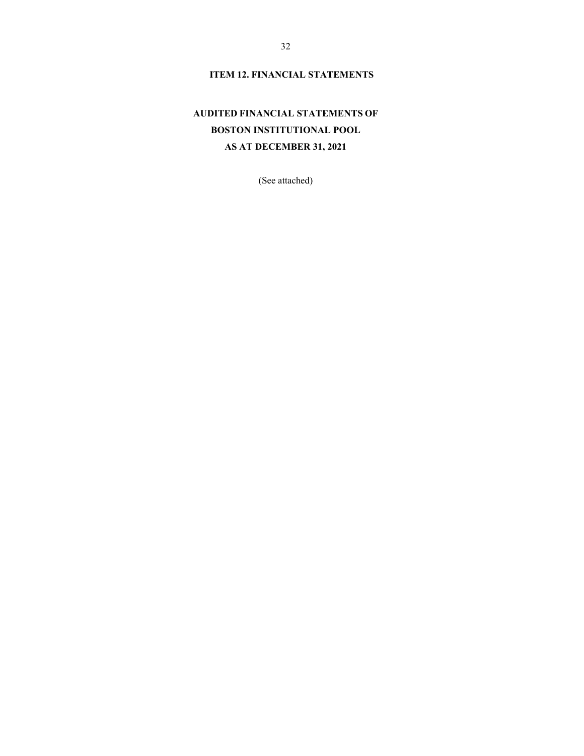## ITEM 12. FINANCIAL STATEMENTS

## AUDITED FINANCIAL STATEMENTS OF BOSTON INSTITUTIONAL POOL AS AT DECEMBER 31, 2021

(See attached)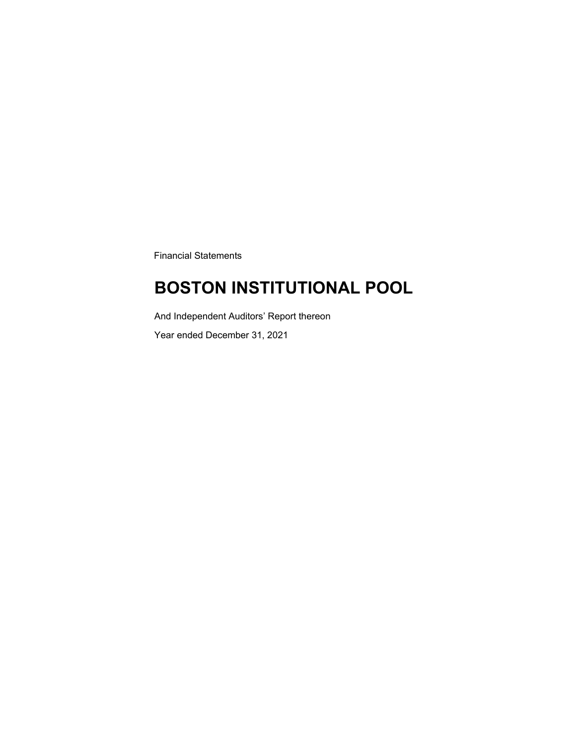Financial Statements

# BOSTON INSTITUTIONAL POOL

And Independent Auditors' Report thereon

Year ended December 31, 2021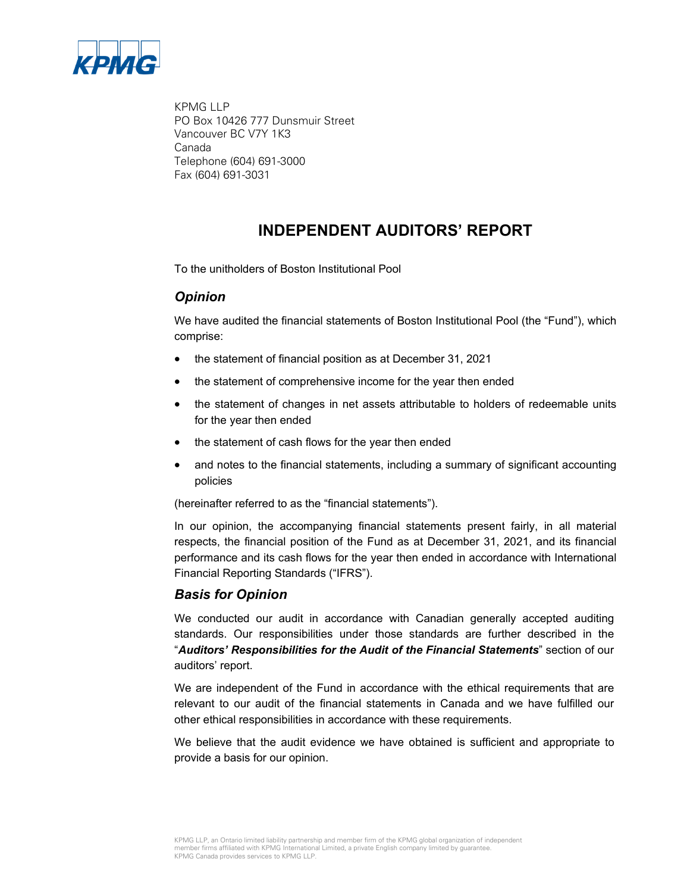KPMG LLP
PO Box 10426 777 Dunsmuir Street
Vancouver BC V7Y 1K3
Canada
Telephone (604) 691-3000
Fax (604) 691-3031

# INDEPENDENT AUDITORS' REPORT

To the unitholders of Boston Institutional Pool

## *Opinion*

We have audited the financial statements of Boston Institutional Pool (the "Fund"), which comprise:

- the statement of financial position as at December 31, 2021
- the statement of comprehensive income for the year then ended
- the statement of changes in net assets attributable to holders of redeemable units for the year then ended
- the statement of cash flows for the year then ended
- and notes to the financial statements, including a summary of significant accounting policies

(hereinafter referred to as the "financial statements").

In our opinion, the accompanying financial statements present fairly, in all material respects, the financial position of the Fund as at December 31, 2021, and its financial performance and its cash flows for the year then ended in accordance with International Financial Reporting Standards ("IFRS").

## *Basis for Opinion*

We conducted our audit in accordance with Canadian generally accepted auditing standards. Our responsibilities under those standards are further described in the "***Auditors' Responsibilities for the Audit of the Financial Statements***" section of our auditors' report.

We are independent of the Fund in accordance with the ethical requirements that are relevant to our audit of the financial statements in Canada and we have fulfilled our other ethical responsibilities in accordance with these requirements.

We believe that the audit evidence we have obtained is sufficient and appropriate to provide a basis for our opinion.

KPMG LLP, an Ontario limited liability partnership and member firm of the KPMG global organization of independent member firms affiliated with KPMG International Limited, a private English company limited by guarantee.
KPMG Canada provides services to KPMG LLP.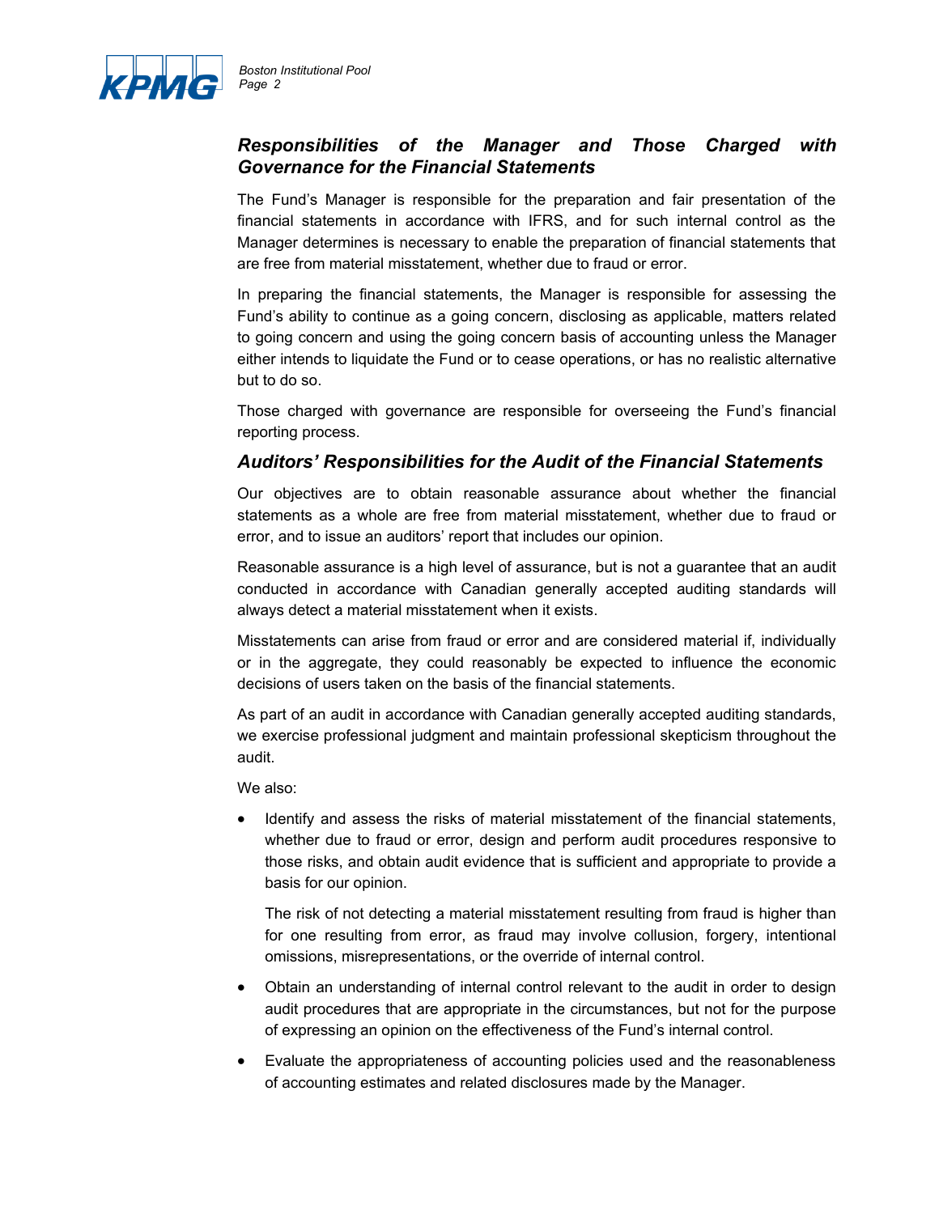## *Responsibilities of the Manager and Those Charged with Governance for the Financial Statements*

The Fund's Manager is responsible for the preparation and fair presentation of the financial statements in accordance with IFRS, and for such internal control as the Manager determines is necessary to enable the preparation of financial statements that are free from material misstatement, whether due to fraud or error.

In preparing the financial statements, the Manager is responsible for assessing the Fund's ability to continue as a going concern, disclosing as applicable, matters related to going concern and using the going concern basis of accounting unless the Manager either intends to liquidate the Fund or to cease operations, or has no realistic alternative but to do so.

Those charged with governance are responsible for overseeing the Fund's financial reporting process.

## *Auditors' Responsibilities for the Audit of the Financial Statements*

Our objectives are to obtain reasonable assurance about whether the financial statements as a whole are free from material misstatement, whether due to fraud or error, and to issue an auditors' report that includes our opinion.

Reasonable assurance is a high level of assurance, but is not a guarantee that an audit conducted in accordance with Canadian generally accepted auditing standards will always detect a material misstatement when it exists.

Misstatements can arise from fraud or error and are considered material if, individually or in the aggregate, they could reasonably be expected to influence the economic decisions of users taken on the basis of the financial statements.

As part of an audit in accordance with Canadian generally accepted auditing standards, we exercise professional judgment and maintain professional skepticism throughout the audit.

We also:

- Identify and assess the risks of material misstatement of the financial statements, whether due to fraud or error, design and perform audit procedures responsive to those risks, and obtain audit evidence that is sufficient and appropriate to provide a basis for our opinion.

  The risk of not detecting a material misstatement resulting from fraud is higher than for one resulting from error, as fraud may involve collusion, forgery, intentional omissions, misrepresentations, or the override of internal control.

- Obtain an understanding of internal control relevant to the audit in order to design audit procedures that are appropriate in the circumstances, but not for the purpose of expressing an opinion on the effectiveness of the Fund's internal control.

- Evaluate the appropriateness of accounting policies used and the reasonableness of accounting estimates and related disclosures made by the Manager.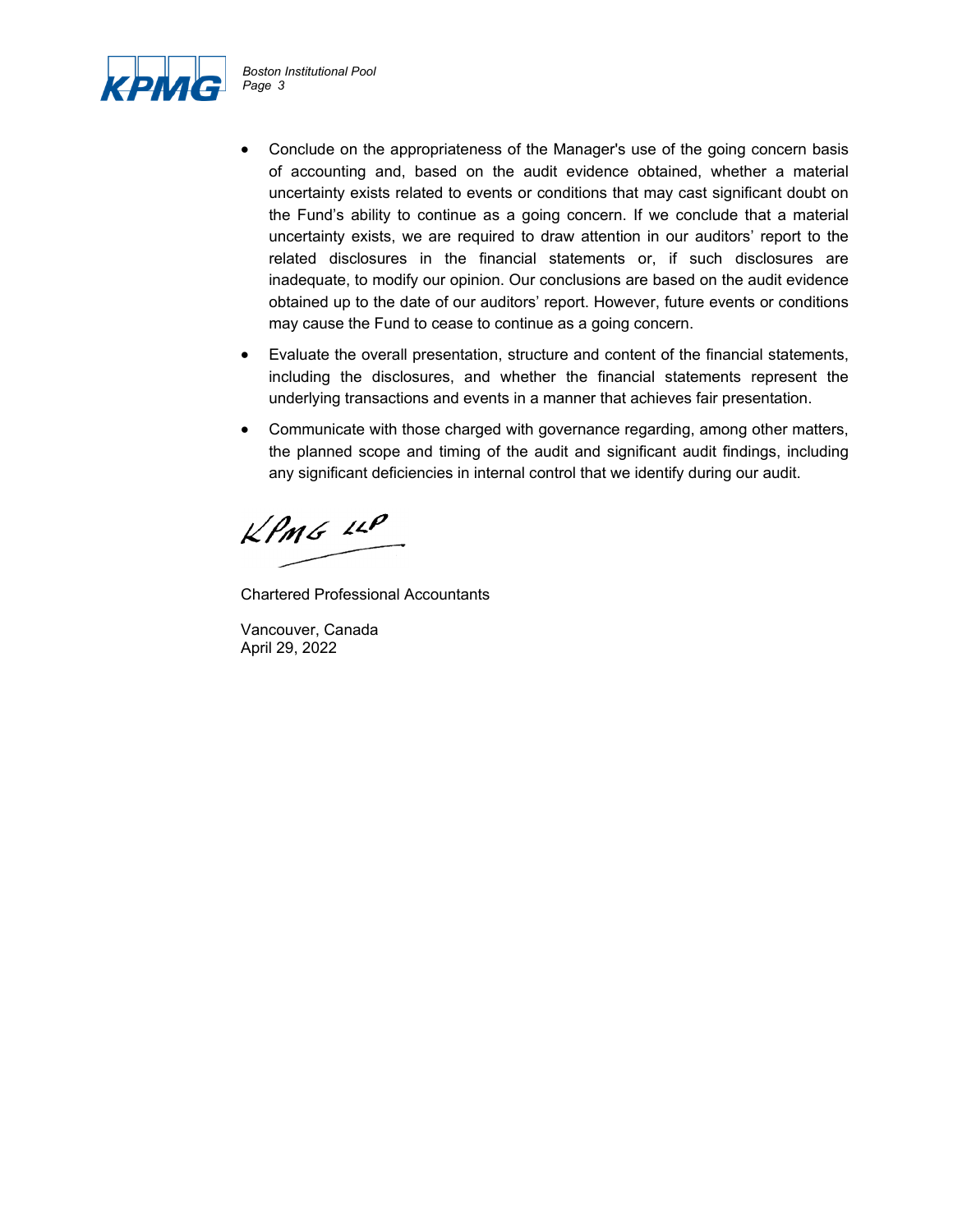- Conclude on the appropriateness of the Manager's use of the going concern basis of accounting and, based on the audit evidence obtained, whether a material uncertainty exists related to events or conditions that may cast significant doubt on the Fund's ability to continue as a going concern. If we conclude that a material uncertainty exists, we are required to draw attention in our auditors' report to the related disclosures in the financial statements or, if such disclosures are inadequate, to modify our opinion. Our conclusions are based on the audit evidence obtained up to the date of our auditors' report. However, future events or conditions may cause the Fund to cease to continue as a going concern.
- Evaluate the overall presentation, structure and content of the financial statements, including the disclosures, and whether the financial statements represent the underlying transactions and events in a manner that achieves fair presentation.
- Communicate with those charged with governance regarding, among other matters, the planned scope and timing of the audit and significant audit findings, including any significant deficiencies in internal control that we identify during our audit.

KPMG LLP

Chartered Professional Accountants

Vancouver, Canada
April 29, 2022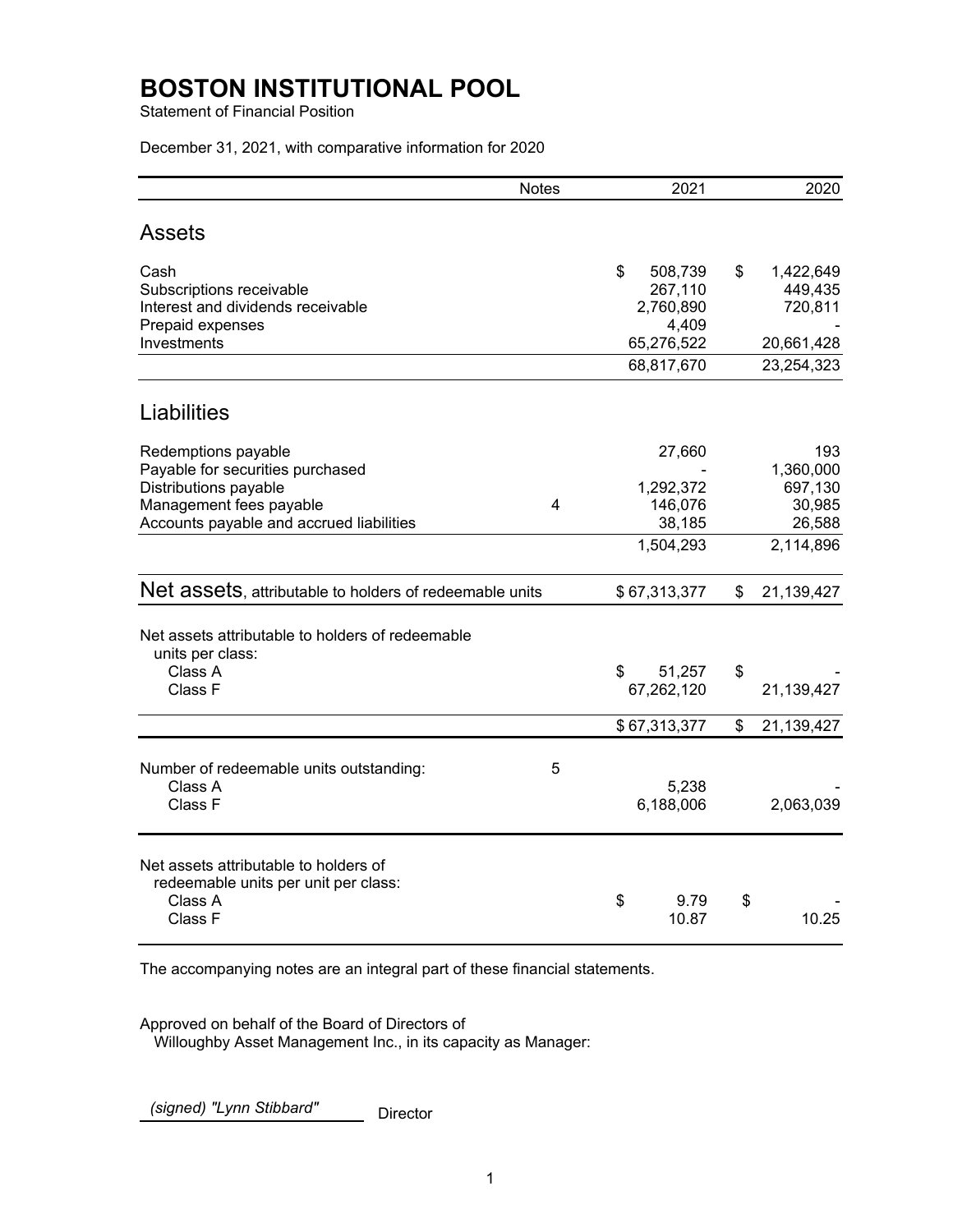# BOSTON INSTITUTIONAL POOL

Statement of Financial Position

December 31, 2021, with comparative information for 2020

| | Notes | 2021 | 2020 |
|---|---|---|---|
| **Assets** | | | |
| Cash | | $ 508,739 | $ 1,422,649 |
| Subscriptions receivable | | 267,110 | 449,435 |
| Interest and dividends receivable | | 2,760,890 | 720,811 |
| Prepaid expenses | | 4,409 | - |
| Investments | | 65,276,522 | 20,661,428 |
| | | 68,817,670 | 23,254,323 |
| **Liabilities** | | | |
| Redemptions payable | | 27,660 | 193 |
| Payable for securities purchased | | - | 1,360,000 |
| Distributions payable | | 1,292,372 | 697,130 |
| Management fees payable | 4 | 146,076 | 30,985 |
| Accounts payable and accrued liabilities | | 38,185 | 26,588 |
| | | 1,504,293 | 2,114,896 |
| **Net assets**, attributable to holders of redeemable units | | $ 67,313,377 | $ 21,139,427 |
| Net assets attributable to holders of redeemable units per class: | | | |
| Class A | | $ 51,257 | $ - |
| Class F | | 67,262,120 | 21,139,427 |
| | | $ 67,313,377 | $ 21,139,427 |
| Number of redeemable units outstanding: | 5 | | |
| Class A | | 5,238 | - |
| Class F | | 6,188,006 | 2,063,039 |
| Net assets attributable to holders of redeemable units per unit per class: | | | |
| Class A | | $ 9.79 | $ - |
| Class F | | 10.87 | 10.25 |

The accompanying notes are an integral part of these financial statements.

Approved on behalf of the Board of Directors of
Willoughby Asset Management Inc., in its capacity as Manager:

*(signed) "Lynn Stibbard"* Director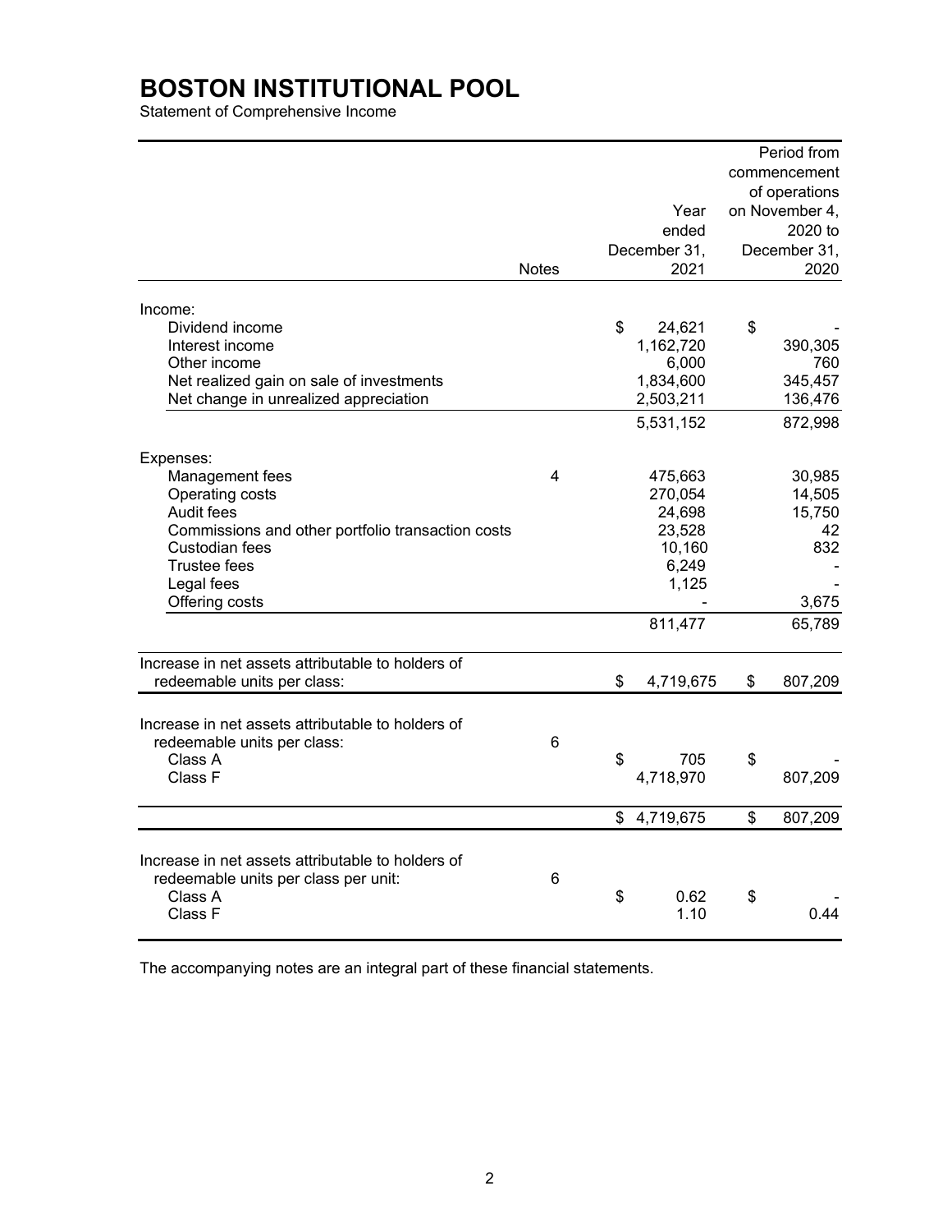# BOSTON INSTITUTIONAL POOL

Statement of Comprehensive Income

| | Notes | Year ended December 31, 2021 | Period from commencement of operations on November 4, 2020 to December 31, 2020 |
|---|---|---|---|
| Income: | | | |
| Dividend income | | $ 24,621 | $ - |
| Interest income | | 1,162,720 | 390,305 |
| Other income | | 6,000 | 760 |
| Net realized gain on sale of investments | | 1,834,600 | 345,457 |
| Net change in unrealized appreciation | | 2,503,211 | 136,476 |
| | | 5,531,152 | 872,998 |
| Expenses: | | | |
| Management fees | 4 | 475,663 | 30,985 |
| Operating costs | | 270,054 | 14,505 |
| Audit fees | | 24,698 | 15,750 |
| Commissions and other portfolio transaction costs | | 23,528 | 42 |
| Custodian fees | | 10,160 | 832 |
| Trustee fees | | 6,249 | - |
| Legal fees | | 1,125 | - |
| Offering costs | | - | 3,675 |
| | | 811,477 | 65,789 |
| Increase in net assets attributable to holders of redeemable units per class: | | $ 4,719,675 | $ 807,209 |
| Increase in net assets attributable to holders of redeemable units per class: | 6 | | |
| Class A | | $ 705 | $ - |
| Class F | | 4,718,970 | 807,209 |
| | | $ 4,719,675 | $ 807,209 |
| Increase in net assets attributable to holders of redeemable units per class per unit: | 6 | | |
| Class A | | $ 0.62 | $ - |
| Class F | | 1.10 | 0.44 |

The accompanying notes are an integral part of these financial statements.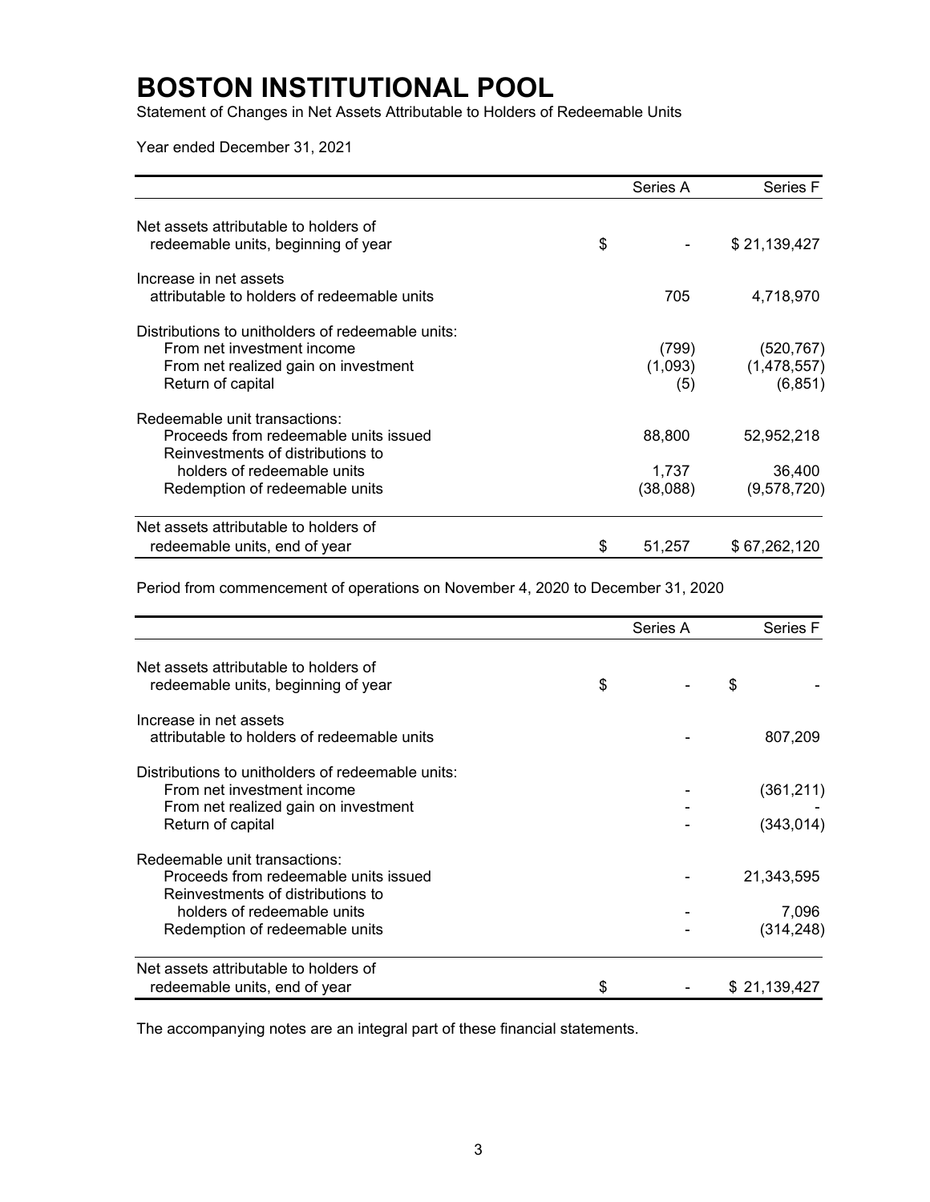# BOSTON INSTITUTIONAL POOL

Statement of Changes in Net Assets Attributable to Holders of Redeemable Units

Year ended December 31, 2021

| | Series A | Series F |
|---|---|---|
| Net assets attributable to holders of redeemable units, beginning of year | $ - | $ 21,139,427 |
| Increase in net assets attributable to holders of redeemable units | 705 | 4,718,970 |
| Distributions to unitholders of redeemable units: | | |
| From net investment income | (799) | (520,767) |
| From net realized gain on investment | (1,093) | (1,478,557) |
| Return of capital | (5) | (6,851) |
| Redeemable unit transactions: | | |
| Proceeds from redeemable units issued | 88,800 | 52,952,218 |
| Reinvestments of distributions to holders of redeemable units | 1,737 | 36,400 |
| Redemption of redeemable units | (38,088) | (9,578,720) |
| Net assets attributable to holders of redeemable units, end of year | $ 51,257 | $ 67,262,120 |

Period from commencement of operations on November 4, 2020 to December 31, 2020

| | Series A | Series F |
|---|---|---|
| Net assets attributable to holders of redeemable units, beginning of year | $ - | $ - |
| Increase in net assets attributable to holders of redeemable units | - | 807,209 |
| Distributions to unitholders of redeemable units: | | |
| From net investment income | - | (361,211) |
| From net realized gain on investment | - | - |
| Return of capital | - | (343,014) |
| Redeemable unit transactions: | | |
| Proceeds from redeemable units issued | - | 21,343,595 |
| Reinvestments of distributions to holders of redeemable units | - | 7,096 |
| Redemption of redeemable units | - | (314,248) |
| Net assets attributable to holders of redeemable units, end of year | $ - | $ 21,139,427 |

The accompanying notes are an integral part of these financial statements.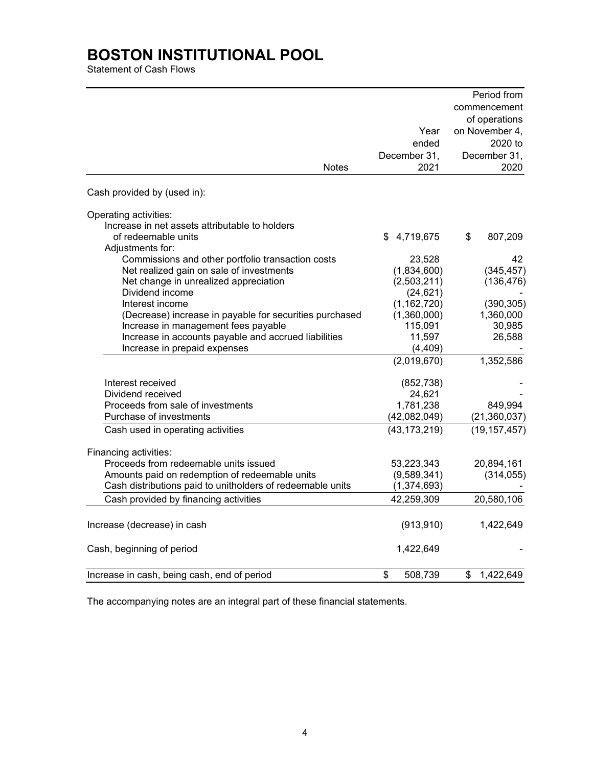# BOSTON INSTITUTIONAL POOL

Statement of Cash Flows

| | Notes | Year ended December 31, 2021 | Period from commencement of operations on November 4, 2020 to December 31, 2020 |
|---|---|---|---|
| Cash provided by (used in): | | | |
| Operating activities: | | | |
| Increase in net assets attributable to holders of redeemable units | | $ 4,719,675 | $ 807,209 |
| Adjustments for: | | | |
| Commissions and other portfolio transaction costs | | 23,528 | 42 |
| Net realized gain on sale of investments | | (1,834,600) | (345,457) |
| Net change in unrealized appreciation | | (2,503,211) | (136,476) |
| Dividend income | | (24,621) | - |
| Interest income | | (1,162,720) | (390,305) |
| (Decrease) increase in payable for securities purchased | | (1,360,000) | 1,360,000 |
| Increase in management fees payable | | 115,091 | 30,985 |
| Increase in accounts payable and accrued liabilities | | 11,597 | 26,588 |
| Increase in prepaid expenses | | (4,409) | - |
| | | (2,019,670) | 1,352,586 |
| Interest received | | (852,738) | - |
| Dividend received | | 24,621 | - |
| Proceeds from sale of investments | | 1,781,238 | 849,994 |
| Purchase of investments | | (42,082,049) | (21,360,037) |
| Cash used in operating activities | | (43,173,219) | (19,157,457) |
| Financing activities: | | | |
| Proceeds from redeemable units issued | | 53,223,343 | 20,894,161 |
| Amounts paid on redemption of redeemable units | | (9,589,341) | (314,055) |
| Cash distributions paid to unitholders of redeemable units | | (1,374,693) | - |
| Cash provided by financing activities | | 42,259,309 | 20,580,106 |
| Increase (decrease) in cash | | (913,910) | 1,422,649 |
| Cash, beginning of period | | 1,422,649 | - |
| Increase in cash, being cash, end of period | | $ 508,739 | $ 1,422,649 |

The accompanying notes are an integral part of these financial statements.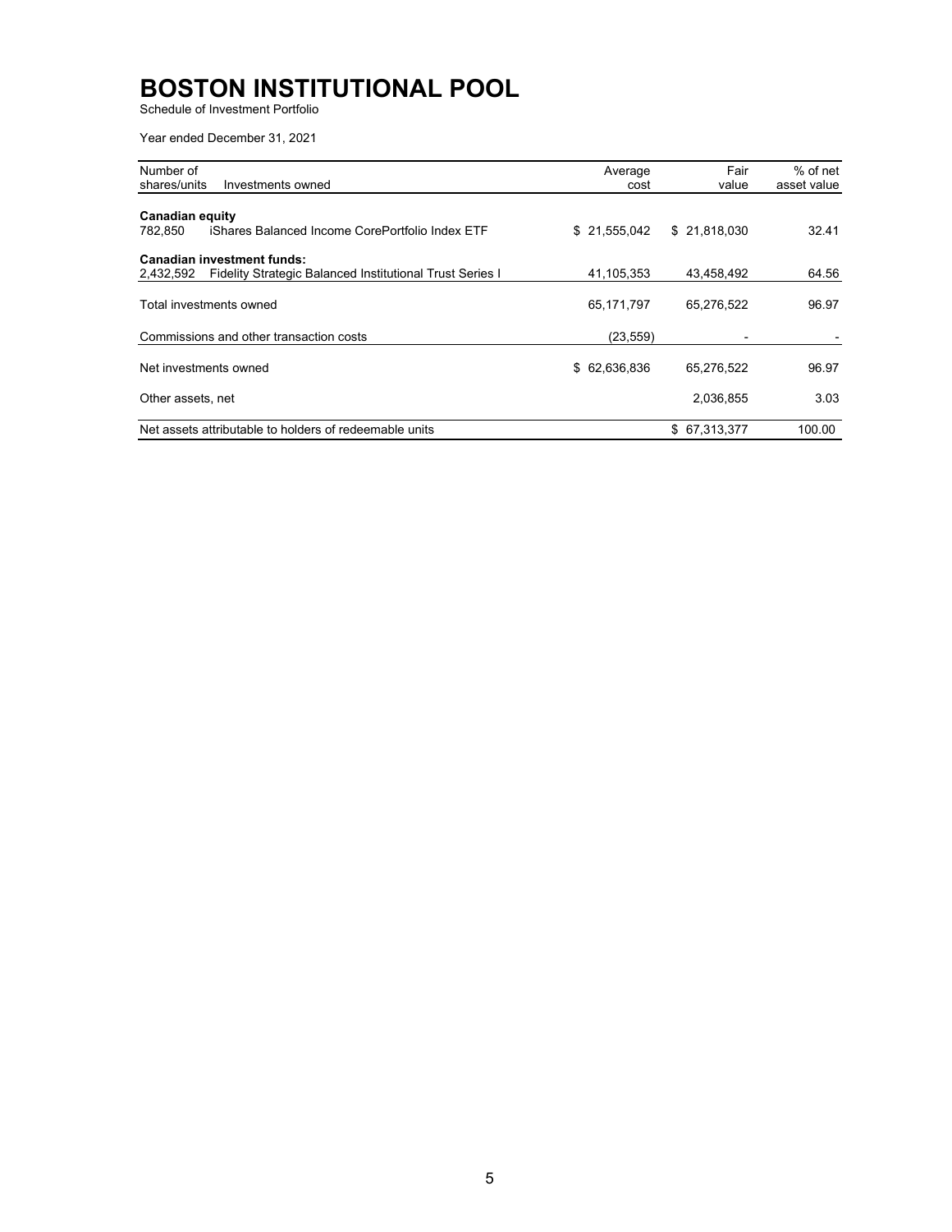# BOSTON INSTITUTIONAL POOL

Schedule of Investment Portfolio

Year ended December 31, 2021

| Number of shares/units | Investments owned | Average cost | Fair value | % of net asset value |
|---|---|---|---|---|
| **Canadian equity** | | | | |
| 782,850 | iShares Balanced Income CorePortfolio Index ETF | $ 21,555,042 | $ 21,818,030 | 32.41 |
| **Canadian investment funds:** | | | | |
| 2,432,592 | Fidelity Strategic Balanced Institutional Trust Series I | 41,105,353 | 43,458,492 | 64.56 |
| Total investments owned | | 65,171,797 | 65,276,522 | 96.97 |
| Commissions and other transaction costs | | (23,559) | - | - |
| Net investments owned | | $ 62,636,836 | 65,276,522 | 96.97 |
| Other assets, net | | | 2,036,855 | 3.03 |
| Net assets attributable to holders of redeemable units | | | $ 67,313,377 | 100.00 |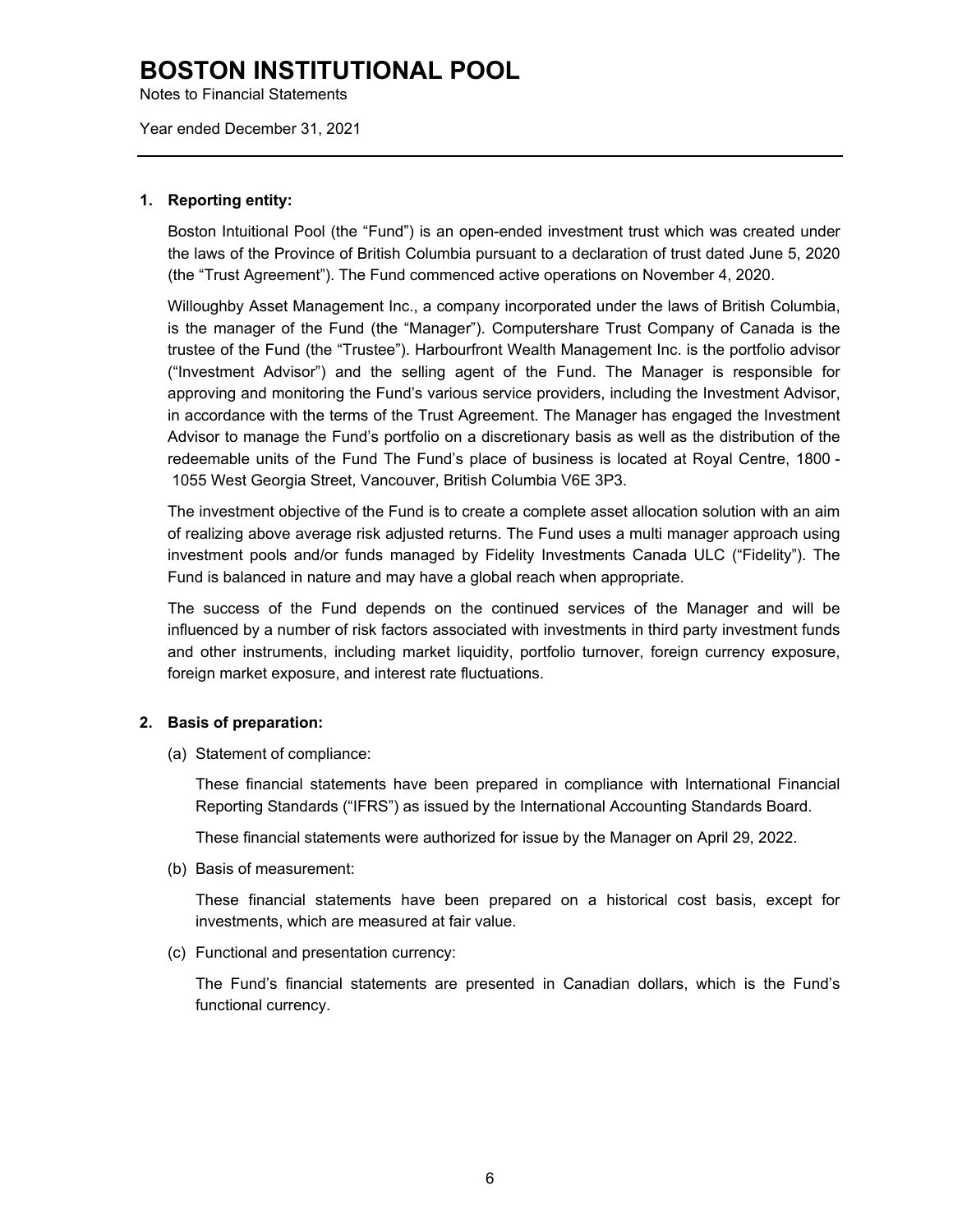# BOSTON INSTITUTIONAL POOL

Notes to Financial Statements

Year ended December 31, 2021

## 1. Reporting entity:

Boston Intuitional Pool (the "Fund") is an open-ended investment trust which was created under the laws of the Province of British Columbia pursuant to a declaration of trust dated June 5, 2020 (the "Trust Agreement"). The Fund commenced active operations on November 4, 2020.

Willoughby Asset Management Inc., a company incorporated under the laws of British Columbia, is the manager of the Fund (the "Manager"). Computershare Trust Company of Canada is the trustee of the Fund (the "Trustee"). Harbourfront Wealth Management Inc. is the portfolio advisor ("Investment Advisor") and the selling agent of the Fund. The Manager is responsible for approving and monitoring the Fund's various service providers, including the Investment Advisor, in accordance with the terms of the Trust Agreement. The Manager has engaged the Investment Advisor to manage the Fund's portfolio on a discretionary basis as well as the distribution of the redeemable units of the Fund The Fund's place of business is located at Royal Centre, 1800 - 1055 West Georgia Street, Vancouver, British Columbia V6E 3P3.

The investment objective of the Fund is to create a complete asset allocation solution with an aim of realizing above average risk adjusted returns. The Fund uses a multi manager approach using investment pools and/or funds managed by Fidelity Investments Canada ULC ("Fidelity"). The Fund is balanced in nature and may have a global reach when appropriate.

The success of the Fund depends on the continued services of the Manager and will be influenced by a number of risk factors associated with investments in third party investment funds and other instruments, including market liquidity, portfolio turnover, foreign currency exposure, foreign market exposure, and interest rate fluctuations.

## 2. Basis of preparation:

(a) Statement of compliance:

These financial statements have been prepared in compliance with International Financial Reporting Standards ("IFRS") as issued by the International Accounting Standards Board.

These financial statements were authorized for issue by the Manager on April 29, 2022.

(b) Basis of measurement:

These financial statements have been prepared on a historical cost basis, except for investments, which are measured at fair value.

(c) Functional and presentation currency:

The Fund's financial statements are presented in Canadian dollars, which is the Fund's functional currency.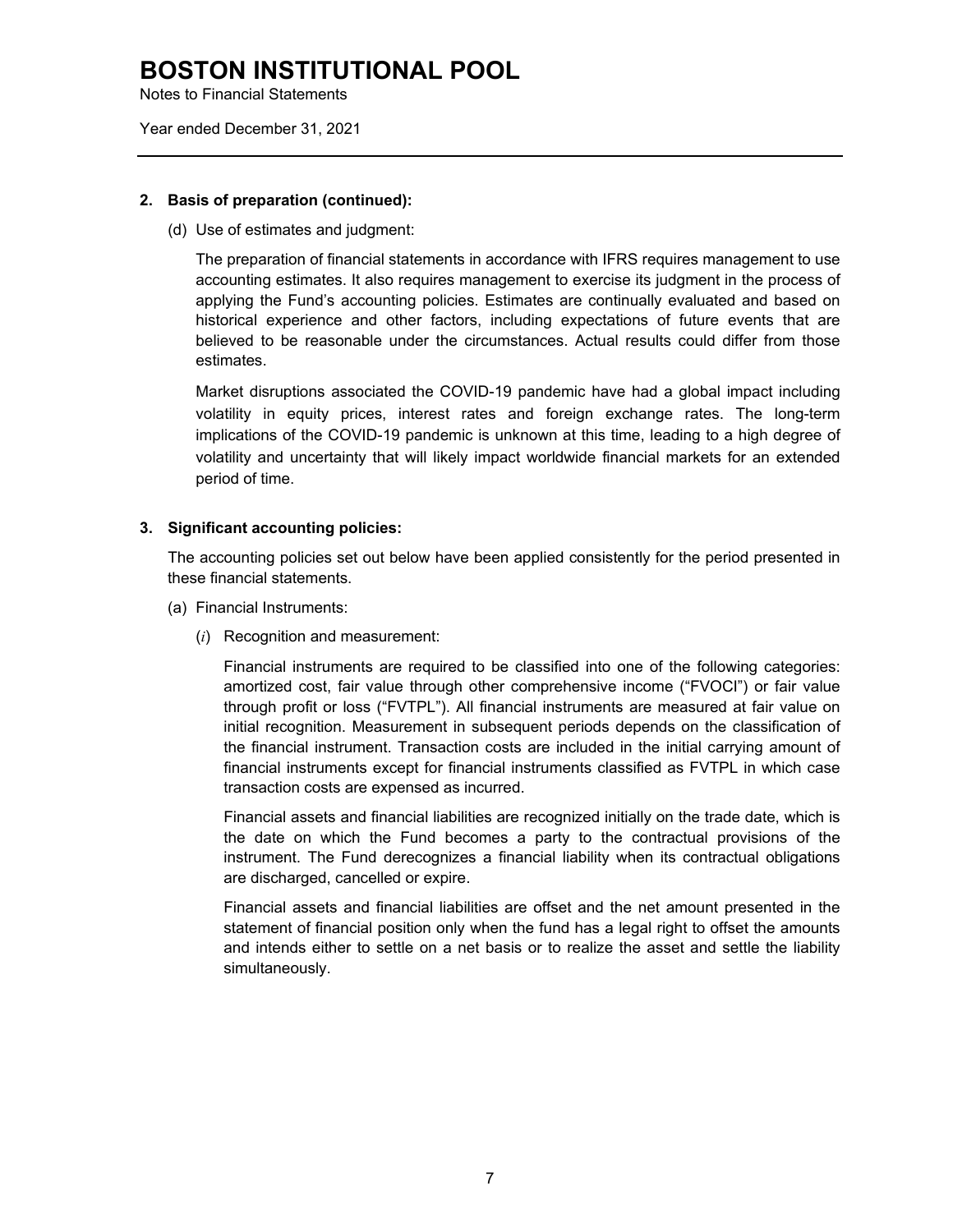**2. Basis of preparation (continued):**

(d) Use of estimates and judgment:

The preparation of financial statements in accordance with IFRS requires management to use accounting estimates. It also requires management to exercise its judgment in the process of applying the Fund's accounting policies. Estimates are continually evaluated and based on historical experience and other factors, including expectations of future events that are believed to be reasonable under the circumstances. Actual results could differ from those estimates.

Market disruptions associated the COVID-19 pandemic have had a global impact including volatility in equity prices, interest rates and foreign exchange rates. The long-term implications of the COVID-19 pandemic is unknown at this time, leading to a high degree of volatility and uncertainty that will likely impact worldwide financial markets for an extended period of time.

**3. Significant accounting policies:**

The accounting policies set out below have been applied consistently for the period presented in these financial statements.

(a) Financial Instruments:

(*i*) Recognition and measurement:

Financial instruments are required to be classified into one of the following categories: amortized cost, fair value through other comprehensive income ("FVOCI") or fair value through profit or loss ("FVTPL"). All financial instruments are measured at fair value on initial recognition. Measurement in subsequent periods depends on the classification of the financial instrument. Transaction costs are included in the initial carrying amount of financial instruments except for financial instruments classified as FVTPL in which case transaction costs are expensed as incurred.

Financial assets and financial liabilities are recognized initially on the trade date, which is the date on which the Fund becomes a party to the contractual provisions of the instrument. The Fund derecognizes a financial liability when its contractual obligations are discharged, cancelled or expire.

Financial assets and financial liabilities are offset and the net amount presented in the statement of financial position only when the fund has a legal right to offset the amounts and intends either to settle on a net basis or to realize the asset and settle the liability simultaneously.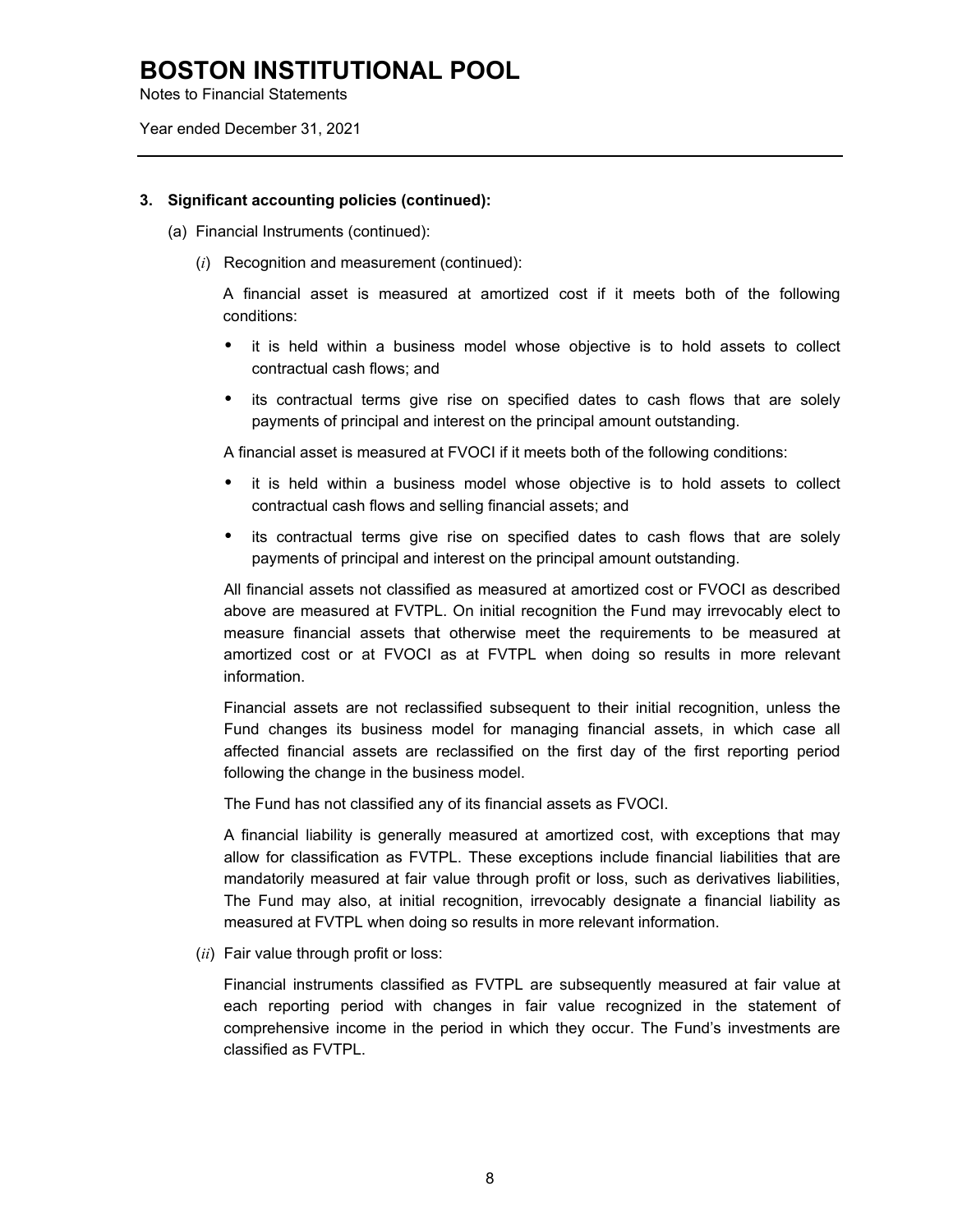### 3. Significant accounting policies (continued):

(a) Financial Instruments (continued):

(*i*) Recognition and measurement (continued):

A financial asset is measured at amortized cost if it meets both of the following conditions:

- it is held within a business model whose objective is to hold assets to collect contractual cash flows; and
- its contractual terms give rise on specified dates to cash flows that are solely payments of principal and interest on the principal amount outstanding.

A financial asset is measured at FVOCI if it meets both of the following conditions:

- it is held within a business model whose objective is to hold assets to collect contractual cash flows and selling financial assets; and
- its contractual terms give rise on specified dates to cash flows that are solely payments of principal and interest on the principal amount outstanding.

All financial assets not classified as measured at amortized cost or FVOCI as described above are measured at FVTPL. On initial recognition the Fund may irrevocably elect to measure financial assets that otherwise meet the requirements to be measured at amortized cost or at FVOCI as at FVTPL when doing so results in more relevant information.

Financial assets are not reclassified subsequent to their initial recognition, unless the Fund changes its business model for managing financial assets, in which case all affected financial assets are reclassified on the first day of the first reporting period following the change in the business model.

The Fund has not classified any of its financial assets as FVOCI.

A financial liability is generally measured at amortized cost, with exceptions that may allow for classification as FVTPL. These exceptions include financial liabilities that are mandatorily measured at fair value through profit or loss, such as derivatives liabilities, The Fund may also, at initial recognition, irrevocably designate a financial liability as measured at FVTPL when doing so results in more relevant information.

(*ii*) Fair value through profit or loss:

Financial instruments classified as FVTPL are subsequently measured at fair value at each reporting period with changes in fair value recognized in the statement of comprehensive income in the period in which they occur. The Fund's investments are classified as FVTPL.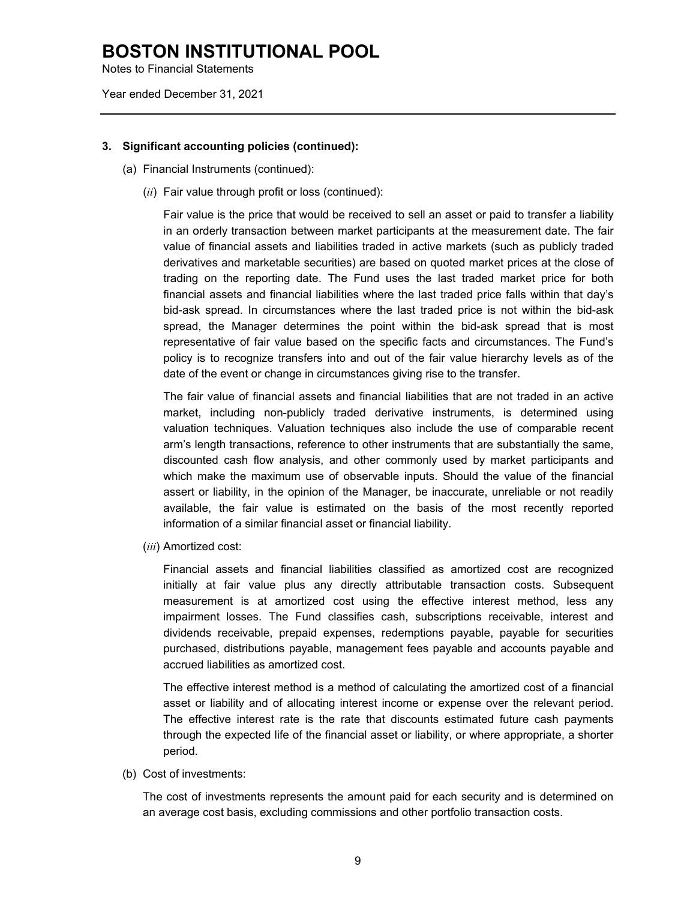# BOSTON INSTITUTIONAL POOL

Notes to Financial Statements

Year ended December 31, 2021

## 3. Significant accounting policies (continued):

(a) Financial Instruments (continued):

(*ii*) Fair value through profit or loss (continued):

Fair value is the price that would be received to sell an asset or paid to transfer a liability in an orderly transaction between market participants at the measurement date. The fair value of financial assets and liabilities traded in active markets (such as publicly traded derivatives and marketable securities) are based on quoted market prices at the close of trading on the reporting date. The Fund uses the last traded market price for both financial assets and financial liabilities where the last traded price falls within that day's bid-ask spread. In circumstances where the last traded price is not within the bid-ask spread, the Manager determines the point within the bid-ask spread that is most representative of fair value based on the specific facts and circumstances. The Fund's policy is to recognize transfers into and out of the fair value hierarchy levels as of the date of the event or change in circumstances giving rise to the transfer.

The fair value of financial assets and financial liabilities that are not traded in an active market, including non-publicly traded derivative instruments, is determined using valuation techniques. Valuation techniques also include the use of comparable recent arm's length transactions, reference to other instruments that are substantially the same, discounted cash flow analysis, and other commonly used by market participants and which make the maximum use of observable inputs. Should the value of the financial assert or liability, in the opinion of the Manager, be inaccurate, unreliable or not readily available, the fair value is estimated on the basis of the most recently reported information of a similar financial asset or financial liability.

(*iii*) Amortized cost:

Financial assets and financial liabilities classified as amortized cost are recognized initially at fair value plus any directly attributable transaction costs. Subsequent measurement is at amortized cost using the effective interest method, less any impairment losses. The Fund classifies cash, subscriptions receivable, interest and dividends receivable, prepaid expenses, redemptions payable, payable for securities purchased, distributions payable, management fees payable and accounts payable and accrued liabilities as amortized cost.

The effective interest method is a method of calculating the amortized cost of a financial asset or liability and of allocating interest income or expense over the relevant period. The effective interest rate is the rate that discounts estimated future cash payments through the expected life of the financial asset or liability, or where appropriate, a shorter period.

(b) Cost of investments:

The cost of investments represents the amount paid for each security and is determined on an average cost basis, excluding commissions and other portfolio transaction costs.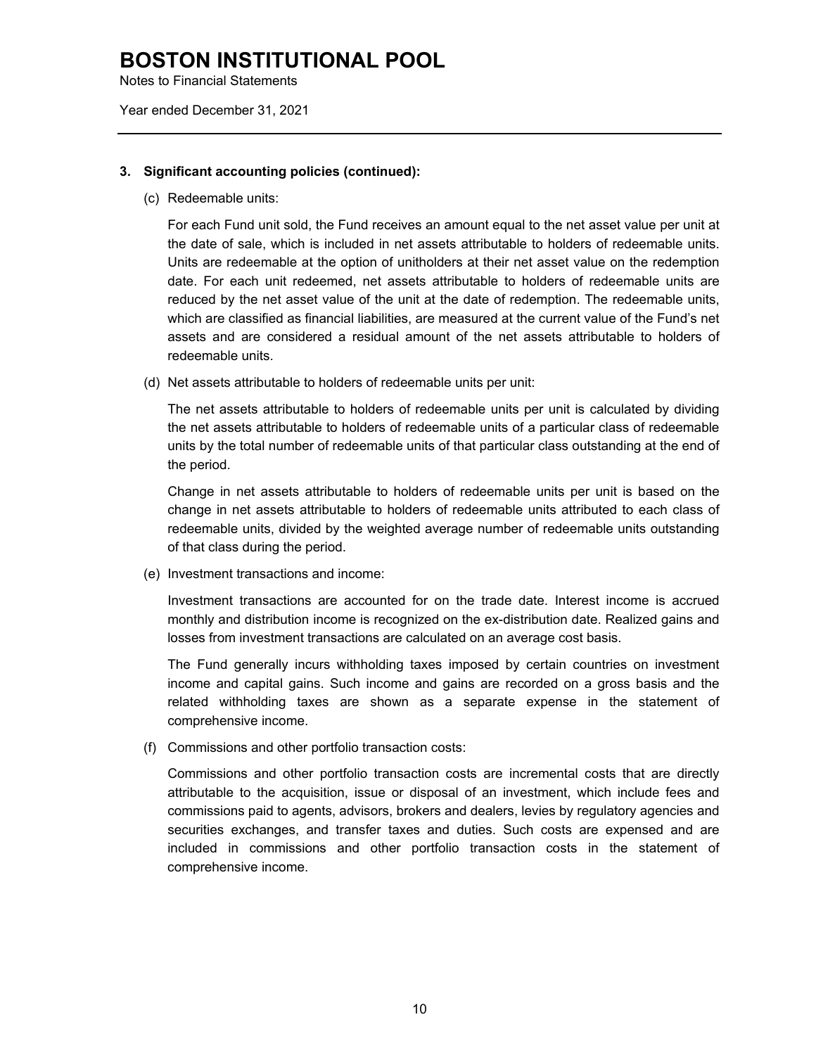### 3. Significant accounting policies (continued):

(c) Redeemable units:

For each Fund unit sold, the Fund receives an amount equal to the net asset value per unit at the date of sale, which is included in net assets attributable to holders of redeemable units. Units are redeemable at the option of unitholders at their net asset value on the redemption date. For each unit redeemed, net assets attributable to holders of redeemable units are reduced by the net asset value of the unit at the date of redemption. The redeemable units, which are classified as financial liabilities, are measured at the current value of the Fund's net assets and are considered a residual amount of the net assets attributable to holders of redeemable units.

(d) Net assets attributable to holders of redeemable units per unit:

The net assets attributable to holders of redeemable units per unit is calculated by dividing the net assets attributable to holders of redeemable units of a particular class of redeemable units by the total number of redeemable units of that particular class outstanding at the end of the period.

Change in net assets attributable to holders of redeemable units per unit is based on the change in net assets attributable to holders of redeemable units attributed to each class of redeemable units, divided by the weighted average number of redeemable units outstanding of that class during the period.

(e) Investment transactions and income:

Investment transactions are accounted for on the trade date. Interest income is accrued monthly and distribution income is recognized on the ex-distribution date. Realized gains and losses from investment transactions are calculated on an average cost basis.

The Fund generally incurs withholding taxes imposed by certain countries on investment income and capital gains. Such income and gains are recorded on a gross basis and the related withholding taxes are shown as a separate expense in the statement of comprehensive income.

(f) Commissions and other portfolio transaction costs:

Commissions and other portfolio transaction costs are incremental costs that are directly attributable to the acquisition, issue or disposal of an investment, which include fees and commissions paid to agents, advisors, brokers and dealers, levies by regulatory agencies and securities exchanges, and transfer taxes and duties. Such costs are expensed and are included in commissions and other portfolio transaction costs in the statement of comprehensive income.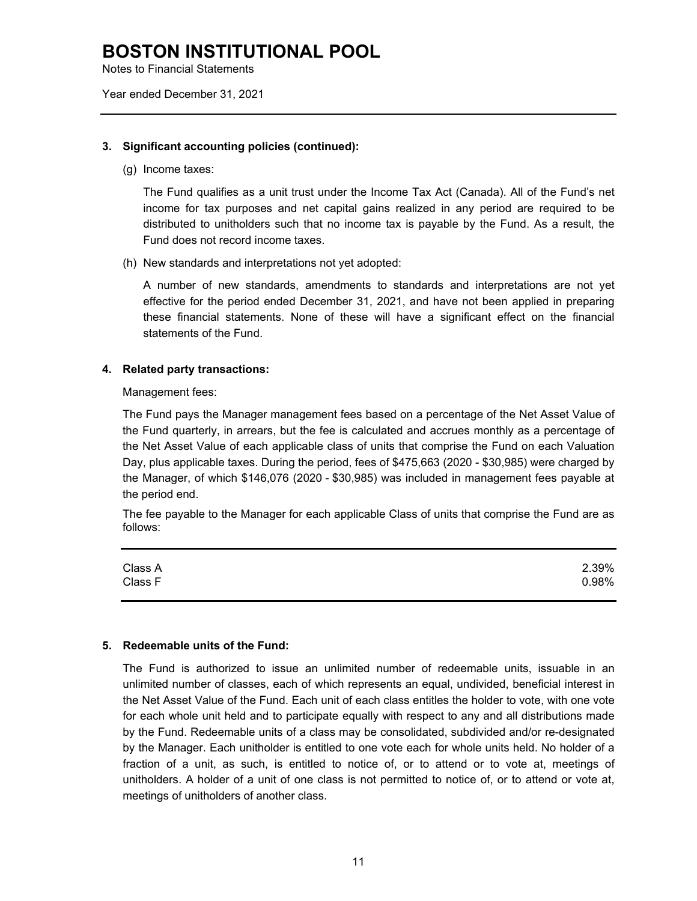# BOSTON INSTITUTIONAL POOL

Notes to Financial Statements

Year ended December 31, 2021

---

**3. Significant accounting policies (continued):**

(g) Income taxes:

The Fund qualifies as a unit trust under the Income Tax Act (Canada). All of the Fund's net income for tax purposes and net capital gains realized in any period are required to be distributed to unitholders such that no income tax is payable by the Fund. As a result, the Fund does not record income taxes.

(h) New standards and interpretations not yet adopted:

A number of new standards, amendments to standards and interpretations are not yet effective for the period ended December 31, 2021, and have not been applied in preparing these financial statements. None of these will have a significant effect on the financial statements of the Fund.

**4. Related party transactions:**

Management fees:

The Fund pays the Manager management fees based on a percentage of the Net Asset Value of the Fund quarterly, in arrears, but the fee is calculated and accrues monthly as a percentage of the Net Asset Value of each applicable class of units that comprise the Fund on each Valuation Day, plus applicable taxes. During the period, fees of $475,663 (2020 - $30,985) were charged by the Manager, of which $146,076 (2020 - $30,985) was included in management fees payable at the period end.

The fee payable to the Manager for each applicable Class of units that comprise the Fund are as follows:

| | |
|---|---|
| Class A | 2.39% |
| Class F | 0.98% |

**5. Redeemable units of the Fund:**

The Fund is authorized to issue an unlimited number of redeemable units, issuable in an unlimited number of classes, each of which represents an equal, undivided, beneficial interest in the Net Asset Value of the Fund. Each unit of each class entitles the holder to vote, with one vote for each whole unit held and to participate equally with respect to any and all distributions made by the Fund. Redeemable units of a class may be consolidated, subdivided and/or re-designated by the Manager. Each unitholder is entitled to one vote each for whole units held. No holder of a fraction of a unit, as such, is entitled to notice of, or to attend or to vote at, meetings of unitholders. A holder of a unit of one class is not permitted to notice of, or to attend or vote at, meetings of unitholders of another class.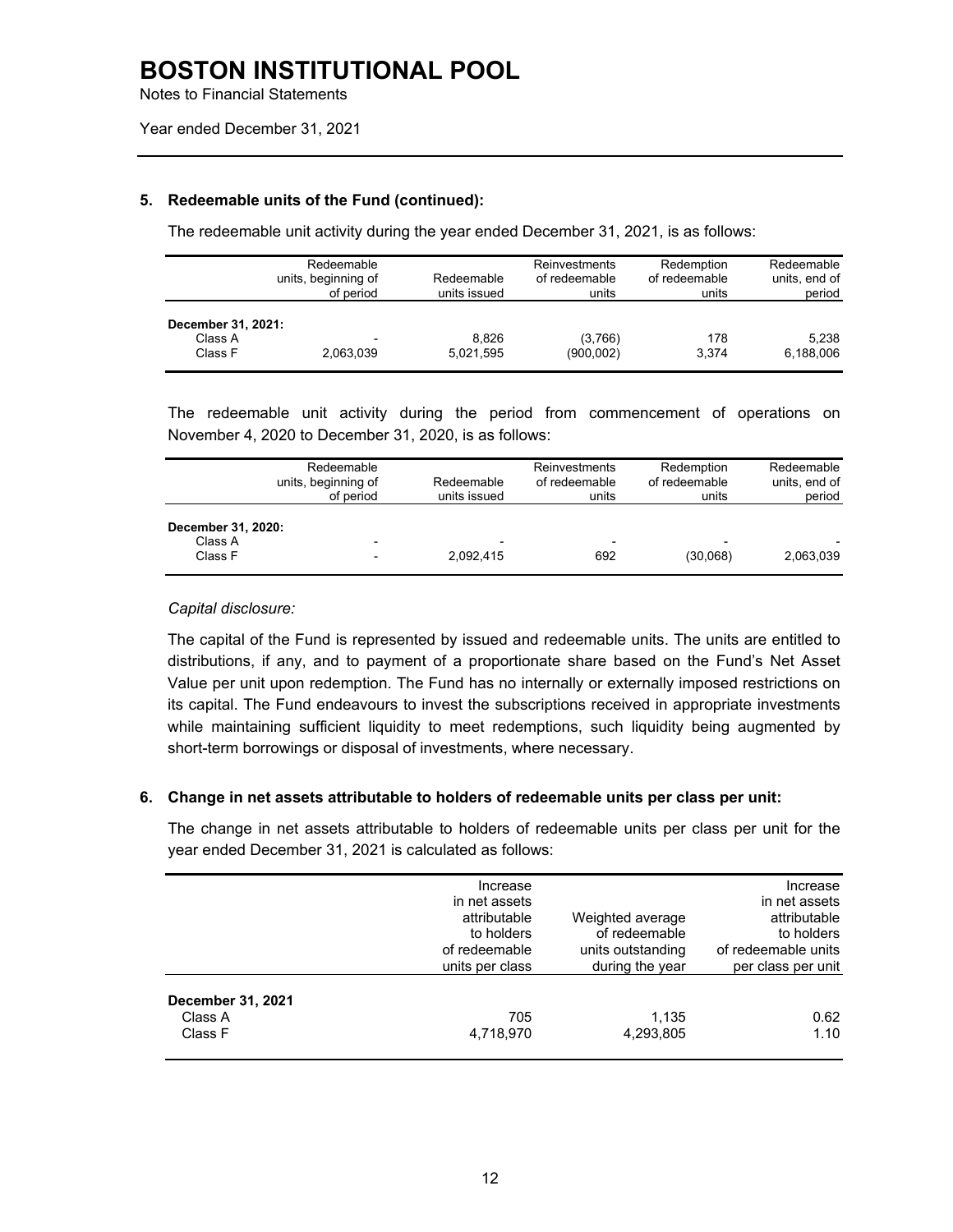# BOSTON INSTITUTIONAL POOL

Notes to Financial Statements

Year ended December 31, 2021

---

## 5. Redeemable units of the Fund (continued):

The redeemable unit activity during the year ended December 31, 2021, is as follows:

| | Redeemable units, beginning of period | Redeemable units issued | Reinvestments of redeemable units | Redemption of redeemable units | Redeemable units, end of period |
|---|---|---|---|---|---|
| **December 31, 2021:** | | | | | |
| Class A | - | 8,826 | (3,766) | 178 | 5,238 |
| Class F | 2,063,039 | 5,021,595 | (900,002) | 3,374 | 6,188,006 |

The redeemable unit activity during the period from commencement of operations on November 4, 2020 to December 31, 2020, is as follows:

| | Redeemable units, beginning of period | Redeemable units issued | Reinvestments of redeemable units | Redemption of redeemable units | Redeemable units, end of period |
|---|---|---|---|---|---|
| **December 31, 2020:** | | | | | |
| Class A | - | - | - | - | - |
| Class F | - | 2,092,415 | 692 | (30,068) | 2,063,039 |

*Capital disclosure:*

The capital of the Fund is represented by issued and redeemable units. The units are entitled to distributions, if any, and to payment of a proportionate share based on the Fund's Net Asset Value per unit upon redemption. The Fund has no internally or externally imposed restrictions on its capital. The Fund endeavours to invest the subscriptions received in appropriate investments while maintaining sufficient liquidity to meet redemptions, such liquidity being augmented by short-term borrowings or disposal of investments, where necessary.

## 6. Change in net assets attributable to holders of redeemable units per class per unit:

The change in net assets attributable to holders of redeemable units per class per unit for the year ended December 31, 2021 is calculated as follows:

| | Increase in net assets attributable to holders of redeemable units per class | Weighted average of redeemable units outstanding during the year | Increase in net assets attributable to holders of redeemable units per class per unit |
|---|---|---|---|
| **December 31, 2021** | | | |
| Class A | 705 | 1,135 | 0.62 |
| Class F | 4,718,970 | 4,293,805 | 1.10 |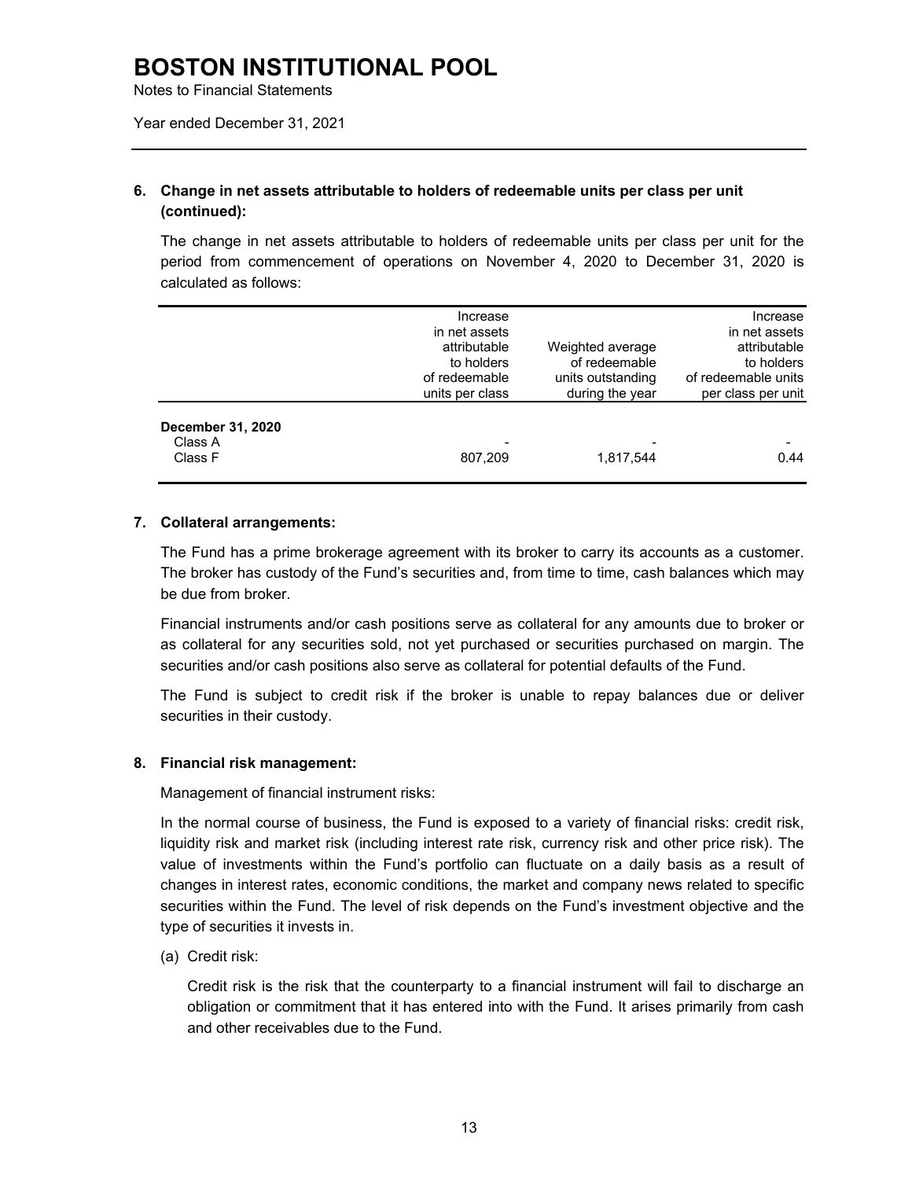# BOSTON INSTITUTIONAL POOL

Notes to Financial Statements

Year ended December 31, 2021

## 6. Change in net assets attributable to holders of redeemable units per class per unit (continued):

The change in net assets attributable to holders of redeemable units per class per unit for the period from commencement of operations on November 4, 2020 to December 31, 2020 is calculated as follows:

| | Increase in net assets attributable to holders of redeemable units per class | Weighted average of redeemable units outstanding during the year | Increase in net assets attributable to holders of redeemable units per class per unit |
|---|---|---|---|
| **December 31, 2020** | | | |
| Class A | - | - | - |
| Class F | 807,209 | 1,817,544 | 0.44 |

## 7. Collateral arrangements:

The Fund has a prime brokerage agreement with its broker to carry its accounts as a customer. The broker has custody of the Fund's securities and, from time to time, cash balances which may be due from broker.

Financial instruments and/or cash positions serve as collateral for any amounts due to broker or as collateral for any securities sold, not yet purchased or securities purchased on margin. The securities and/or cash positions also serve as collateral for potential defaults of the Fund.

The Fund is subject to credit risk if the broker is unable to repay balances due or deliver securities in their custody.

## 8. Financial risk management:

Management of financial instrument risks:

In the normal course of business, the Fund is exposed to a variety of financial risks: credit risk, liquidity risk and market risk (including interest rate risk, currency risk and other price risk). The value of investments within the Fund's portfolio can fluctuate on a daily basis as a result of changes in interest rates, economic conditions, the market and company news related to specific securities within the Fund. The level of risk depends on the Fund's investment objective and the type of securities it invests in.

(a) Credit risk:

Credit risk is the risk that the counterparty to a financial instrument will fail to discharge an obligation or commitment that it has entered into with the Fund. It arises primarily from cash and other receivables due to the Fund.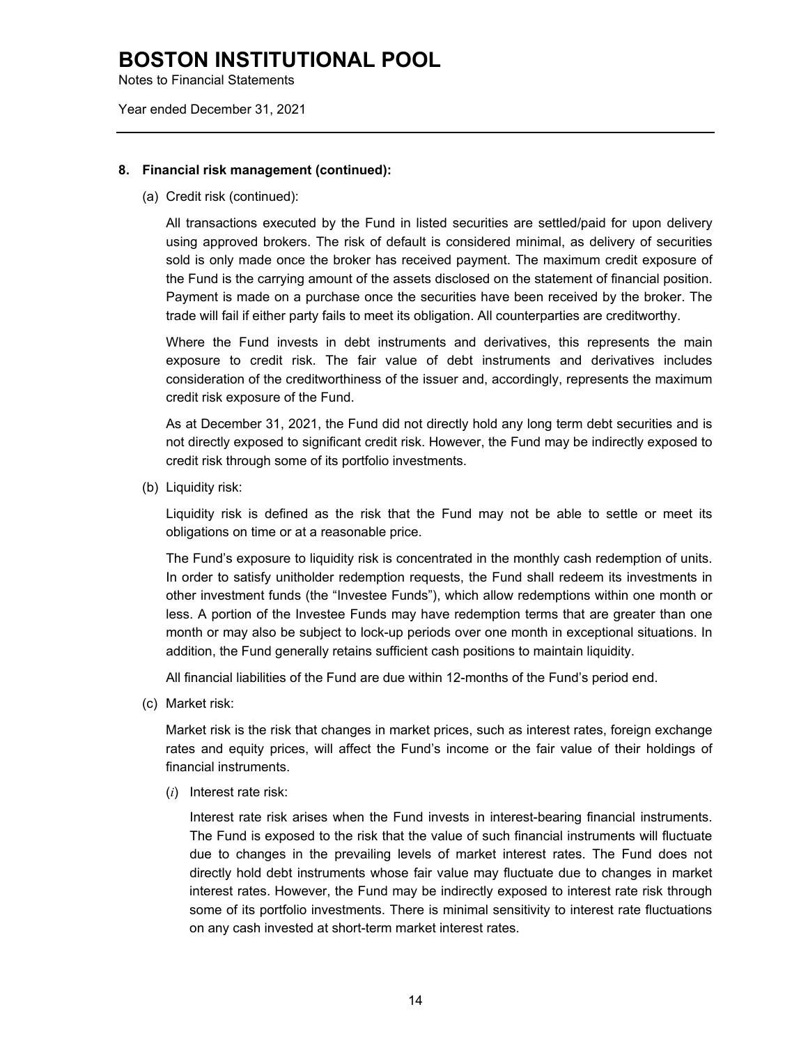**8. Financial risk management (continued):**

(a) Credit risk (continued):

All transactions executed by the Fund in listed securities are settled/paid for upon delivery using approved brokers. The risk of default is considered minimal, as delivery of securities sold is only made once the broker has received payment. The maximum credit exposure of the Fund is the carrying amount of the assets disclosed on the statement of financial position. Payment is made on a purchase once the securities have been received by the broker. The trade will fail if either party fails to meet its obligation. All counterparties are creditworthy.

Where the Fund invests in debt instruments and derivatives, this represents the main exposure to credit risk. The fair value of debt instruments and derivatives includes consideration of the creditworthiness of the issuer and, accordingly, represents the maximum credit risk exposure of the Fund.

As at December 31, 2021, the Fund did not directly hold any long term debt securities and is not directly exposed to significant credit risk. However, the Fund may be indirectly exposed to credit risk through some of its portfolio investments.

(b) Liquidity risk:

Liquidity risk is defined as the risk that the Fund may not be able to settle or meet its obligations on time or at a reasonable price.

The Fund's exposure to liquidity risk is concentrated in the monthly cash redemption of units. In order to satisfy unitholder redemption requests, the Fund shall redeem its investments in other investment funds (the "Investee Funds"), which allow redemptions within one month or less. A portion of the Investee Funds may have redemption terms that are greater than one month or may also be subject to lock-up periods over one month in exceptional situations. In addition, the Fund generally retains sufficient cash positions to maintain liquidity.

All financial liabilities of the Fund are due within 12-months of the Fund's period end.

(c) Market risk:

Market risk is the risk that changes in market prices, such as interest rates, foreign exchange rates and equity prices, will affect the Fund's income or the fair value of their holdings of financial instruments.

(*i*) Interest rate risk:

Interest rate risk arises when the Fund invests in interest-bearing financial instruments. The Fund is exposed to the risk that the value of such financial instruments will fluctuate due to changes in the prevailing levels of market interest rates. The Fund does not directly hold debt instruments whose fair value may fluctuate due to changes in market interest rates. However, the Fund may be indirectly exposed to interest rate risk through some of its portfolio investments. There is minimal sensitivity to interest rate fluctuations on any cash invested at short-term market interest rates.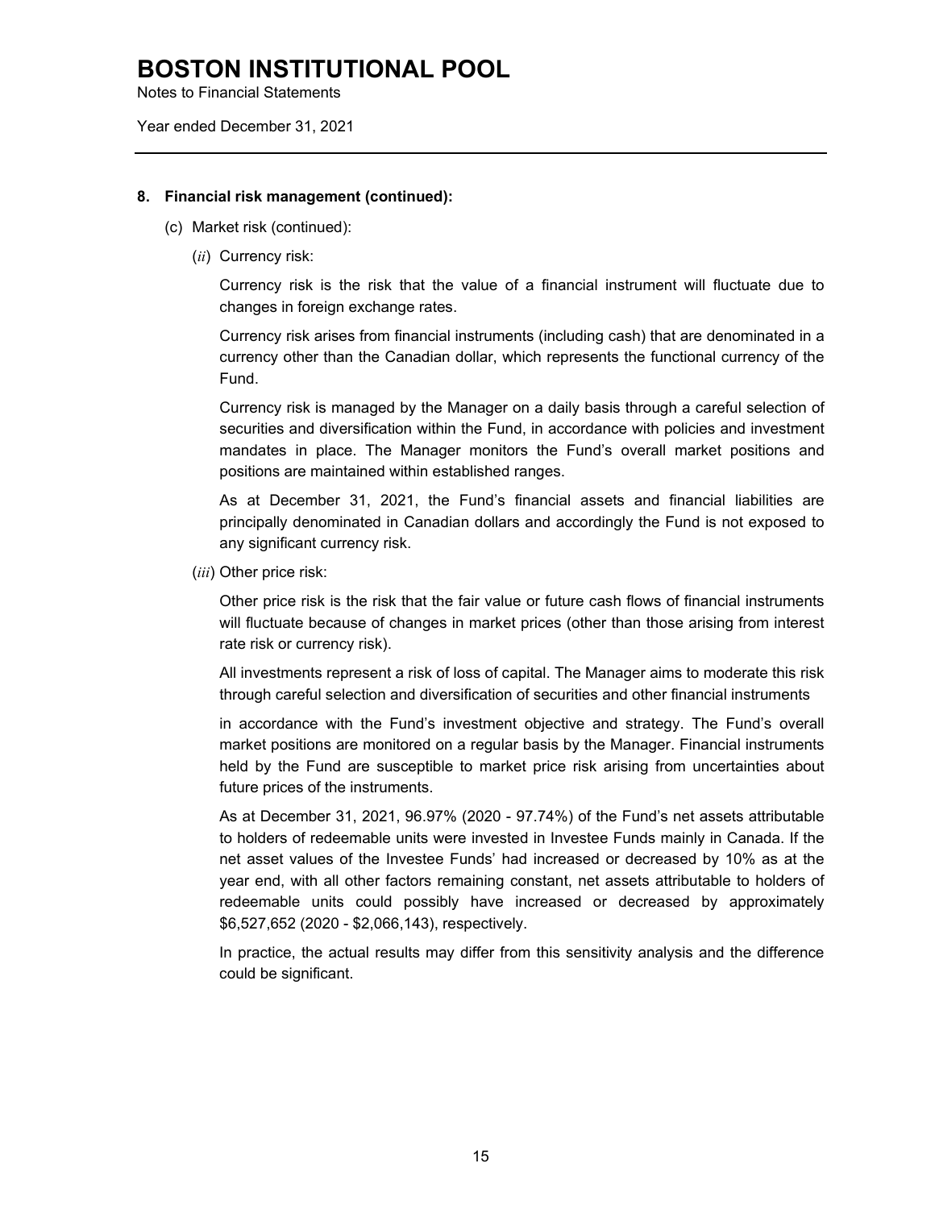## 8. Financial risk management (continued):

(c) Market risk (continued):

(*ii*) Currency risk:

Currency risk is the risk that the value of a financial instrument will fluctuate due to changes in foreign exchange rates.

Currency risk arises from financial instruments (including cash) that are denominated in a currency other than the Canadian dollar, which represents the functional currency of the Fund.

Currency risk is managed by the Manager on a daily basis through a careful selection of securities and diversification within the Fund, in accordance with policies and investment mandates in place. The Manager monitors the Fund's overall market positions and positions are maintained within established ranges.

As at December 31, 2021, the Fund's financial assets and financial liabilities are principally denominated in Canadian dollars and accordingly the Fund is not exposed to any significant currency risk.

(*iii*) Other price risk:

Other price risk is the risk that the fair value or future cash flows of financial instruments will fluctuate because of changes in market prices (other than those arising from interest rate risk or currency risk).

All investments represent a risk of loss of capital. The Manager aims to moderate this risk through careful selection and diversification of securities and other financial instruments

in accordance with the Fund's investment objective and strategy. The Fund's overall market positions are monitored on a regular basis by the Manager. Financial instruments held by the Fund are susceptible to market price risk arising from uncertainties about future prices of the instruments.

As at December 31, 2021, 96.97% (2020 - 97.74%) of the Fund's net assets attributable to holders of redeemable units were invested in Investee Funds mainly in Canada. If the net asset values of the Investee Funds' had increased or decreased by 10% as at the year end, with all other factors remaining constant, net assets attributable to holders of redeemable units could possibly have increased or decreased by approximately $6,527,652 (2020 - $2,066,143), respectively.

In practice, the actual results may differ from this sensitivity analysis and the difference could be significant.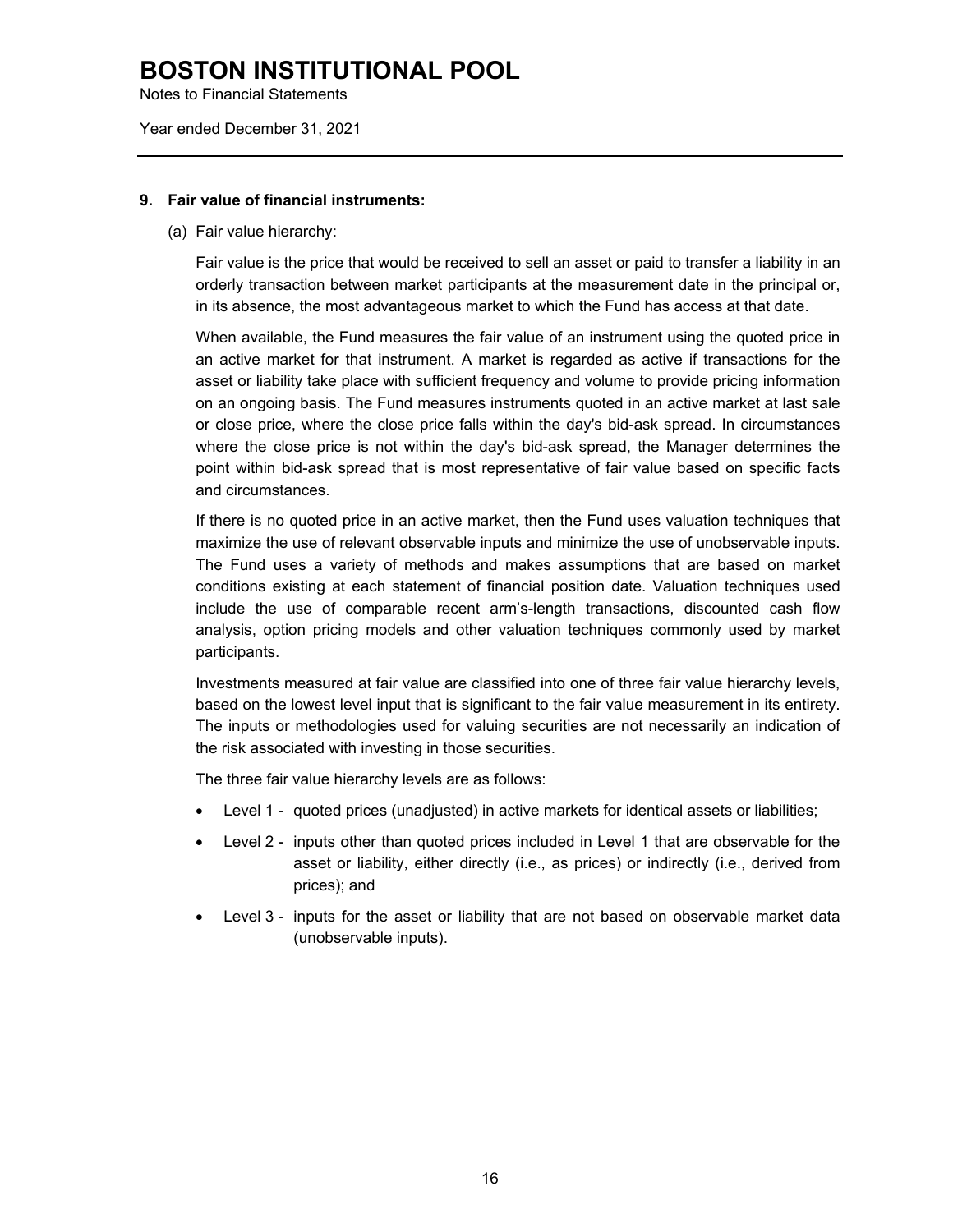### 9. Fair value of financial instruments:

(a) Fair value hierarchy:

Fair value is the price that would be received to sell an asset or paid to transfer a liability in an orderly transaction between market participants at the measurement date in the principal or, in its absence, the most advantageous market to which the Fund has access at that date.

When available, the Fund measures the fair value of an instrument using the quoted price in an active market for that instrument. A market is regarded as active if transactions for the asset or liability take place with sufficient frequency and volume to provide pricing information on an ongoing basis. The Fund measures instruments quoted in an active market at last sale or close price, where the close price falls within the day's bid-ask spread. In circumstances where the close price is not within the day's bid-ask spread, the Manager determines the point within bid-ask spread that is most representative of fair value based on specific facts and circumstances.

If there is no quoted price in an active market, then the Fund uses valuation techniques that maximize the use of relevant observable inputs and minimize the use of unobservable inputs. The Fund uses a variety of methods and makes assumptions that are based on market conditions existing at each statement of financial position date. Valuation techniques used include the use of comparable recent arm's-length transactions, discounted cash flow analysis, option pricing models and other valuation techniques commonly used by market participants.

Investments measured at fair value are classified into one of three fair value hierarchy levels, based on the lowest level input that is significant to the fair value measurement in its entirety. The inputs or methodologies used for valuing securities are not necessarily an indication of the risk associated with investing in those securities.

The three fair value hierarchy levels are as follows:

- Level 1 - quoted prices (unadjusted) in active markets for identical assets or liabilities;
- Level 2 - inputs other than quoted prices included in Level 1 that are observable for the asset or liability, either directly (i.e., as prices) or indirectly (i.e., derived from prices); and
- Level 3 - inputs for the asset or liability that are not based on observable market data (unobservable inputs).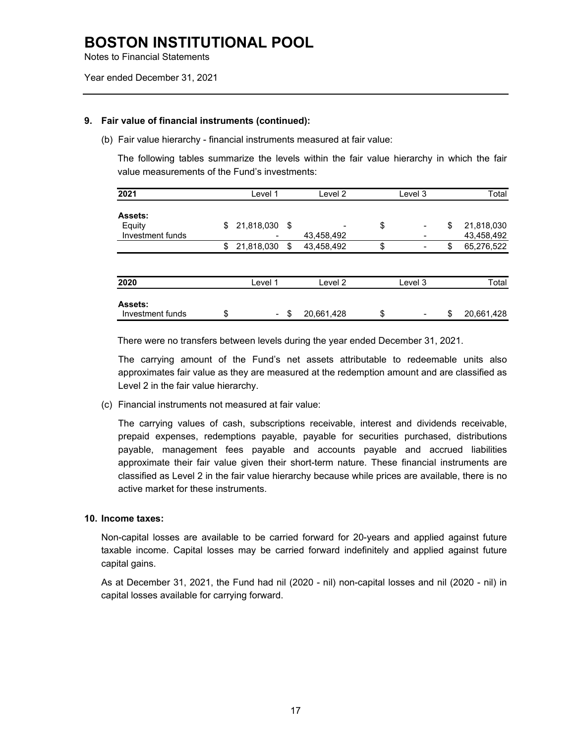# BOSTON INSTITUTIONAL POOL

Notes to Financial Statements

Year ended December 31, 2021

**9. Fair value of financial instruments (continued):**

(b) Fair value hierarchy - financial instruments measured at fair value:

The following tables summarize the levels within the fair value hierarchy in which the fair value measurements of the Fund's investments:

| 2021 | Level 1 | Level 2 | Level 3 | Total |
|---|---|---|---|---|
| **Assets:** | | | | |
| Equity | $ 21,818,030 | $ - | $ - | $ 21,818,030 |
| Investment funds | - | 43,458,492 | - | 43,458,492 |
| | $ 21,818,030 | $ 43,458,492 | $ - | $ 65,276,522 |

| 2020 | Level 1 | Level 2 | Level 3 | Total |
|---|---|---|---|---|
| **Assets:** | | | | |
| Investment funds | $ - | $ 20,661,428 | $ - | $ 20,661,428 |

There were no transfers between levels during the year ended December 31, 2021.

The carrying amount of the Fund's net assets attributable to redeemable units also approximates fair value as they are measured at the redemption amount and are classified as Level 2 in the fair value hierarchy.

(c) Financial instruments not measured at fair value:

The carrying values of cash, subscriptions receivable, interest and dividends receivable, prepaid expenses, redemptions payable, payable for securities purchased, distributions payable, management fees payable and accounts payable and accrued liabilities approximate their fair value given their short-term nature. These financial instruments are classified as Level 2 in the fair value hierarchy because while prices are available, there is no active market for these instruments.

**10. Income taxes:**

Non-capital losses are available to be carried forward for 20-years and applied against future taxable income. Capital losses may be carried forward indefinitely and applied against future capital gains.

As at December 31, 2021, the Fund had nil (2020 - nil) non-capital losses and nil (2020 - nil) in capital losses available for carrying forward.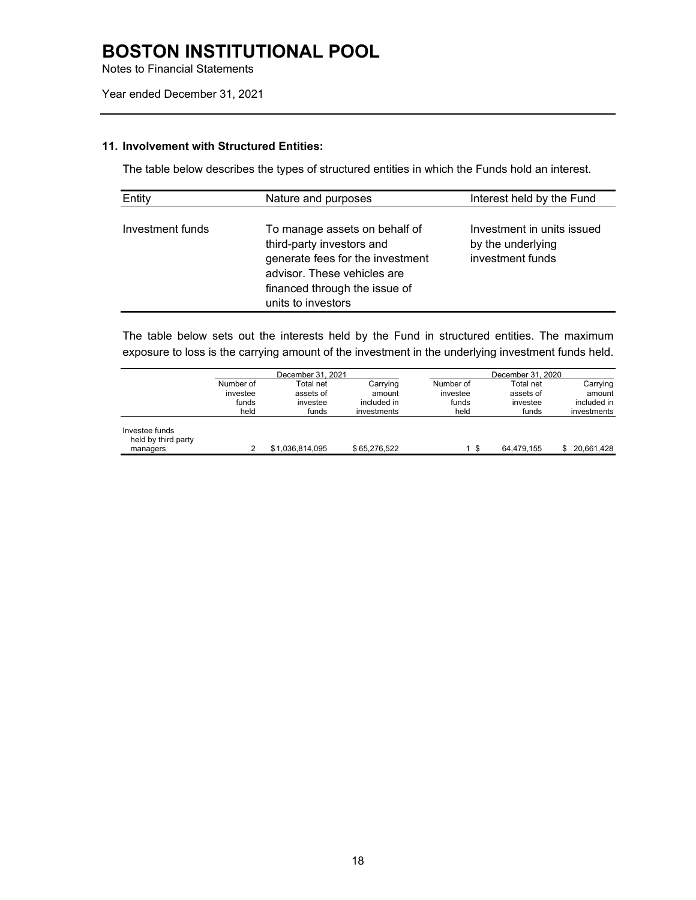# BOSTON INSTITUTIONAL POOL

Notes to Financial Statements

Year ended December 31, 2021

## 11. Involvement with Structured Entities:

The table below describes the types of structured entities in which the Funds hold an interest.

| Entity | Nature and purposes | Interest held by the Fund |
|---|---|---|
| Investment funds | To manage assets on behalf of third-party investors and generate fees for the investment advisor. These vehicles are financed through the issue of units to investors | Investment in units issued by the underlying investment funds |

The table below sets out the interests held by the Fund in structured entities. The maximum exposure to loss is the carrying amount of the investment in the underlying investment funds held.

| | December 31, 2021 | | | December 31, 2020 | | |
|---|---|---|---|---|---|---|
| | Number of investee funds held | Total net assets of investee funds | Carrying amount included in investments | Number of investee funds held | Total net assets of investee funds | Carrying amount included in investments |
| Investee funds held by third party managers | 2 | $ 1,036,814,095 | $ 65,276,522 | 1 | $ 64,479,155 | $ 20,661,428 |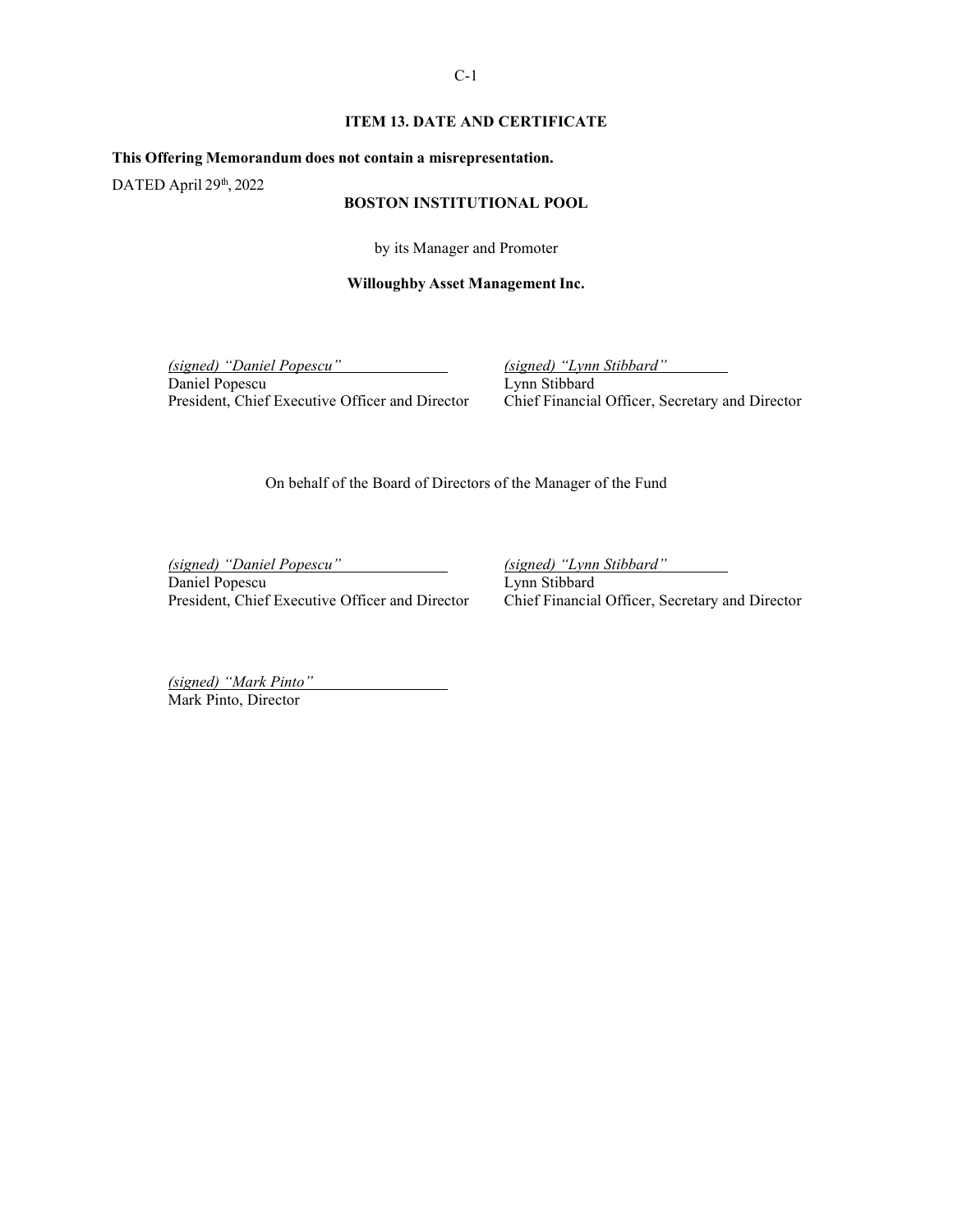## ITEM 13. DATE AND CERTIFICATE

**This Offering Memorandum does not contain a misrepresentation.**

DATED April 29th, 2022

**BOSTON INSTITUTIONAL POOL**

by its Manager and Promoter

**Willoughby Asset Management Inc.**

*(signed) "Daniel Popescu"*
Daniel Popescu
President, Chief Executive Officer and Director

*(signed) "Lynn Stibbard"*
Lynn Stibbard
Chief Financial Officer, Secretary and Director

On behalf of the Board of Directors of the Manager of the Fund

*(signed) "Daniel Popescu"*
Daniel Popescu
President, Chief Executive Officer and Director

*(signed) "Lynn Stibbard"*
Lynn Stibbard
Chief Financial Officer, Secretary and Director

*(signed) "Mark Pinto"*
Mark Pinto, Director